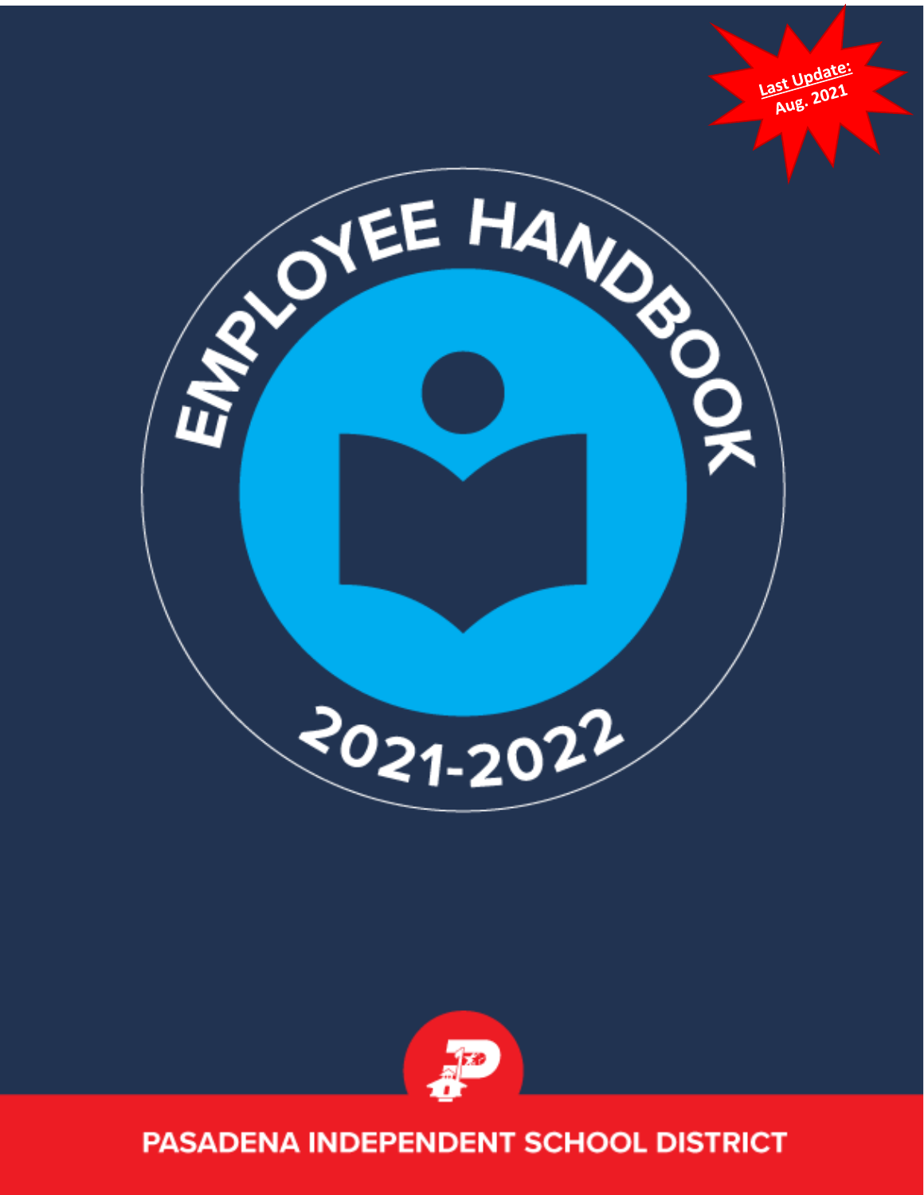Last Update: Aug. 2021

# EMPLOYEE HANDBOOK

## 2021-2022

PASADENA INDEPENDENT SCHOOL DISTRICT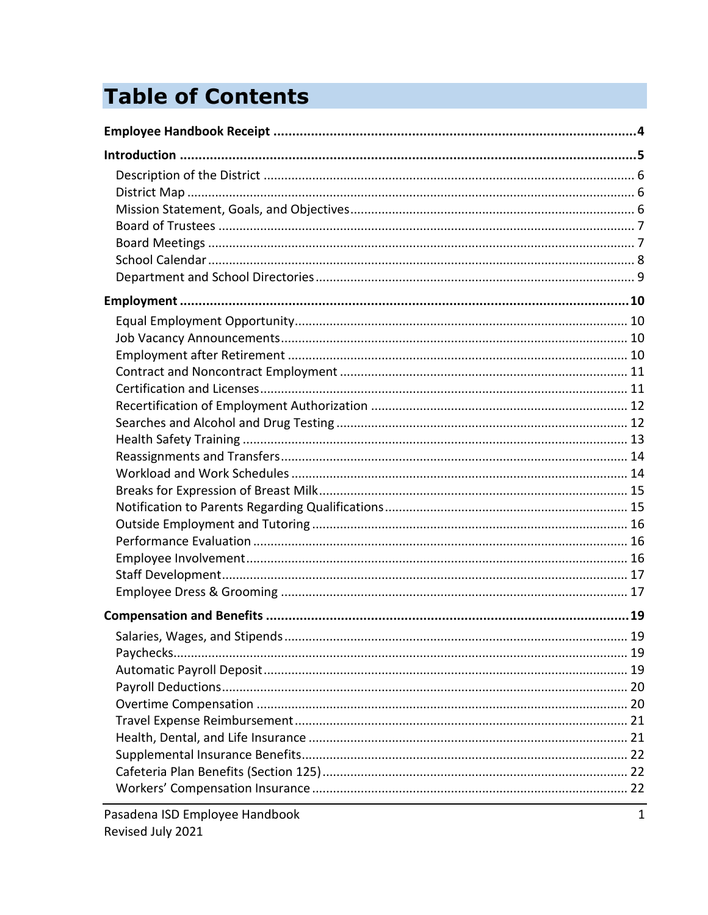# Table of Contents

**Employee Handbook Receipt .................................................................................................4**

**Introduction ...........................................................................................................................5**

Description of the District .......................................................................................................... 6
District Map ............................................................................................................................... 6
Mission Statement, Goals, and Objectives................................................................................. 6
Board of Trustees ...................................................................................................................... 7
Board Meetings ......................................................................................................................... 7
School Calendar......................................................................................................................... 8
Department and School Directories........................................................................................... 9

**Employment .........................................................................................................................10**

Equal Employment Opportunity............................................................................................... 10
Job Vacancy Announcements................................................................................................... 10
Employment after Retirement ................................................................................................. 10
Contract and Noncontract Employment .................................................................................. 11
Certification and Licenses......................................................................................................... 11
Recertification of Employment Authorization ......................................................................... 12
Searches and Alcohol and Drug Testing ................................................................................... 12
Health Safety Training .............................................................................................................. 13
Reassignments and Transfers................................................................................................... 14
Workload and Work Schedules ................................................................................................ 14
Breaks for Expression of Breast Milk........................................................................................ 15
Notification to Parents Regarding Qualifications..................................................................... 15
Outside Employment and Tutoring .......................................................................................... 16
Performance Evaluation ........................................................................................................... 16
Employee Involvement............................................................................................................. 16
Staff Development.................................................................................................................... 17
Employee Dress & Grooming ................................................................................................... 17

**Compensation and Benefits .................................................................................................19**

Salaries, Wages, and Stipends.................................................................................................. 19
Paychecks.................................................................................................................................. 19
Automatic Payroll Deposit........................................................................................................ 19
Payroll Deductions.................................................................................................................... 20
Overtime Compensation .......................................................................................................... 20
Travel Expense Reimbursement............................................................................................... 21
Health, Dental, and Life Insurance ........................................................................................... 21
Supplemental Insurance Benefits............................................................................................. 22
Cafeteria Plan Benefits (Section 125)....................................................................................... 22
Workers' Compensation Insurance .......................................................................................... 22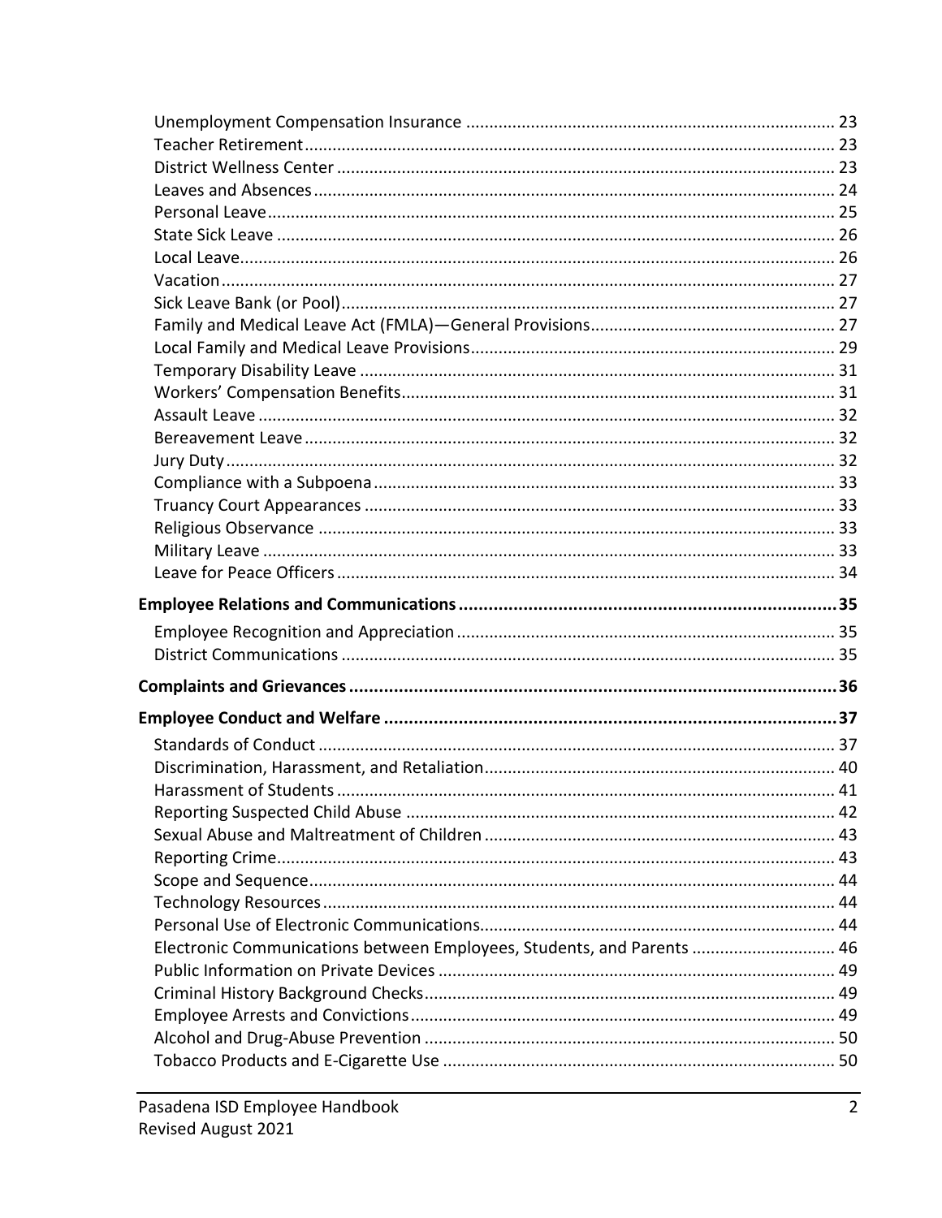Unemployment Compensation Insurance .............................................................................. 23
Teacher Retirement................................................................................................................ 23
District Wellness Center .......................................................................................................... 23
Leaves and Absences............................................................................................................... 24
Personal Leave......................................................................................................................... 25
State Sick Leave ....................................................................................................................... 26
Local Leave............................................................................................................................... 26
Vacation................................................................................................................................... 27
Sick Leave Bank (or Pool).......................................................................................................... 27
Family and Medical Leave Act (FMLA)—General Provisions..................................................... 27
Local Family and Medical Leave Provisions.............................................................................. 29
Temporary Disability Leave ...................................................................................................... 31
Workers' Compensation Benefits............................................................................................. 31
Assault Leave ........................................................................................................................... 32
Bereavement Leave.................................................................................................................. 32
Jury Duty.................................................................................................................................. 32
Compliance with a Subpoena................................................................................................... 33
Truancy Court Appearances ..................................................................................................... 33
Religious Observance ............................................................................................................... 33
Military Leave .......................................................................................................................... 33
Leave for Peace Officers........................................................................................................... 34

**Employee Relations and Communications............................................................................35**

Employee Recognition and Appreciation................................................................................. 35
District Communications .......................................................................................................... 35

**Complaints and Grievances...................................................................................................36**

**Employee Conduct and Welfare ............................................................................................37**

Standards of Conduct ............................................................................................................... 37
Discrimination, Harassment, and Retaliation........................................................................... 40
Harassment of Students ........................................................................................................... 41
Reporting Suspected Child Abuse ............................................................................................ 42
Sexual Abuse and Maltreatment of Children ........................................................................... 43
Reporting Crime........................................................................................................................ 43
Scope and Sequence................................................................................................................. 44
Technology Resources.............................................................................................................. 44
Personal Use of Electronic Communications............................................................................ 44
Electronic Communications between Employees, Students, and Parents ............................... 46
Public Information on Private Devices ..................................................................................... 49
Criminal History Background Checks........................................................................................ 49
Employee Arrests and Convictions........................................................................................... 49
Alcohol and Drug-Abuse Prevention ........................................................................................ 50
Tobacco Products and E-Cigarette Use .................................................................................... 50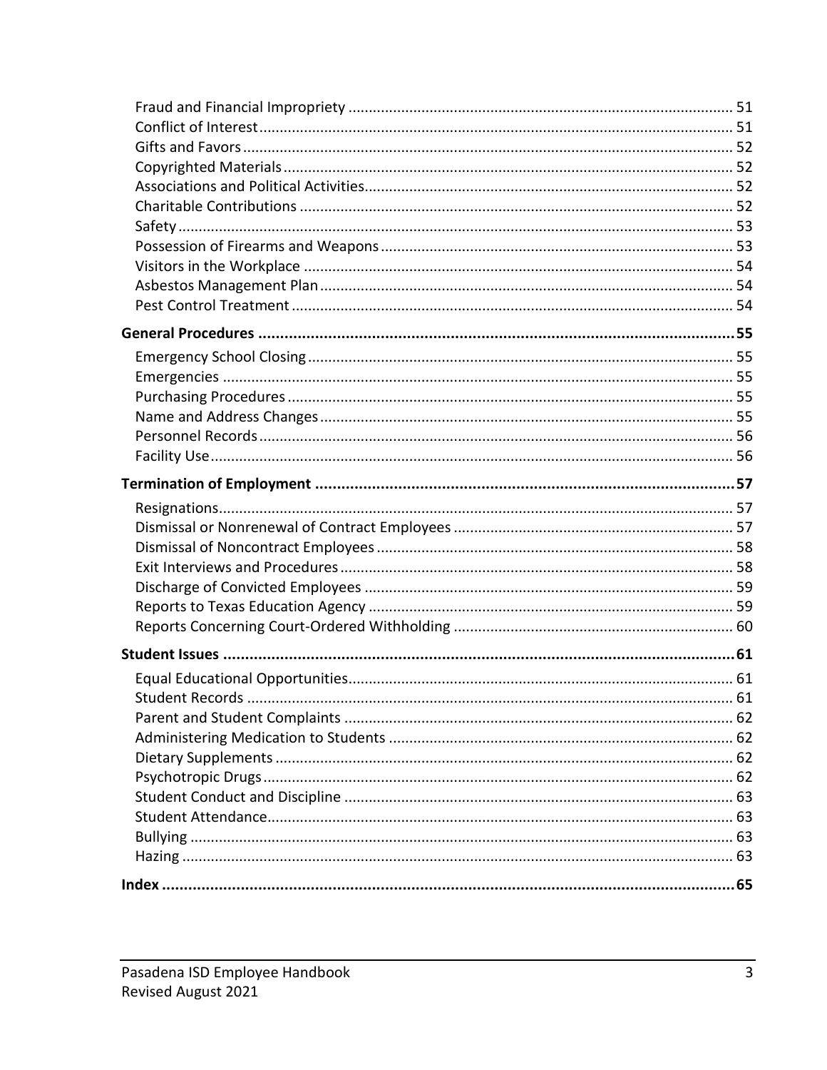Fraud and Financial Impropriety ........................................................................................... 51
Conflict of Interest.................................................................................................................. 51
Gifts and Favors...................................................................................................................... 52
Copyrighted Materials............................................................................................................ 52
Associations and Political Activities........................................................................................ 52
Charitable Contributions ........................................................................................................ 52
Safety...................................................................................................................................... 53
Possession of Firearms and Weapons..................................................................................... 53
Visitors in the Workplace ....................................................................................................... 54
Asbestos Management Plan.................................................................................................... 54
Pest Control Treatment .......................................................................................................... 54

**General Procedures ............................................................................................................. 55**

Emergency School Closing...................................................................................................... 55
Emergencies ........................................................................................................................... 55
Purchasing Procedures ........................................................................................................... 55
Name and Address Changes................................................................................................... 55
Personnel Records.................................................................................................................. 56
Facility Use.............................................................................................................................. 56

**Termination of Employment ............................................................................................... 57**

Resignations........................................................................................................................... 57
Dismissal or Nonrenewal of Contract Employees .................................................................. 57
Dismissal of Noncontract Employees..................................................................................... 58
Exit Interviews and Procedures.............................................................................................. 58
Discharge of Convicted Employees ........................................................................................ 59
Reports to Texas Education Agency ....................................................................................... 59
Reports Concerning Court-Ordered Withholding ................................................................... 60

**Student Issues ..................................................................................................................... 61**

Equal Educational Opportunities............................................................................................ 61
Student Records ..................................................................................................................... 61
Parent and Student Complaints ............................................................................................. 62
Administering Medication to Students .................................................................................. 62
Dietary Supplements .............................................................................................................. 62
Psychotropic Drugs................................................................................................................. 62
Student Conduct and Discipline ............................................................................................. 63
Student Attendance................................................................................................................ 63
Bullying .................................................................................................................................. 63
Hazing .................................................................................................................................... 63

**Index .................................................................................................................................... 65**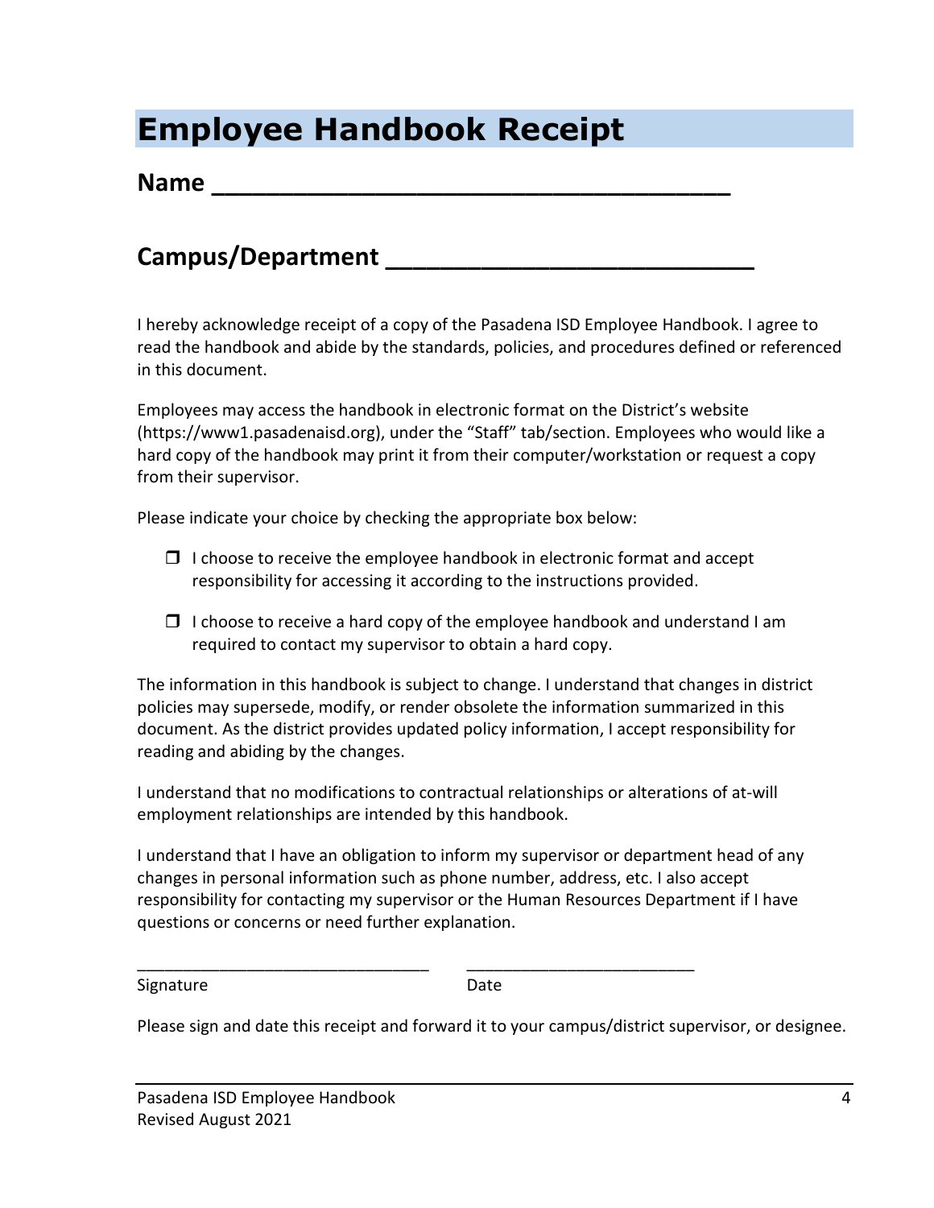# Employee Handbook Receipt

**Name \_\_\_\_\_\_\_\_\_\_\_\_\_\_\_\_\_\_\_\_\_\_\_\_\_\_\_\_\_\_\_\_\_\_\_\_\_\_\_\_**

**Campus/Department \_\_\_\_\_\_\_\_\_\_\_\_\_\_\_\_\_\_\_\_\_\_\_\_\_\_\_\_\_\_**

I hereby acknowledge receipt of a copy of the Pasadena ISD Employee Handbook. I agree to read the handbook and abide by the standards, policies, and procedures defined or referenced in this document.

Employees may access the handbook in electronic format on the District's website (https://www1.pasadenaisd.org), under the "Staff" tab/section. Employees who would like a hard copy of the handbook may print it from their computer/workstation or request a copy from their supervisor.

Please indicate your choice by checking the appropriate box below:

- ☐ I choose to receive the employee handbook in electronic format and accept responsibility for accessing it according to the instructions provided.
- ☐ I choose to receive a hard copy of the employee handbook and understand I am required to contact my supervisor to obtain a hard copy.

The information in this handbook is subject to change. I understand that changes in district policies may supersede, modify, or render obsolete the information summarized in this document. As the district provides updated policy information, I accept responsibility for reading and abiding by the changes.

I understand that no modifications to contractual relationships or alterations of at-will employment relationships are intended by this handbook.

I understand that I have an obligation to inform my supervisor or department head of any changes in personal information such as phone number, address, etc. I also accept responsibility for contacting my supervisor or the Human Resources Department if I have questions or concerns or need further explanation.

\_\_\_\_\_\_\_\_\_\_\_\_\_\_\_\_\_\_\_\_\_\_\_\_\_\_\_\_\_\_\_\_ \_\_\_\_\_\_\_\_\_\_\_\_\_\_\_\_\_\_\_\_\_\_\_\_\_\_\_\_

Signature Date

Please sign and date this receipt and forward it to your campus/district supervisor, or designee.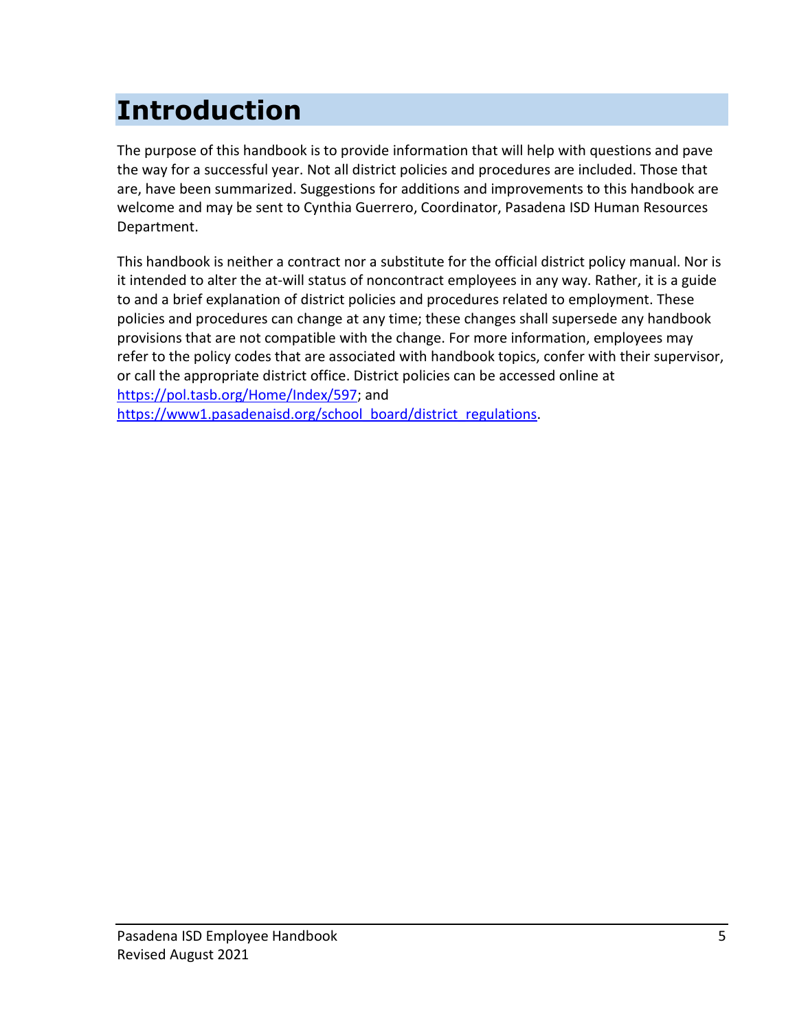# Introduction

The purpose of this handbook is to provide information that will help with questions and pave the way for a successful year. Not all district policies and procedures are included. Those that are, have been summarized. Suggestions for additions and improvements to this handbook are welcome and may be sent to Cynthia Guerrero, Coordinator, Pasadena ISD Human Resources Department.

This handbook is neither a contract nor a substitute for the official district policy manual. Nor is it intended to alter the at-will status of noncontract employees in any way. Rather, it is a guide to and a brief explanation of district policies and procedures related to employment. These policies and procedures can change at any time; these changes shall supersede any handbook provisions that are not compatible with the change. For more information, employees may refer to the policy codes that are associated with handbook topics, confer with their supervisor, or call the appropriate district office. District policies can be accessed online at [https://pol.tasb.org/Home/Index/597](https://pol.tasb.org/Home/Index/597); and [https://www1.pasadenaisd.org/school_board/district_regulations](https://www1.pasadenaisd.org/school_board/district_regulations).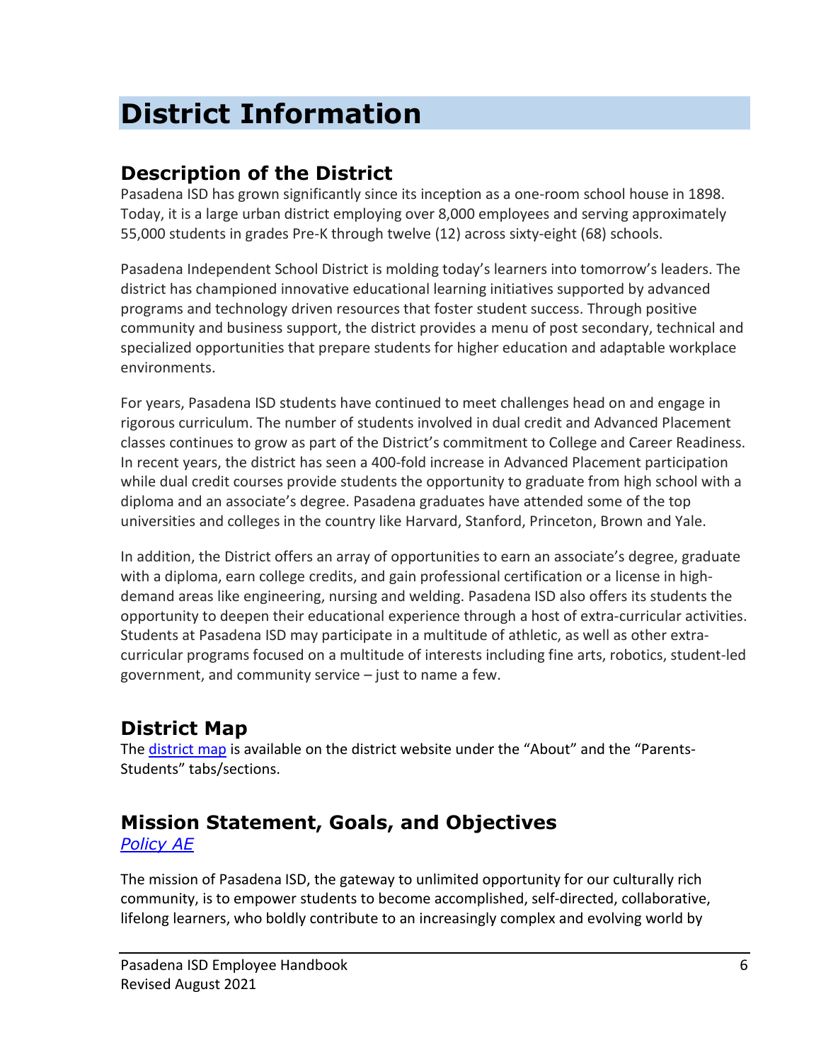# District Information

## Description of the District

Pasadena ISD has grown significantly since its inception as a one-room school house in 1898. Today, it is a large urban district employing over 8,000 employees and serving approximately 55,000 students in grades Pre-K through twelve (12) across sixty-eight (68) schools.

Pasadena Independent School District is molding today's learners into tomorrow's leaders. The district has championed innovative educational learning initiatives supported by advanced programs and technology driven resources that foster student success. Through positive community and business support, the district provides a menu of post secondary, technical and specialized opportunities that prepare students for higher education and adaptable workplace environments.

For years, Pasadena ISD students have continued to meet challenges head on and engage in rigorous curriculum. The number of students involved in dual credit and Advanced Placement classes continues to grow as part of the District's commitment to College and Career Readiness. In recent years, the district has seen a 400-fold increase in Advanced Placement participation while dual credit courses provide students the opportunity to graduate from high school with a diploma and an associate's degree. Pasadena graduates have attended some of the top universities and colleges in the country like Harvard, Stanford, Princeton, Brown and Yale.

In addition, the District offers an array of opportunities to earn an associate's degree, graduate with a diploma, earn college credits, and gain professional certification or a license in high-demand areas like engineering, nursing and welding. Pasadena ISD also offers its students the opportunity to deepen their educational experience through a host of extra-curricular activities. Students at Pasadena ISD may participate in a multitude of athletic, as well as other extra-curricular programs focused on a multitude of interests including fine arts, robotics, student-led government, and community service – just to name a few.

## District Map

The district map is available on the district website under the "About" and the "Parents-Students" tabs/sections.

## Mission Statement, Goals, and Objectives

*Policy AE*

The mission of Pasadena ISD, the gateway to unlimited opportunity for our culturally rich community, is to empower students to become accomplished, self-directed, collaborative, lifelong learners, who boldly contribute to an increasingly complex and evolving world by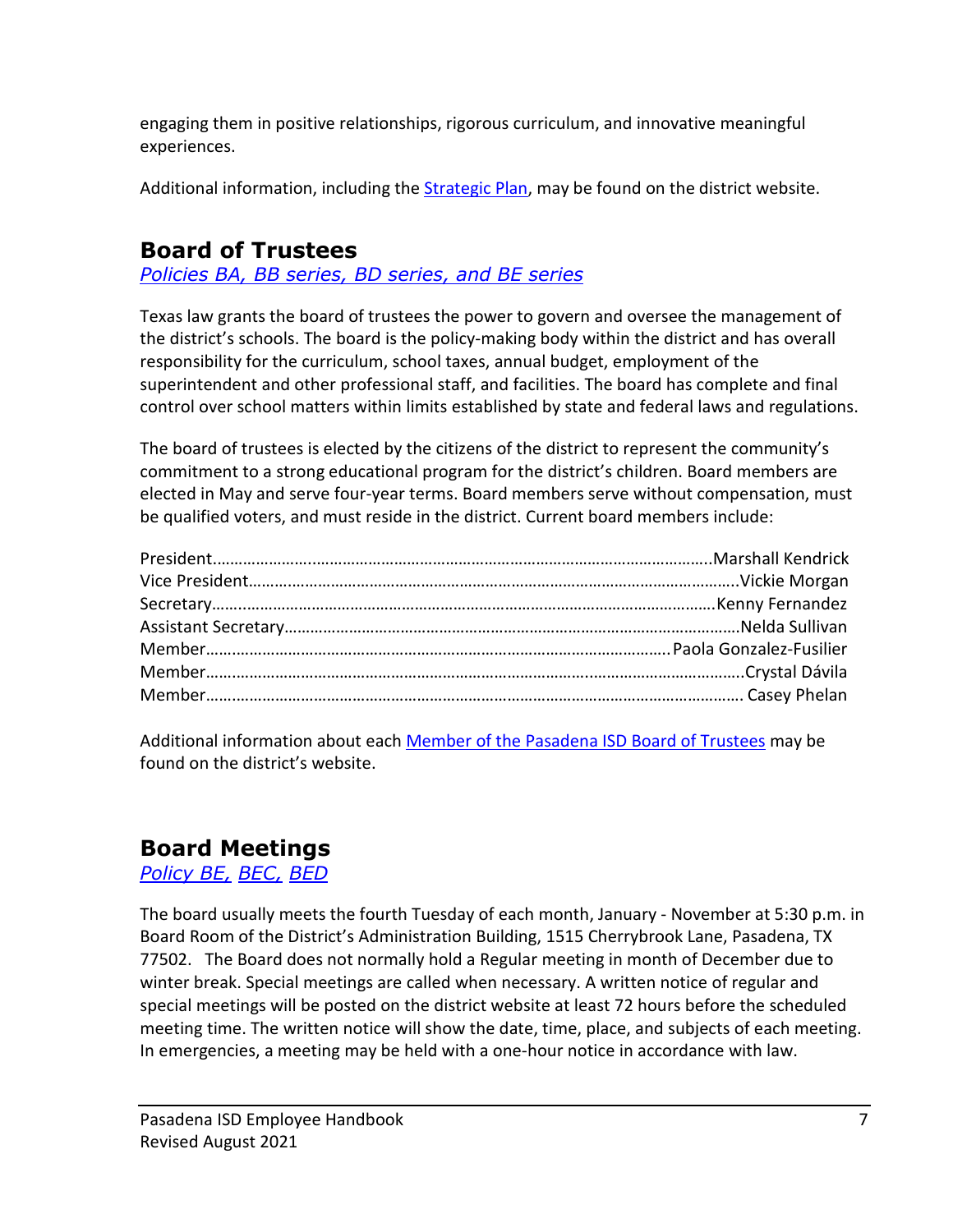engaging them in positive relationships, rigorous curriculum, and innovative meaningful experiences.

Additional information, including the Strategic Plan, may be found on the district website.

## Board of Trustees

*Policies BA, BB series, BD series, and BE series*

Texas law grants the board of trustees the power to govern and oversee the management of the district's schools. The board is the policy-making body within the district and has overall responsibility for the curriculum, school taxes, annual budget, employment of the superintendent and other professional staff, and facilities. The board has complete and final control over school matters within limits established by state and federal laws and regulations.

The board of trustees is elected by the citizens of the district to represent the community's commitment to a strong educational program for the district's children. Board members are elected in May and serve four-year terms. Board members serve without compensation, must be qualified voters, and must reside in the district. Current board members include:

President……………………………………………………………………………………………………..Marshall Kendrick
Vice President……………………………………………………………………………………………………..Vickie Morgan
Secretary……………………………………………………………………………………………………….Kenny Fernandez
Assistant Secretary……………………………………………………………………………………………Nelda Sullivan
Member……………………………………………………………………………………………….Paola Gonzalez-Fusilier
Member……………………………………………………………………………………………………………..Crystal Dávila
Member…………………………………………………………………………………………………………….. Casey Phelan

Additional information about each Member of the Pasadena ISD Board of Trustees may be found on the district's website.

## Board Meetings

*Policy BE, BEC, BED*

The board usually meets the fourth Tuesday of each month, January - November at 5:30 p.m. in Board Room of the District's Administration Building, 1515 Cherrybrook Lane, Pasadena, TX 77502. The Board does not normally hold a Regular meeting in month of December due to winter break. Special meetings are called when necessary. A written notice of regular and special meetings will be posted on the district website at least 72 hours before the scheduled meeting time. The written notice will show the date, time, place, and subjects of each meeting. In emergencies, a meeting may be held with a one-hour notice in accordance with law.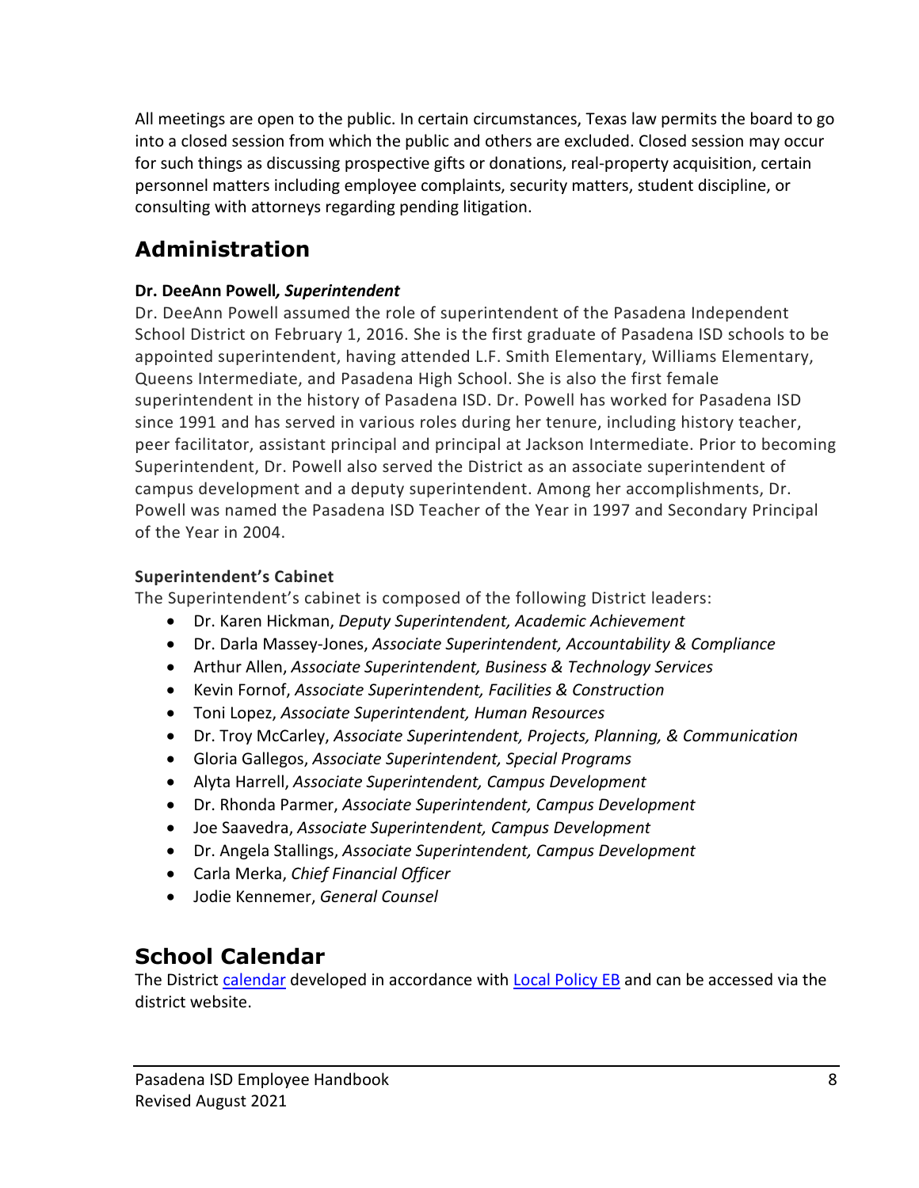All meetings are open to the public. In certain circumstances, Texas law permits the board to go into a closed session from which the public and others are excluded. Closed session may occur for such things as discussing prospective gifts or donations, real-property acquisition, certain personnel matters including employee complaints, security matters, student discipline, or consulting with attorneys regarding pending litigation.

## Administration

**Dr. DeeAnn Powell*, Superintendent***

Dr. DeeAnn Powell assumed the role of superintendent of the Pasadena Independent School District on February 1, 2016. She is the first graduate of Pasadena ISD schools to be appointed superintendent, having attended L.F. Smith Elementary, Williams Elementary, Queens Intermediate, and Pasadena High School. She is also the first female superintendent in the history of Pasadena ISD. Dr. Powell has worked for Pasadena ISD since 1991 and has served in various roles during her tenure, including history teacher, peer facilitator, assistant principal and principal at Jackson Intermediate. Prior to becoming Superintendent, Dr. Powell also served the District as an associate superintendent of campus development and a deputy superintendent. Among her accomplishments, Dr. Powell was named the Pasadena ISD Teacher of the Year in 1997 and Secondary Principal of the Year in 2004.

**Superintendent's Cabinet**

The Superintendent's cabinet is composed of the following District leaders:

- Dr. Karen Hickman, *Deputy Superintendent, Academic Achievement*
- Dr. Darla Massey-Jones, *Associate Superintendent, Accountability & Compliance*
- Arthur Allen, *Associate Superintendent, Business & Technology Services*
- Kevin Fornof, *Associate Superintendent, Facilities & Construction*
- Toni Lopez, *Associate Superintendent, Human Resources*
- Dr. Troy McCarley, *Associate Superintendent, Projects, Planning, & Communication*
- Gloria Gallegos, *Associate Superintendent, Special Programs*
- Alyta Harrell, *Associate Superintendent, Campus Development*
- Dr. Rhonda Parmer, *Associate Superintendent, Campus Development*
- Joe Saavedra, *Associate Superintendent, Campus Development*
- Dr. Angela Stallings, *Associate Superintendent, Campus Development*
- Carla Merka, *Chief Financial Officer*
- Jodie Kennemer, *General Counsel*

## School Calendar

The District calendar developed in accordance with Local Policy EB and can be accessed via the district website.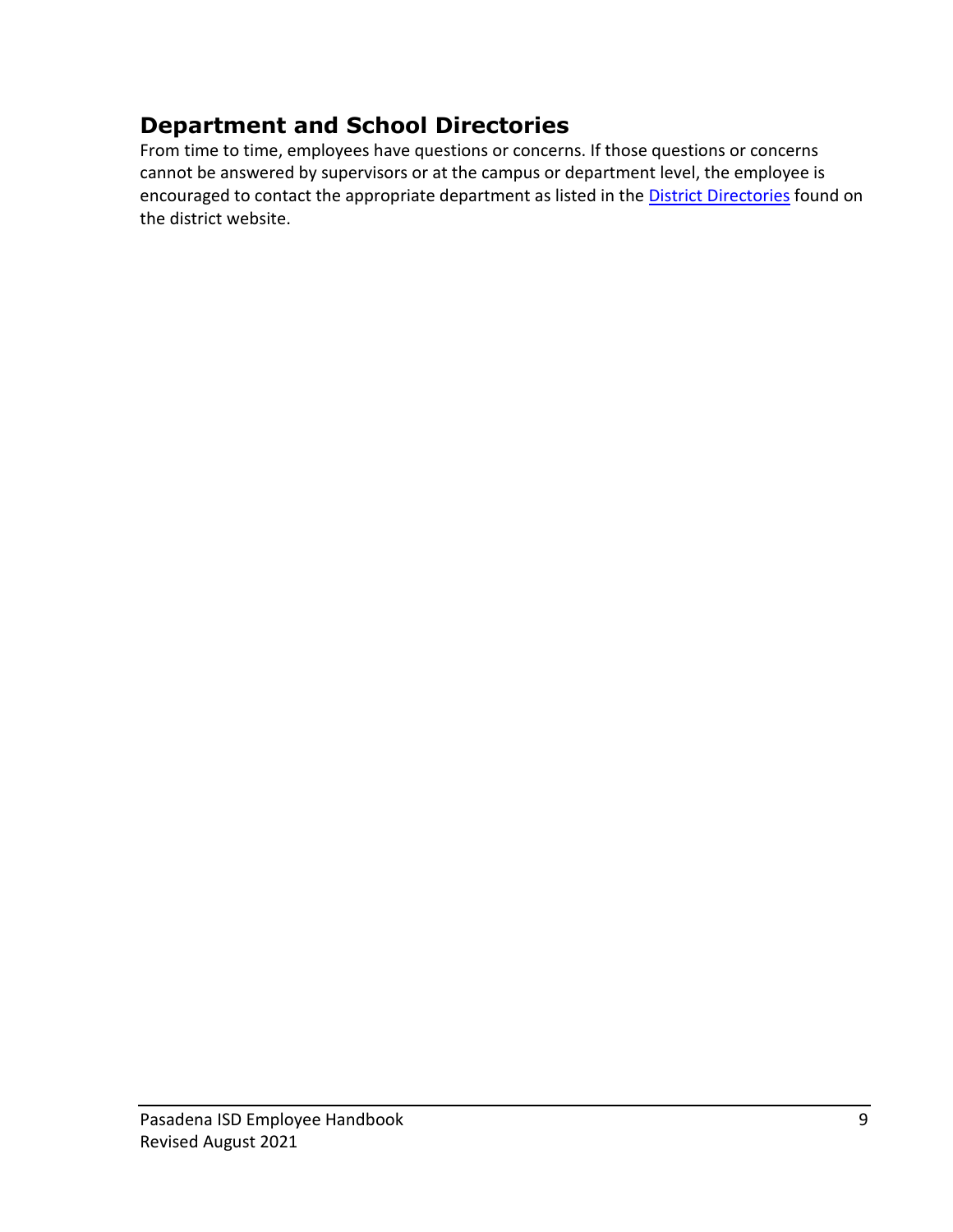## Department and School Directories

From time to time, employees have questions or concerns. If those questions or concerns cannot be answered by supervisors or at the campus or department level, the employee is encouraged to contact the appropriate department as listed in the District Directories found on the district website.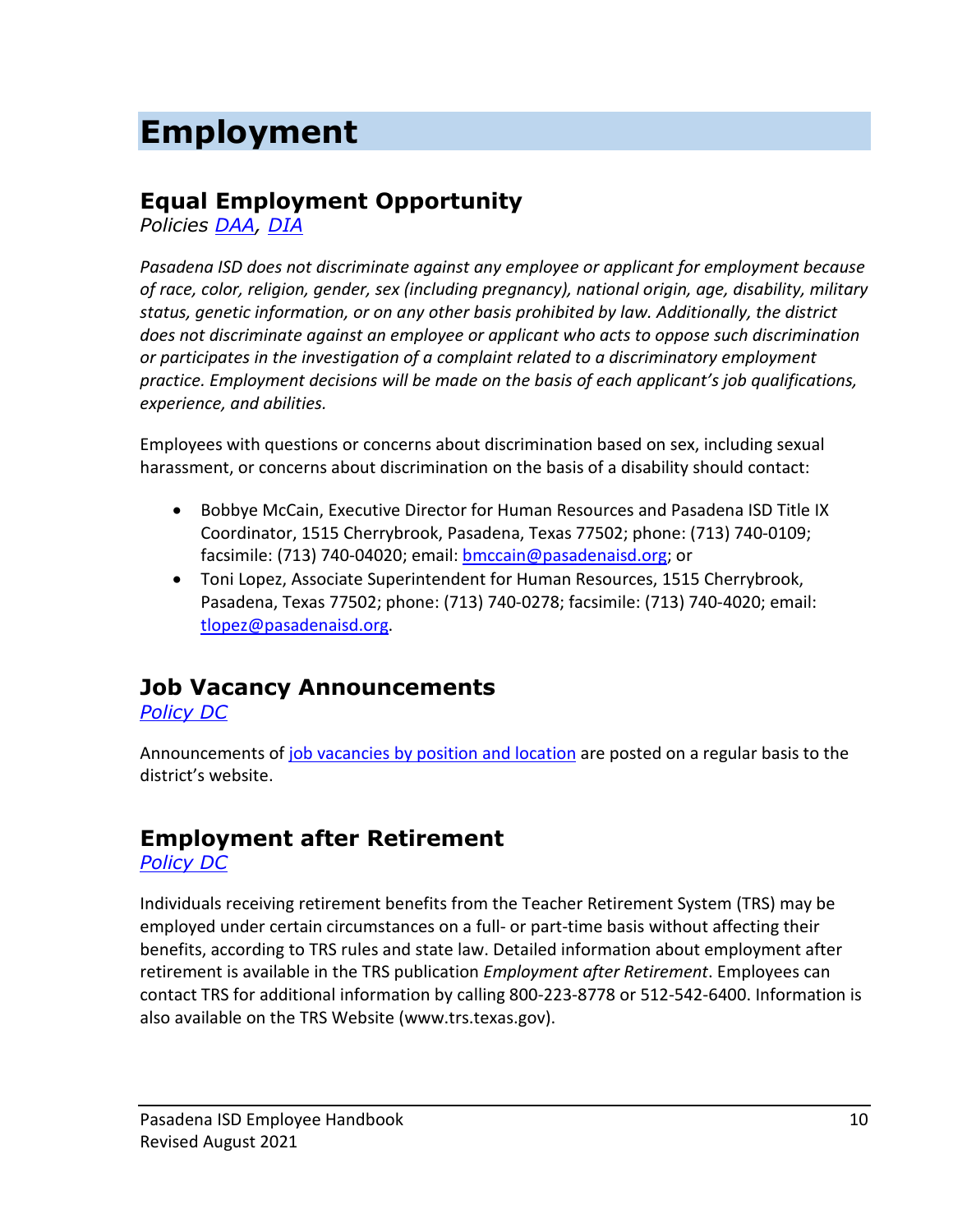# Employment

## Equal Employment Opportunity

*Policies DAA, DIA*

*Pasadena ISD does not discriminate against any employee or applicant for employment because of race, color, religion, gender, sex (including pregnancy), national origin, age, disability, military status, genetic information, or on any other basis prohibited by law. Additionally, the district does not discriminate against an employee or applicant who acts to oppose such discrimination or participates in the investigation of a complaint related to a discriminatory employment practice. Employment decisions will be made on the basis of each applicant's job qualifications, experience, and abilities.*

Employees with questions or concerns about discrimination based on sex, including sexual harassment, or concerns about discrimination on the basis of a disability should contact:

- Bobbye McCain, Executive Director for Human Resources and Pasadena ISD Title IX Coordinator, 1515 Cherrybrook, Pasadena, Texas 77502; phone: (713) 740-0109; facsimile: (713) 740-04020; email: bmccain@pasadenaisd.org; or
- Toni Lopez, Associate Superintendent for Human Resources, 1515 Cherrybrook, Pasadena, Texas 77502; phone: (713) 740-0278; facsimile: (713) 740-4020; email: tlopez@pasadenaisd.org.

## Job Vacancy Announcements

*Policy DC*

Announcements of job vacancies by position and location are posted on a regular basis to the district's website.

## Employment after Retirement

*Policy DC*

Individuals receiving retirement benefits from the Teacher Retirement System (TRS) may be employed under certain circumstances on a full- or part-time basis without affecting their benefits, according to TRS rules and state law. Detailed information about employment after retirement is available in the TRS publication *Employment after Retirement*. Employees can contact TRS for additional information by calling 800-223-8778 or 512-542-6400. Information is also available on the TRS Website (www.trs.texas.gov).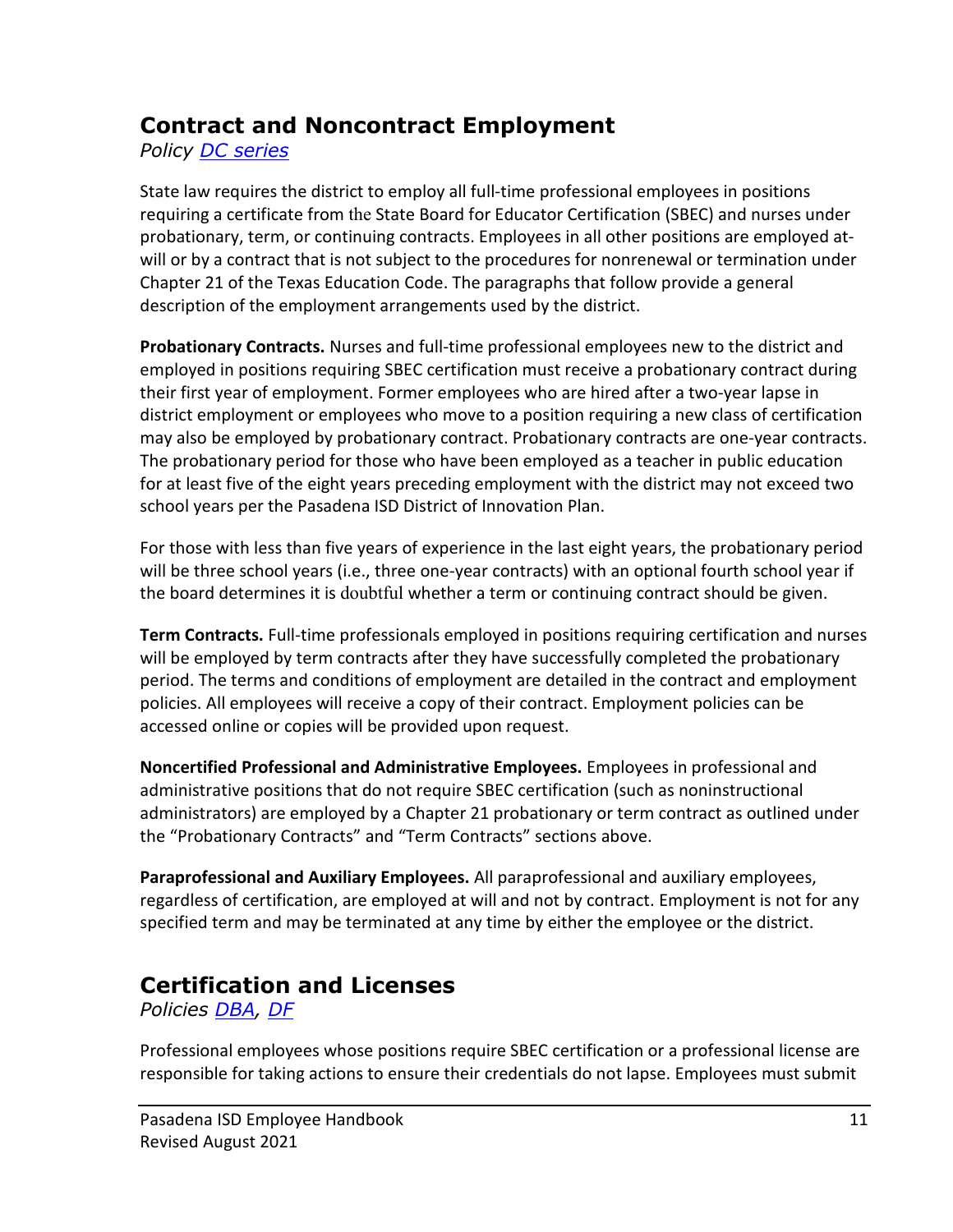## Contract and Noncontract Employment

*Policy [DC series]*

State law requires the district to employ all full-time professional employees in positions requiring a certificate from the State Board for Educator Certification (SBEC) and nurses under probationary, term, or continuing contracts. Employees in all other positions are employed at-will or by a contract that is not subject to the procedures for nonrenewal or termination under Chapter 21 of the Texas Education Code. The paragraphs that follow provide a general description of the employment arrangements used by the district.

**Probationary Contracts.** Nurses and full-time professional employees new to the district and employed in positions requiring SBEC certification must receive a probationary contract during their first year of employment. Former employees who are hired after a two-year lapse in district employment or employees who move to a position requiring a new class of certification may also be employed by probationary contract. Probationary contracts are one-year contracts. The probationary period for those who have been employed as a teacher in public education for at least five of the eight years preceding employment with the district may not exceed two school years per the Pasadena ISD District of Innovation Plan.

For those with less than five years of experience in the last eight years, the probationary period will be three school years (i.e., three one-year contracts) with an optional fourth school year if the board determines it is doubtful whether a term or continuing contract should be given.

**Term Contracts.** Full-time professionals employed in positions requiring certification and nurses will be employed by term contracts after they have successfully completed the probationary period. The terms and conditions of employment are detailed in the contract and employment policies. All employees will receive a copy of their contract. Employment policies can be accessed online or copies will be provided upon request.

**Noncertified Professional and Administrative Employees.** Employees in professional and administrative positions that do not require SBEC certification (such as noninstructional administrators) are employed by a Chapter 21 probationary or term contract as outlined under the "Probationary Contracts" and "Term Contracts" sections above.

**Paraprofessional and Auxiliary Employees.** All paraprofessional and auxiliary employees, regardless of certification, are employed at will and not by contract. Employment is not for any specified term and may be terminated at any time by either the employee or the district.

## Certification and Licenses

*Policies [DBA], [DF]*

Professional employees whose positions require SBEC certification or a professional license are responsible for taking actions to ensure their credentials do not lapse. Employees must submit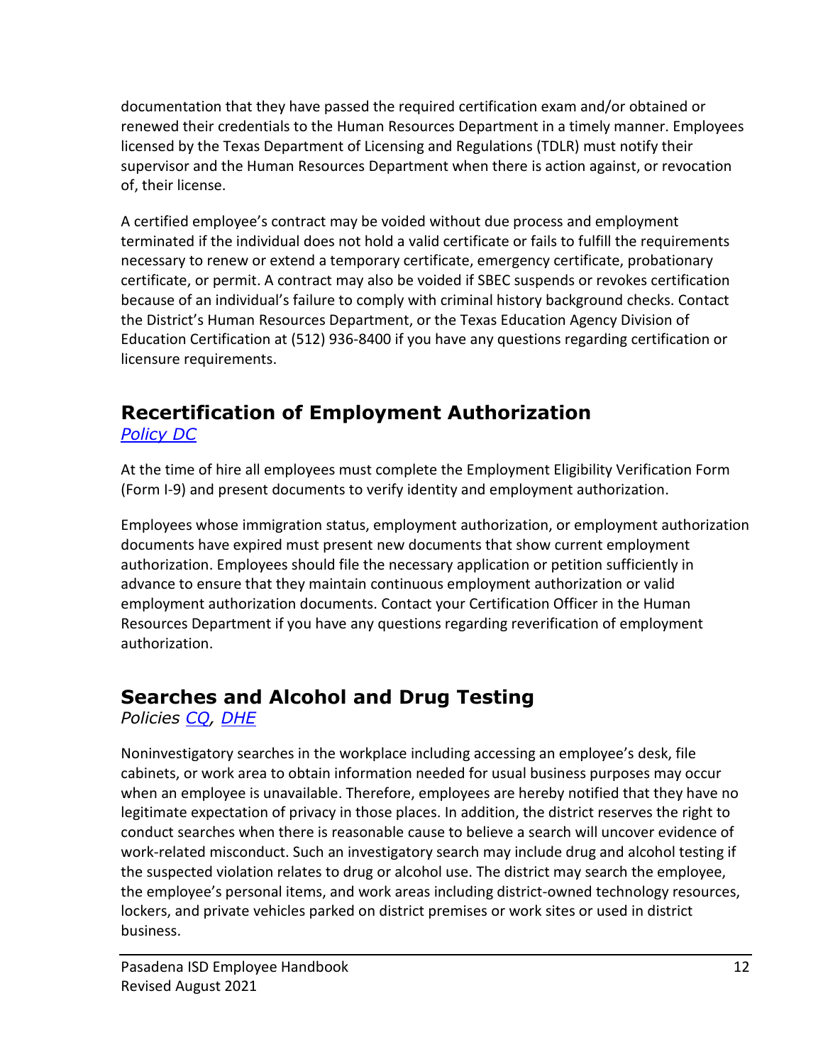documentation that they have passed the required certification exam and/or obtained or renewed their credentials to the Human Resources Department in a timely manner. Employees licensed by the Texas Department of Licensing and Regulations (TDLR) must notify their supervisor and the Human Resources Department when there is action against, or revocation of, their license.

A certified employee's contract may be voided without due process and employment terminated if the individual does not hold a valid certificate or fails to fulfill the requirements necessary to renew or extend a temporary certificate, emergency certificate, probationary certificate, or permit. A contract may also be voided if SBEC suspends or revokes certification because of an individual's failure to comply with criminal history background checks. Contact the District's Human Resources Department, or the Texas Education Agency Division of Education Certification at (512) 936-8400 if you have any questions regarding certification or licensure requirements.

## Recertification of Employment Authorization

*Policy DC*

At the time of hire all employees must complete the Employment Eligibility Verification Form (Form I-9) and present documents to verify identity and employment authorization.

Employees whose immigration status, employment authorization, or employment authorization documents have expired must present new documents that show current employment authorization. Employees should file the necessary application or petition sufficiently in advance to ensure that they maintain continuous employment authorization or valid employment authorization documents. Contact your Certification Officer in the Human Resources Department if you have any questions regarding reverification of employment authorization.

## Searches and Alcohol and Drug Testing

*Policies CQ, DHE*

Noninvestigatory searches in the workplace including accessing an employee's desk, file cabinets, or work area to obtain information needed for usual business purposes may occur when an employee is unavailable. Therefore, employees are hereby notified that they have no legitimate expectation of privacy in those places. In addition, the district reserves the right to conduct searches when there is reasonable cause to believe a search will uncover evidence of work-related misconduct. Such an investigatory search may include drug and alcohol testing if the suspected violation relates to drug or alcohol use. The district may search the employee, the employee's personal items, and work areas including district-owned technology resources, lockers, and private vehicles parked on district premises or work sites or used in district business.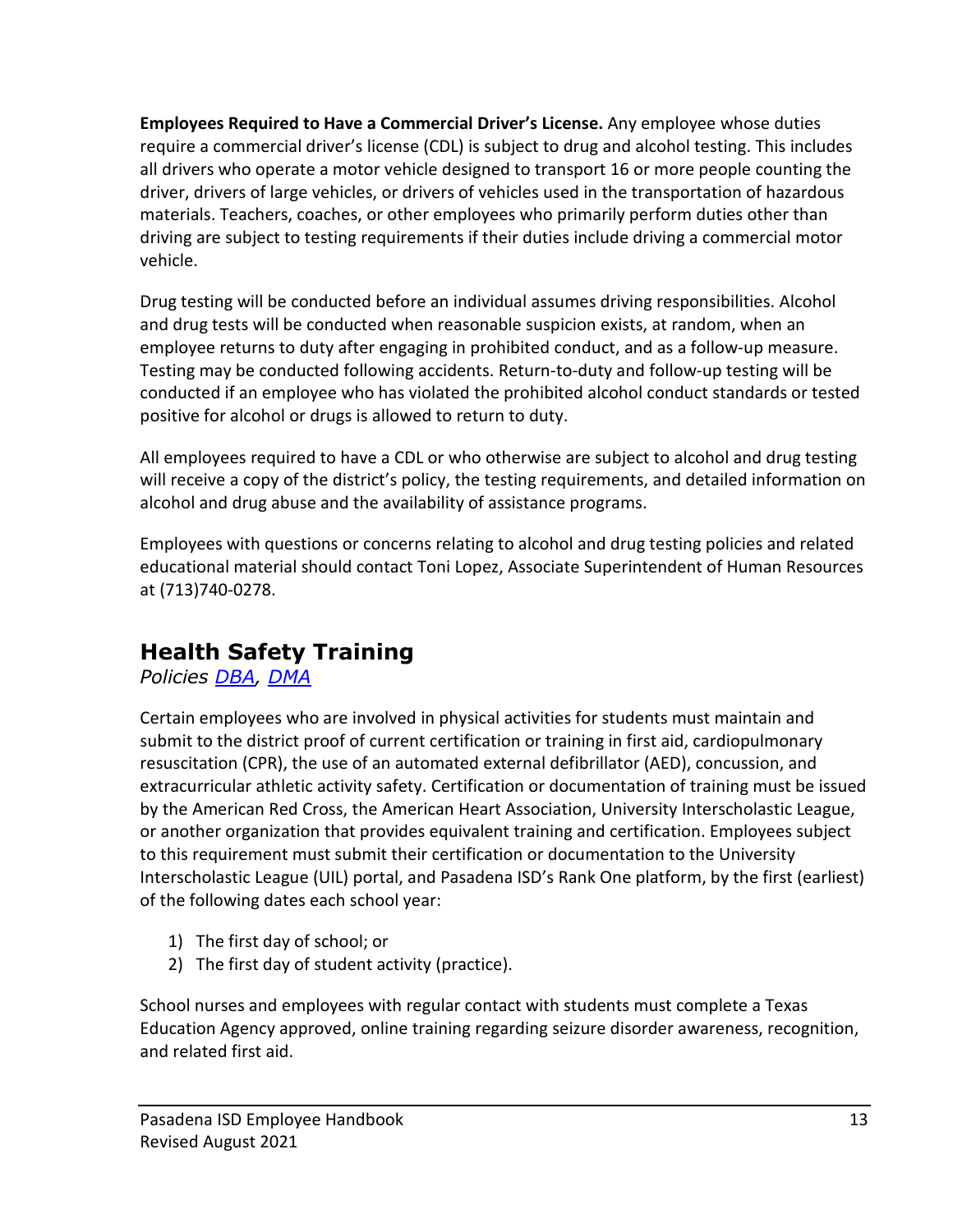**Employees Required to Have a Commercial Driver's License.** Any employee whose duties require a commercial driver's license (CDL) is subject to drug and alcohol testing. This includes all drivers who operate a motor vehicle designed to transport 16 or more people counting the driver, drivers of large vehicles, or drivers of vehicles used in the transportation of hazardous materials. Teachers, coaches, or other employees who primarily perform duties other than driving are subject to testing requirements if their duties include driving a commercial motor vehicle.

Drug testing will be conducted before an individual assumes driving responsibilities. Alcohol and drug tests will be conducted when reasonable suspicion exists, at random, when an employee returns to duty after engaging in prohibited conduct, and as a follow-up measure. Testing may be conducted following accidents. Return-to-duty and follow-up testing will be conducted if an employee who has violated the prohibited alcohol conduct standards or tested positive for alcohol or drugs is allowed to return to duty.

All employees required to have a CDL or who otherwise are subject to alcohol and drug testing will receive a copy of the district's policy, the testing requirements, and detailed information on alcohol and drug abuse and the availability of assistance programs.

Employees with questions or concerns relating to alcohol and drug testing policies and related educational material should contact Toni Lopez, Associate Superintendent of Human Resources at (713)740-0278.

## Health Safety Training

*Policies DBA, DMA*

Certain employees who are involved in physical activities for students must maintain and submit to the district proof of current certification or training in first aid, cardiopulmonary resuscitation (CPR), the use of an automated external defibrillator (AED), concussion, and extracurricular athletic activity safety. Certification or documentation of training must be issued by the American Red Cross, the American Heart Association, University Interscholastic League, or another organization that provides equivalent training and certification. Employees subject to this requirement must submit their certification or documentation to the University Interscholastic League (UIL) portal, and Pasadena ISD's Rank One platform, by the first (earliest) of the following dates each school year:

1) The first day of school; or
2) The first day of student activity (practice).

School nurses and employees with regular contact with students must complete a Texas Education Agency approved, online training regarding seizure disorder awareness, recognition, and related first aid.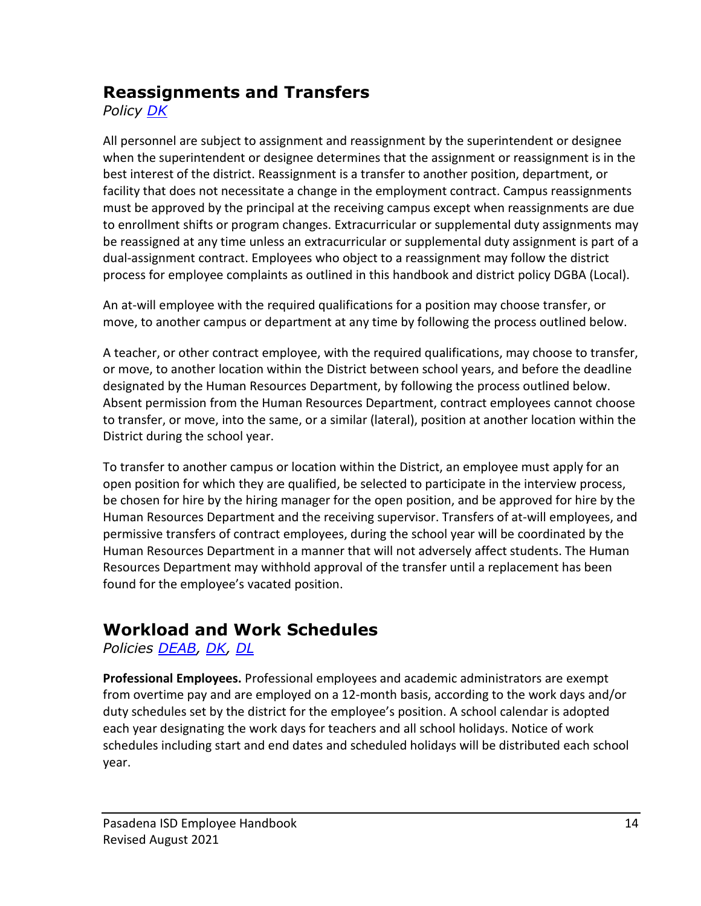## Reassignments and Transfers

*Policy [DK]*

All personnel are subject to assignment and reassignment by the superintendent or designee when the superintendent or designee determines that the assignment or reassignment is in the best interest of the district. Reassignment is a transfer to another position, department, or facility that does not necessitate a change in the employment contract. Campus reassignments must be approved by the principal at the receiving campus except when reassignments are due to enrollment shifts or program changes. Extracurricular or supplemental duty assignments may be reassigned at any time unless an extracurricular or supplemental duty assignment is part of a dual-assignment contract. Employees who object to a reassignment may follow the district process for employee complaints as outlined in this handbook and district policy DGBA (Local).

An at-will employee with the required qualifications for a position may choose transfer, or move, to another campus or department at any time by following the process outlined below.

A teacher, or other contract employee, with the required qualifications, may choose to transfer, or move, to another location within the District between school years, and before the deadline designated by the Human Resources Department, by following the process outlined below. Absent permission from the Human Resources Department, contract employees cannot choose to transfer, or move, into the same, or a similar (lateral), position at another location within the District during the school year.

To transfer to another campus or location within the District, an employee must apply for an open position for which they are qualified, be selected to participate in the interview process, be chosen for hire by the hiring manager for the open position, and be approved for hire by the Human Resources Department and the receiving supervisor. Transfers of at-will employees, and permissive transfers of contract employees, during the school year will be coordinated by the Human Resources Department in a manner that will not adversely affect students. The Human Resources Department may withhold approval of the transfer until a replacement has been found for the employee's vacated position.

## Workload and Work Schedules

*Policies [DEAB], [DK], [DL]*

**Professional Employees.** Professional employees and academic administrators are exempt from overtime pay and are employed on a 12-month basis, according to the work days and/or duty schedules set by the district for the employee's position. A school calendar is adopted each year designating the work days for teachers and all school holidays. Notice of work schedules including start and end dates and scheduled holidays will be distributed each school year.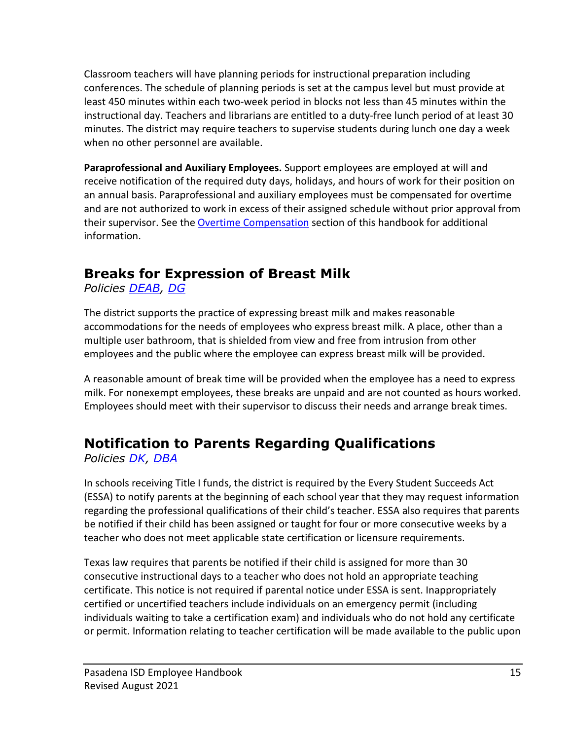Classroom teachers will have planning periods for instructional preparation including conferences. The schedule of planning periods is set at the campus level but must provide at least 450 minutes within each two-week period in blocks not less than 45 minutes within the instructional day. Teachers and librarians are entitled to a duty-free lunch period of at least 30 minutes. The district may require teachers to supervise students during lunch one day a week when no other personnel are available.

**Paraprofessional and Auxiliary Employees.** Support employees are employed at will and receive notification of the required duty days, holidays, and hours of work for their position on an annual basis. Paraprofessional and auxiliary employees must be compensated for overtime and are not authorized to work in excess of their assigned schedule without prior approval from their supervisor. See the Overtime Compensation section of this handbook for additional information.

## Breaks for Expression of Breast Milk

*Policies DEAB, DG*

The district supports the practice of expressing breast milk and makes reasonable accommodations for the needs of employees who express breast milk. A place, other than a multiple user bathroom, that is shielded from view and free from intrusion from other employees and the public where the employee can express breast milk will be provided.

A reasonable amount of break time will be provided when the employee has a need to express milk. For nonexempt employees, these breaks are unpaid and are not counted as hours worked. Employees should meet with their supervisor to discuss their needs and arrange break times.

## Notification to Parents Regarding Qualifications

*Policies DK, DBA*

In schools receiving Title I funds, the district is required by the Every Student Succeeds Act (ESSA) to notify parents at the beginning of each school year that they may request information regarding the professional qualifications of their child's teacher. ESSA also requires that parents be notified if their child has been assigned or taught for four or more consecutive weeks by a teacher who does not meet applicable state certification or licensure requirements.

Texas law requires that parents be notified if their child is assigned for more than 30 consecutive instructional days to a teacher who does not hold an appropriate teaching certificate. This notice is not required if parental notice under ESSA is sent. Inappropriately certified or uncertified teachers include individuals on an emergency permit (including individuals waiting to take a certification exam) and individuals who do not hold any certificate or permit. Information relating to teacher certification will be made available to the public upon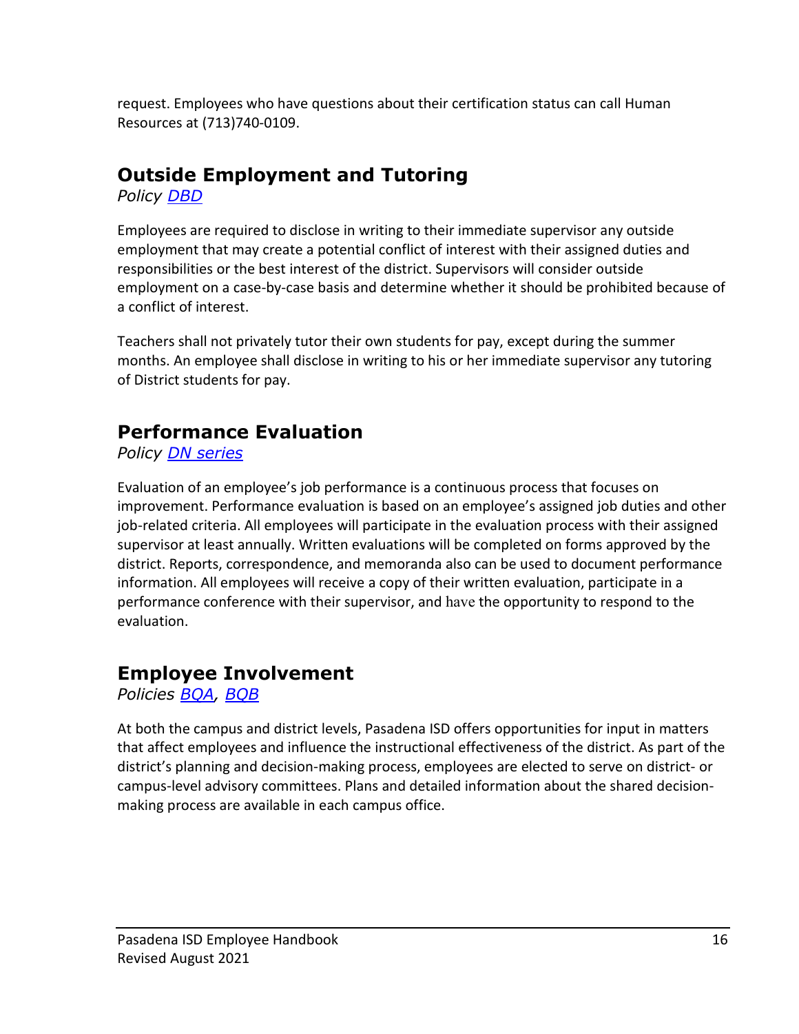request. Employees who have questions about their certification status can call Human Resources at (713)740-0109.

## Outside Employment and Tutoring

*Policy [DBD]*

Employees are required to disclose in writing to their immediate supervisor any outside employment that may create a potential conflict of interest with their assigned duties and responsibilities or the best interest of the district. Supervisors will consider outside employment on a case-by-case basis and determine whether it should be prohibited because of a conflict of interest.

Teachers shall not privately tutor their own students for pay, except during the summer months. An employee shall disclose in writing to his or her immediate supervisor any tutoring of District students for pay.

## Performance Evaluation

*Policy [DN series]*

Evaluation of an employee's job performance is a continuous process that focuses on improvement. Performance evaluation is based on an employee's assigned job duties and other job-related criteria. All employees will participate in the evaluation process with their assigned supervisor at least annually. Written evaluations will be completed on forms approved by the district. Reports, correspondence, and memoranda also can be used to document performance information. All employees will receive a copy of their written evaluation, participate in a performance conference with their supervisor, and have the opportunity to respond to the evaluation.

## Employee Involvement

*Policies [BQA], [BQB]*

At both the campus and district levels, Pasadena ISD offers opportunities for input in matters that affect employees and influence the instructional effectiveness of the district. As part of the district's planning and decision-making process, employees are elected to serve on district- or campus-level advisory committees. Plans and detailed information about the shared decision-making process are available in each campus office.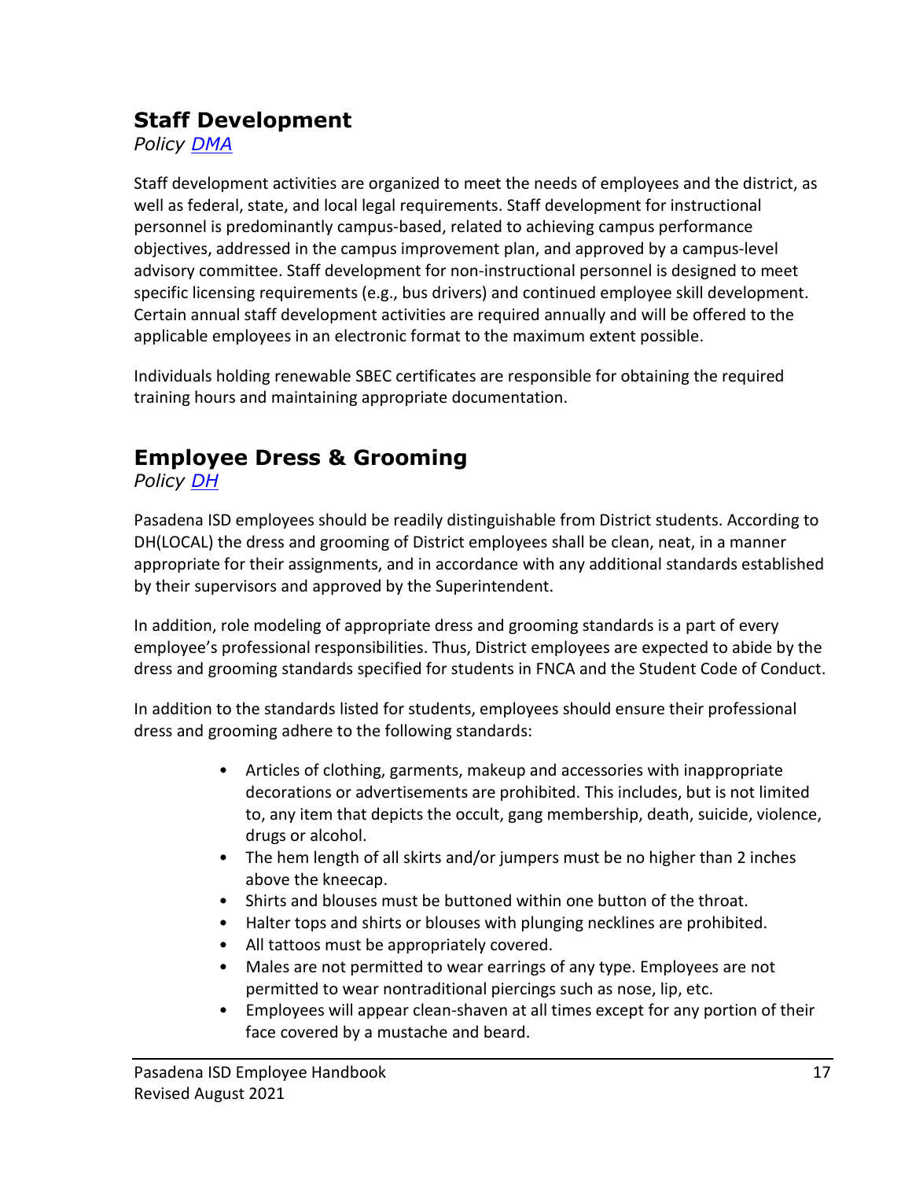## Staff Development

*Policy [DMA]*

Staff development activities are organized to meet the needs of employees and the district, as well as federal, state, and local legal requirements. Staff development for instructional personnel is predominantly campus-based, related to achieving campus performance objectives, addressed in the campus improvement plan, and approved by a campus-level advisory committee. Staff development for non-instructional personnel is designed to meet specific licensing requirements (e.g., bus drivers) and continued employee skill development. Certain annual staff development activities are required annually and will be offered to the applicable employees in an electronic format to the maximum extent possible.

Individuals holding renewable SBEC certificates are responsible for obtaining the required training hours and maintaining appropriate documentation.

## Employee Dress & Grooming

*Policy [DH]*

Pasadena ISD employees should be readily distinguishable from District students. According to DH(LOCAL) the dress and grooming of District employees shall be clean, neat, in a manner appropriate for their assignments, and in accordance with any additional standards established by their supervisors and approved by the Superintendent.

In addition, role modeling of appropriate dress and grooming standards is a part of every employee's professional responsibilities. Thus, District employees are expected to abide by the dress and grooming standards specified for students in FNCA and the Student Code of Conduct.

In addition to the standards listed for students, employees should ensure their professional dress and grooming adhere to the following standards:

- Articles of clothing, garments, makeup and accessories with inappropriate decorations or advertisements are prohibited. This includes, but is not limited to, any item that depicts the occult, gang membership, death, suicide, violence, drugs or alcohol.
- The hem length of all skirts and/or jumpers must be no higher than 2 inches above the kneecap.
- Shirts and blouses must be buttoned within one button of the throat.
- Halter tops and shirts or blouses with plunging necklines are prohibited.
- All tattoos must be appropriately covered.
- Males are not permitted to wear earrings of any type. Employees are not permitted to wear nontraditional piercings such as nose, lip, etc.
- Employees will appear clean-shaven at all times except for any portion of their face covered by a mustache and beard.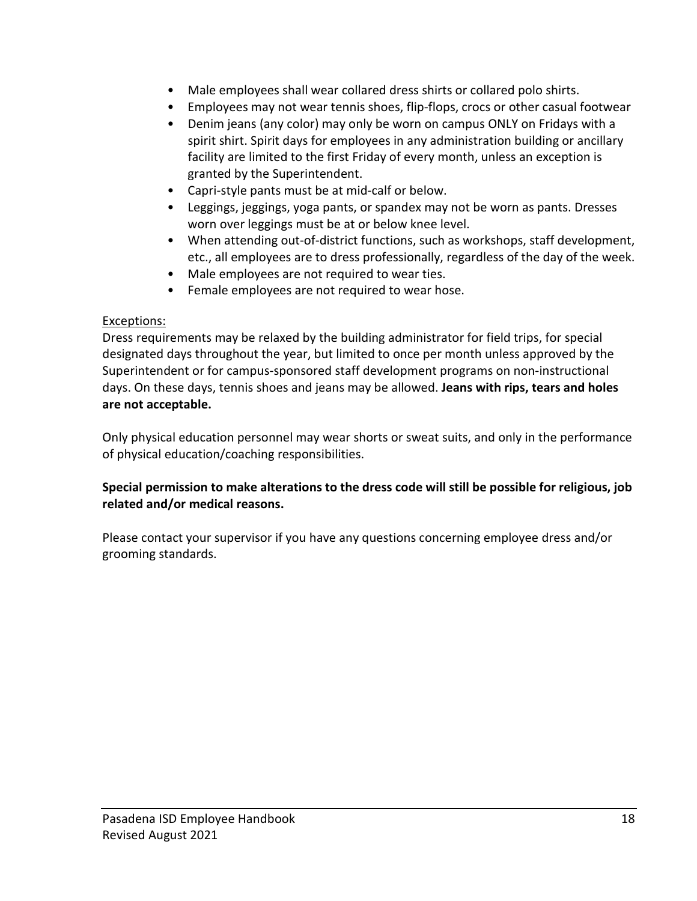- Male employees shall wear collared dress shirts or collared polo shirts.
- Employees may not wear tennis shoes, flip-flops, crocs or other casual footwear
- Denim jeans (any color) may only be worn on campus ONLY on Fridays with a spirit shirt. Spirit days for employees in any administration building or ancillary facility are limited to the first Friday of every month, unless an exception is granted by the Superintendent.
- Capri-style pants must be at mid-calf or below.
- Leggings, jeggings, yoga pants, or spandex may not be worn as pants. Dresses worn over leggings must be at or below knee level.
- When attending out-of-district functions, such as workshops, staff development, etc., all employees are to dress professionally, regardless of the day of the week.
- Male employees are not required to wear ties.
- Female employees are not required to wear hose.

Exceptions:

Dress requirements may be relaxed by the building administrator for field trips, for special designated days throughout the year, but limited to once per month unless approved by the Superintendent or for campus-sponsored staff development programs on non-instructional days. On these days, tennis shoes and jeans may be allowed. **Jeans with rips, tears and holes are not acceptable.**

Only physical education personnel may wear shorts or sweat suits, and only in the performance of physical education/coaching responsibilities.

**Special permission to make alterations to the dress code will still be possible for religious, job related and/or medical reasons.**

Please contact your supervisor if you have any questions concerning employee dress and/or grooming standards.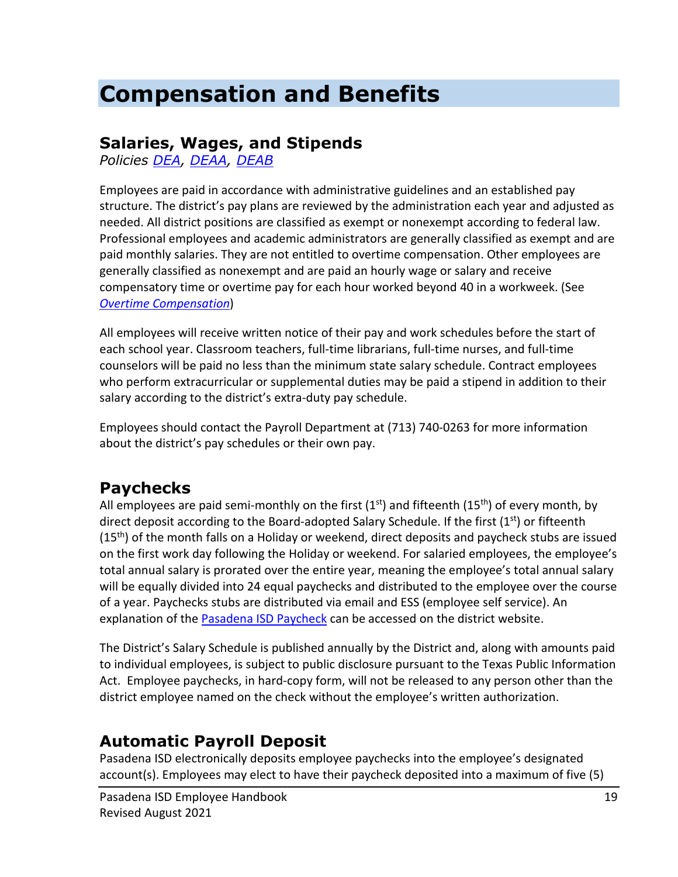# Compensation and Benefits

## Salaries, Wages, and Stipends

*Policies DEA, DEAA, DEAB*

Employees are paid in accordance with administrative guidelines and an established pay structure. The district's pay plans are reviewed by the administration each year and adjusted as needed. All district positions are classified as exempt or nonexempt according to federal law. Professional employees and academic administrators are generally classified as exempt and are paid monthly salaries. They are not entitled to overtime compensation. Other employees are generally classified as nonexempt and are paid an hourly wage or salary and receive compensatory time or overtime pay for each hour worked beyond 40 in a workweek. (See *Overtime Compensation*)

All employees will receive written notice of their pay and work schedules before the start of each school year. Classroom teachers, full-time librarians, full-time nurses, and full-time counselors will be paid no less than the minimum state salary schedule. Contract employees who perform extracurricular or supplemental duties may be paid a stipend in addition to their salary according to the district's extra-duty pay schedule.

Employees should contact the Payroll Department at (713) 740-0263 for more information about the district's pay schedules or their own pay.

## Paychecks

All employees are paid semi-monthly on the first (1st) and fifteenth (15th) of every month, by direct deposit according to the Board-adopted Salary Schedule. If the first (1st) or fifteenth (15th) of the month falls on a Holiday or weekend, direct deposits and paycheck stubs are issued on the first work day following the Holiday or weekend. For salaried employees, the employee's total annual salary is prorated over the entire year, meaning the employee's total annual salary will be equally divided into 24 equal paychecks and distributed to the employee over the course of a year. Paychecks stubs are distributed via email and ESS (employee self service). An explanation of the Pasadena ISD Paycheck can be accessed on the district website.

The District's Salary Schedule is published annually by the District and, along with amounts paid to individual employees, is subject to public disclosure pursuant to the Texas Public Information Act. Employee paychecks, in hard-copy form, will not be released to any person other than the district employee named on the check without the employee's written authorization.

## Automatic Payroll Deposit

Pasadena ISD electronically deposits employee paychecks into the employee's designated account(s). Employees may elect to have their paycheck deposited into a maximum of five (5)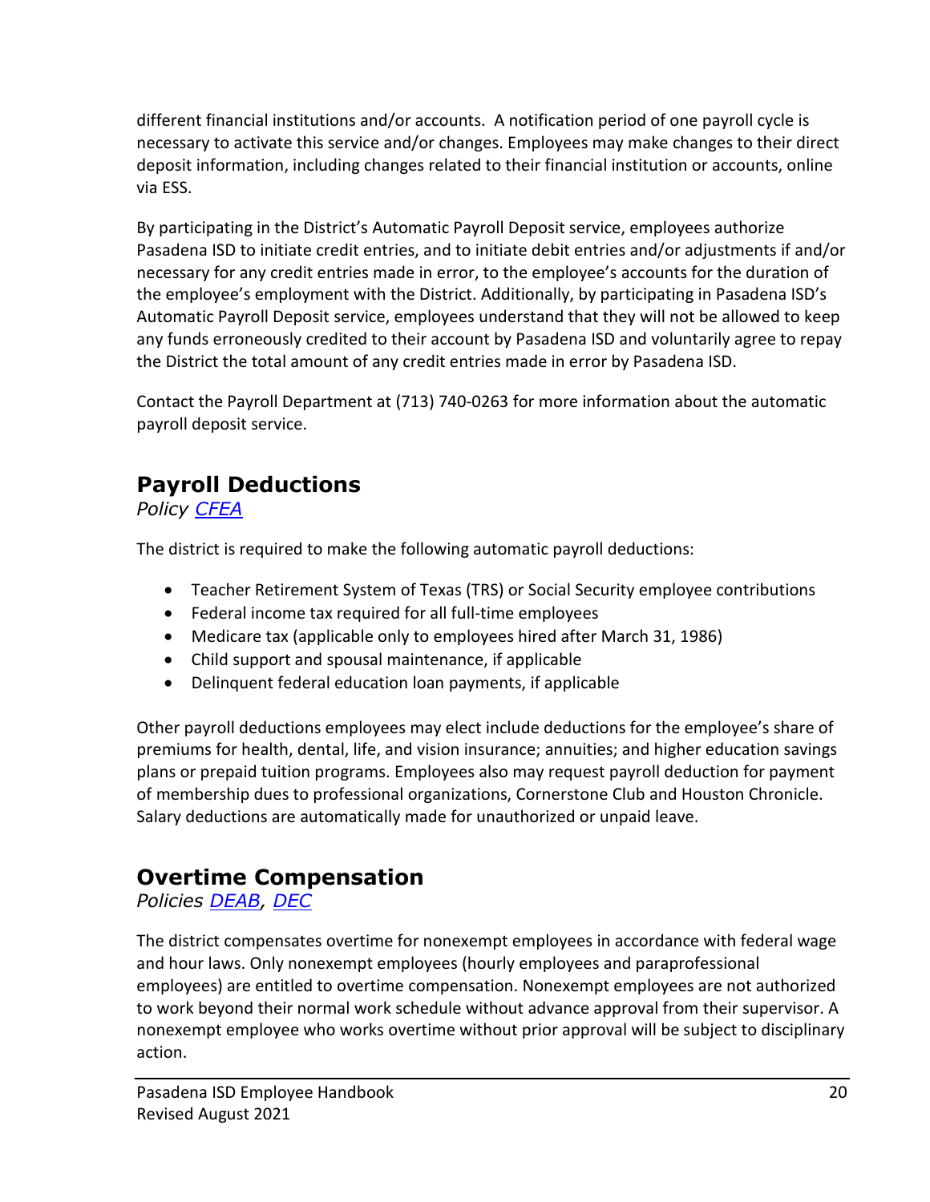different financial institutions and/or accounts.  A notification period of one payroll cycle is necessary to activate this service and/or changes. Employees may make changes to their direct deposit information, including changes related to their financial institution or accounts, online via ESS.

By participating in the District's Automatic Payroll Deposit service, employees authorize Pasadena ISD to initiate credit entries, and to initiate debit entries and/or adjustments if and/or necessary for any credit entries made in error, to the employee's accounts for the duration of the employee's employment with the District. Additionally, by participating in Pasadena ISD's Automatic Payroll Deposit service, employees understand that they will not be allowed to keep any funds erroneously credited to their account by Pasadena ISD and voluntarily agree to repay the District the total amount of any credit entries made in error by Pasadena ISD.

Contact the Payroll Department at (713) 740-0263 for more information about the automatic payroll deposit service.

## Payroll Deductions

*Policy CFEA*

The district is required to make the following automatic payroll deductions:

- Teacher Retirement System of Texas (TRS) or Social Security employee contributions
- Federal income tax required for all full-time employees
- Medicare tax (applicable only to employees hired after March 31, 1986)
- Child support and spousal maintenance, if applicable
- Delinquent federal education loan payments, if applicable

Other payroll deductions employees may elect include deductions for the employee's share of premiums for health, dental, life, and vision insurance; annuities; and higher education savings plans or prepaid tuition programs. Employees also may request payroll deduction for payment of membership dues to professional organizations, Cornerstone Club and Houston Chronicle. Salary deductions are automatically made for unauthorized or unpaid leave.

## Overtime Compensation

*Policies DEAB, DEC*

The district compensates overtime for nonexempt employees in accordance with federal wage and hour laws. Only nonexempt employees (hourly employees and paraprofessional employees) are entitled to overtime compensation. Nonexempt employees are not authorized to work beyond their normal work schedule without advance approval from their supervisor. A nonexempt employee who works overtime without prior approval will be subject to disciplinary action.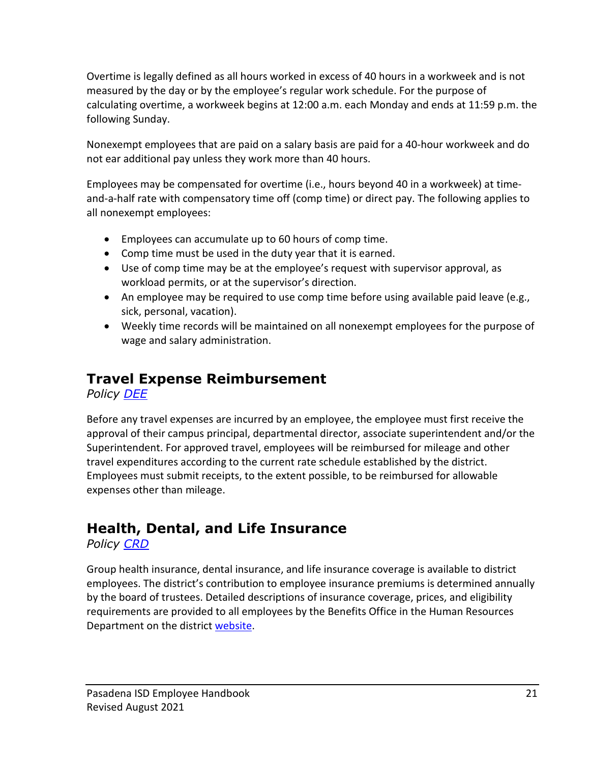Overtime is legally defined as all hours worked in excess of 40 hours in a workweek and is not measured by the day or by the employee's regular work schedule. For the purpose of calculating overtime, a workweek begins at 12:00 a.m. each Monday and ends at 11:59 p.m. the following Sunday.

Nonexempt employees that are paid on a salary basis are paid for a 40-hour workweek and do not ear additional pay unless they work more than 40 hours.

Employees may be compensated for overtime (i.e., hours beyond 40 in a workweek) at time-and-a-half rate with compensatory time off (comp time) or direct pay. The following applies to all nonexempt employees:

- Employees can accumulate up to 60 hours of comp time.
- Comp time must be used in the duty year that it is earned.
- Use of comp time may be at the employee's request with supervisor approval, as workload permits, or at the supervisor's direction.
- An employee may be required to use comp time before using available paid leave (e.g., sick, personal, vacation).
- Weekly time records will be maintained on all nonexempt employees for the purpose of wage and salary administration.

## Travel Expense Reimbursement

*Policy DEE*

Before any travel expenses are incurred by an employee, the employee must first receive the approval of their campus principal, departmental director, associate superintendent and/or the Superintendent. For approved travel, employees will be reimbursed for mileage and other travel expenditures according to the current rate schedule established by the district. Employees must submit receipts, to the extent possible, to be reimbursed for allowable expenses other than mileage.

## Health, Dental, and Life Insurance

*Policy CRD*

Group health insurance, dental insurance, and life insurance coverage is available to district employees. The district's contribution to employee insurance premiums is determined annually by the board of trustees. Detailed descriptions of insurance coverage, prices, and eligibility requirements are provided to all employees by the Benefits Office in the Human Resources Department on the district website.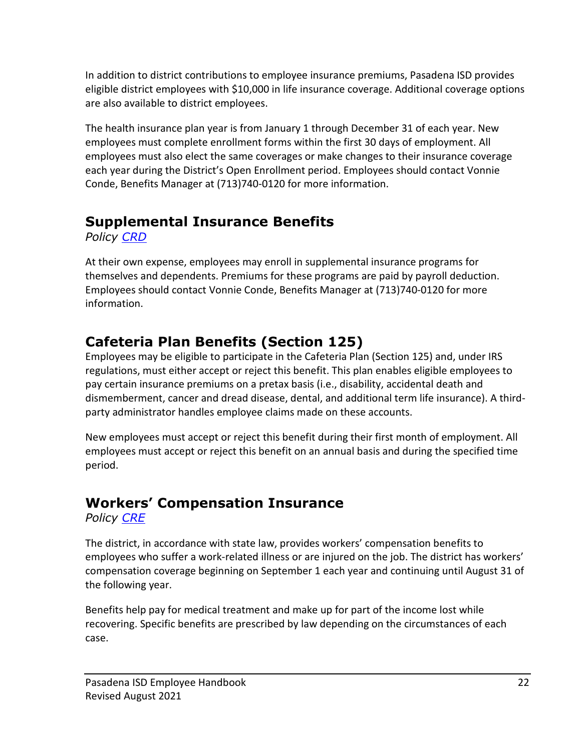In addition to district contributions to employee insurance premiums, Pasadena ISD provides eligible district employees with $10,000 in life insurance coverage. Additional coverage options are also available to district employees.

The health insurance plan year is from January 1 through December 31 of each year. New employees must complete enrollment forms within the first 30 days of employment. All employees must also elect the same coverages or make changes to their insurance coverage each year during the District's Open Enrollment period. Employees should contact Vonnie Conde, Benefits Manager at (713)740-0120 for more information.

## Supplemental Insurance Benefits

*Policy [CRD]*

At their own expense, employees may enroll in supplemental insurance programs for themselves and dependents. Premiums for these programs are paid by payroll deduction. Employees should contact Vonnie Conde, Benefits Manager at (713)740-0120 for more information.

## Cafeteria Plan Benefits (Section 125)

Employees may be eligible to participate in the Cafeteria Plan (Section 125) and, under IRS regulations, must either accept or reject this benefit. This plan enables eligible employees to pay certain insurance premiums on a pretax basis (i.e., disability, accidental death and dismemberment, cancer and dread disease, dental, and additional term life insurance). A third-party administrator handles employee claims made on these accounts.

New employees must accept or reject this benefit during their first month of employment. All employees must accept or reject this benefit on an annual basis and during the specified time period.

## Workers' Compensation Insurance

*Policy [CRE]*

The district, in accordance with state law, provides workers' compensation benefits to employees who suffer a work-related illness or are injured on the job. The district has workers' compensation coverage beginning on September 1 each year and continuing until August 31 of the following year.

Benefits help pay for medical treatment and make up for part of the income lost while recovering. Specific benefits are prescribed by law depending on the circumstances of each case.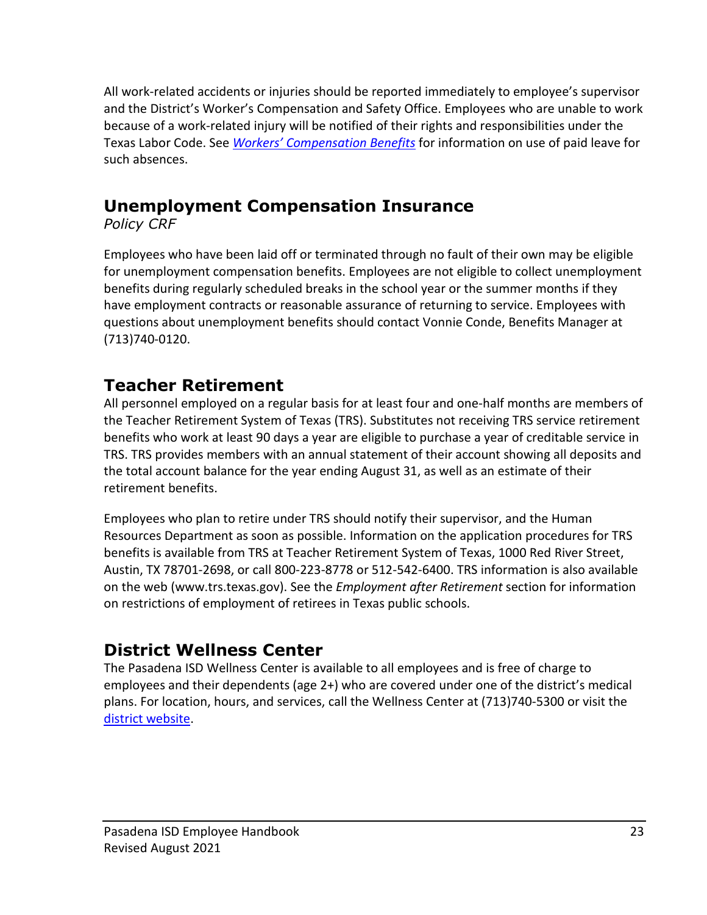All work-related accidents or injuries should be reported immediately to employee's supervisor and the District's Worker's Compensation and Safety Office. Employees who are unable to work because of a work-related injury will be notified of their rights and responsibilities under the Texas Labor Code. See *Workers' Compensation Benefits* for information on use of paid leave for such absences.

## Unemployment Compensation Insurance

*Policy CRF*

Employees who have been laid off or terminated through no fault of their own may be eligible for unemployment compensation benefits. Employees are not eligible to collect unemployment benefits during regularly scheduled breaks in the school year or the summer months if they have employment contracts or reasonable assurance of returning to service. Employees with questions about unemployment benefits should contact Vonnie Conde, Benefits Manager at (713)740-0120.

## Teacher Retirement

All personnel employed on a regular basis for at least four and one-half months are members of the Teacher Retirement System of Texas (TRS). Substitutes not receiving TRS service retirement benefits who work at least 90 days a year are eligible to purchase a year of creditable service in TRS. TRS provides members with an annual statement of their account showing all deposits and the total account balance for the year ending August 31, as well as an estimate of their retirement benefits.

Employees who plan to retire under TRS should notify their supervisor, and the Human Resources Department as soon as possible. Information on the application procedures for TRS benefits is available from TRS at Teacher Retirement System of Texas, 1000 Red River Street, Austin, TX 78701-2698, or call 800-223-8778 or 512-542-6400. TRS information is also available on the web (www.trs.texas.gov). See the *Employment after Retirement* section for information on restrictions of employment of retirees in Texas public schools.

## District Wellness Center

The Pasadena ISD Wellness Center is available to all employees and is free of charge to employees and their dependents (age 2+) who are covered under one of the district's medical plans. For location, hours, and services, call the Wellness Center at (713)740-5300 or visit the district website.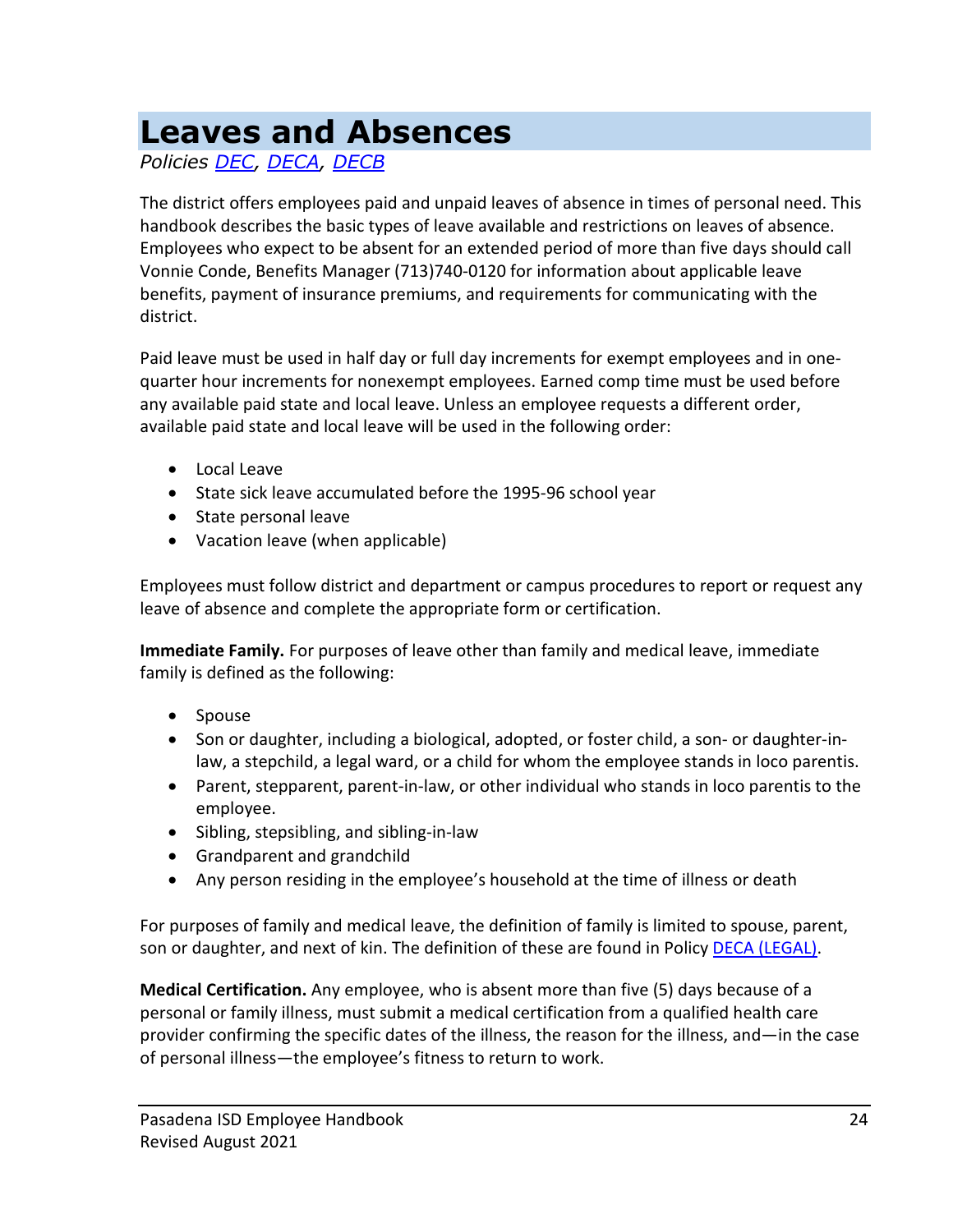# Leaves and Absences

*Policies DEC, DECA, DECB*

The district offers employees paid and unpaid leaves of absence in times of personal need. This handbook describes the basic types of leave available and restrictions on leaves of absence. Employees who expect to be absent for an extended period of more than five days should call Vonnie Conde, Benefits Manager (713)740-0120 for information about applicable leave benefits, payment of insurance premiums, and requirements for communicating with the district.

Paid leave must be used in half day or full day increments for exempt employees and in one-quarter hour increments for nonexempt employees. Earned comp time must be used before any available paid state and local leave. Unless an employee requests a different order, available paid state and local leave will be used in the following order:

- Local Leave
- State sick leave accumulated before the 1995-96 school year
- State personal leave
- Vacation leave (when applicable)

Employees must follow district and department or campus procedures to report or request any leave of absence and complete the appropriate form or certification.

**Immediate Family.** For purposes of leave other than family and medical leave, immediate family is defined as the following:

- Spouse
- Son or daughter, including a biological, adopted, or foster child, a son- or daughter-in-law, a stepchild, a legal ward, or a child for whom the employee stands in loco parentis.
- Parent, stepparent, parent-in-law, or other individual who stands in loco parentis to the employee.
- Sibling, stepsibling, and sibling-in-law
- Grandparent and grandchild
- Any person residing in the employee's household at the time of illness or death

For purposes of family and medical leave, the definition of family is limited to spouse, parent, son or daughter, and next of kin. The definition of these are found in Policy DECA (LEGAL).

**Medical Certification.** Any employee, who is absent more than five (5) days because of a personal or family illness, must submit a medical certification from a qualified health care provider confirming the specific dates of the illness, the reason for the illness, and—in the case of personal illness—the employee's fitness to return to work.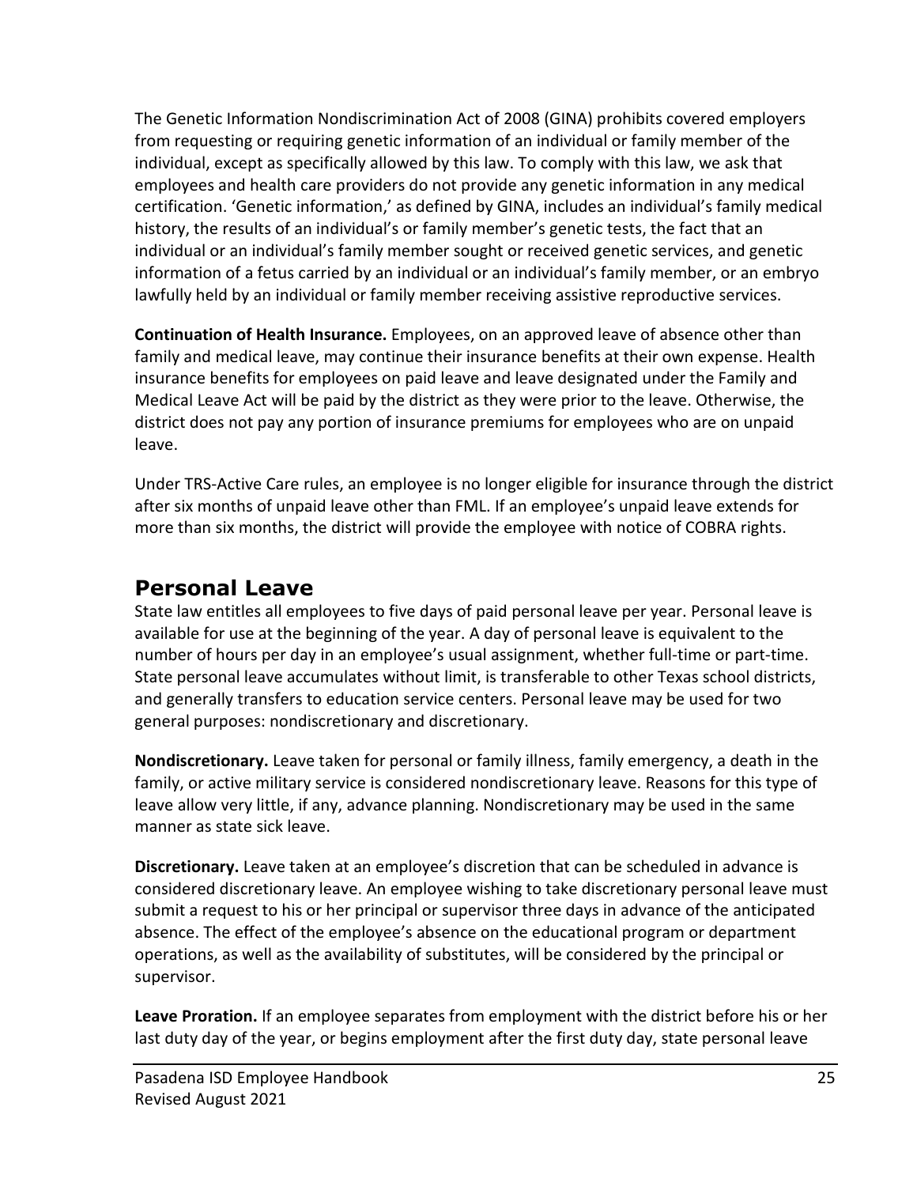The Genetic Information Nondiscrimination Act of 2008 (GINA) prohibits covered employers from requesting or requiring genetic information of an individual or family member of the individual, except as specifically allowed by this law. To comply with this law, we ask that employees and health care providers do not provide any genetic information in any medical certification. 'Genetic information,' as defined by GINA, includes an individual's family medical history, the results of an individual's or family member's genetic tests, the fact that an individual or an individual's family member sought or received genetic services, and genetic information of a fetus carried by an individual or an individual's family member, or an embryo lawfully held by an individual or family member receiving assistive reproductive services.

**Continuation of Health Insurance.** Employees, on an approved leave of absence other than family and medical leave, may continue their insurance benefits at their own expense. Health insurance benefits for employees on paid leave and leave designated under the Family and Medical Leave Act will be paid by the district as they were prior to the leave. Otherwise, the district does not pay any portion of insurance premiums for employees who are on unpaid leave.

Under TRS-Active Care rules, an employee is no longer eligible for insurance through the district after six months of unpaid leave other than FML. If an employee's unpaid leave extends for more than six months, the district will provide the employee with notice of COBRA rights.

## Personal Leave

State law entitles all employees to five days of paid personal leave per year. Personal leave is available for use at the beginning of the year. A day of personal leave is equivalent to the number of hours per day in an employee's usual assignment, whether full-time or part-time. State personal leave accumulates without limit, is transferable to other Texas school districts, and generally transfers to education service centers. Personal leave may be used for two general purposes: nondiscretionary and discretionary.

**Nondiscretionary.** Leave taken for personal or family illness, family emergency, a death in the family, or active military service is considered nondiscretionary leave. Reasons for this type of leave allow very little, if any, advance planning. Nondiscretionary may be used in the same manner as state sick leave.

**Discretionary.** Leave taken at an employee's discretion that can be scheduled in advance is considered discretionary leave. An employee wishing to take discretionary personal leave must submit a request to his or her principal or supervisor three days in advance of the anticipated absence. The effect of the employee's absence on the educational program or department operations, as well as the availability of substitutes, will be considered by the principal or supervisor.

**Leave Proration.** If an employee separates from employment with the district before his or her last duty day of the year, or begins employment after the first duty day, state personal leave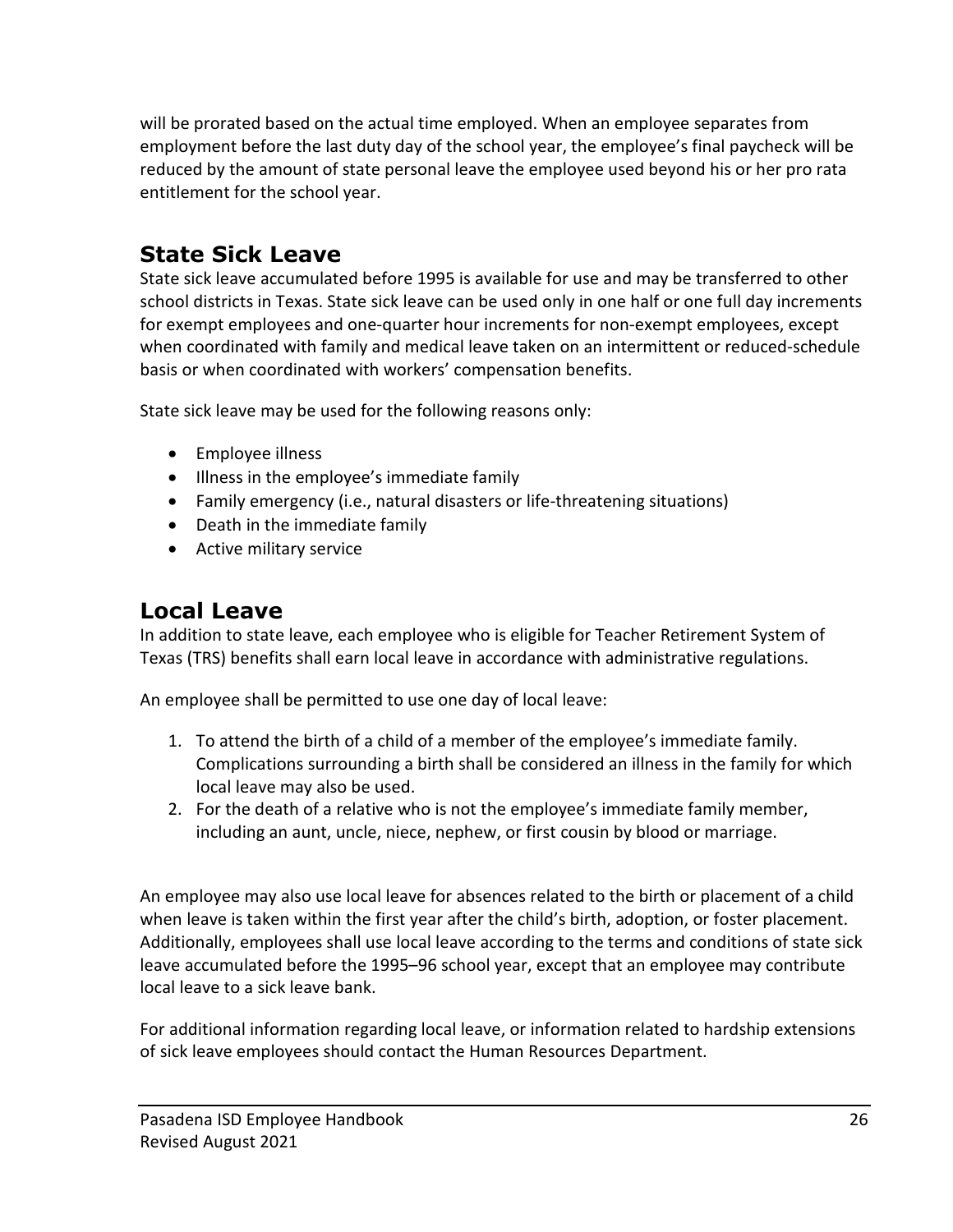will be prorated based on the actual time employed. When an employee separates from employment before the last duty day of the school year, the employee's final paycheck will be reduced by the amount of state personal leave the employee used beyond his or her pro rata entitlement for the school year.

## State Sick Leave

State sick leave accumulated before 1995 is available for use and may be transferred to other school districts in Texas. State sick leave can be used only in one half or one full day increments for exempt employees and one-quarter hour increments for non-exempt employees, except when coordinated with family and medical leave taken on an intermittent or reduced-schedule basis or when coordinated with workers' compensation benefits.

State sick leave may be used for the following reasons only:

- Employee illness
- Illness in the employee's immediate family
- Family emergency (i.e., natural disasters or life-threatening situations)
- Death in the immediate family
- Active military service

## Local Leave

In addition to state leave, each employee who is eligible for Teacher Retirement System of Texas (TRS) benefits shall earn local leave in accordance with administrative regulations.

An employee shall be permitted to use one day of local leave:

1. To attend the birth of a child of a member of the employee's immediate family. Complications surrounding a birth shall be considered an illness in the family for which local leave may also be used.
2. For the death of a relative who is not the employee's immediate family member, including an aunt, uncle, niece, nephew, or first cousin by blood or marriage.

An employee may also use local leave for absences related to the birth or placement of a child when leave is taken within the first year after the child's birth, adoption, or foster placement. Additionally, employees shall use local leave according to the terms and conditions of state sick leave accumulated before the 1995–96 school year, except that an employee may contribute local leave to a sick leave bank.

For additional information regarding local leave, or information related to hardship extensions of sick leave employees should contact the Human Resources Department.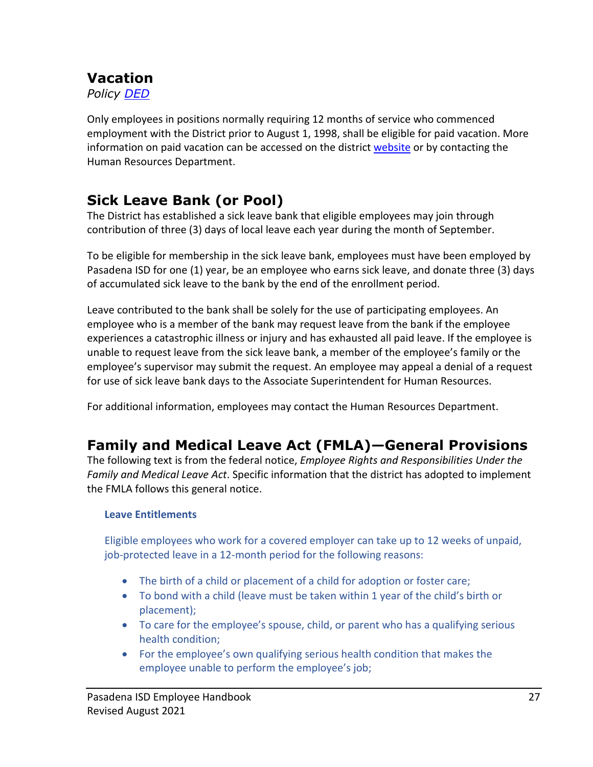## Vacation

*Policy [DED]*

Only employees in positions normally requiring 12 months of service who commenced employment with the District prior to August 1, 1998, shall be eligible for paid vacation. More information on paid vacation can be accessed on the district [website] or by contacting the Human Resources Department.

## Sick Leave Bank (or Pool)

The District has established a sick leave bank that eligible employees may join through contribution of three (3) days of local leave each year during the month of September.

To be eligible for membership in the sick leave bank, employees must have been employed by Pasadena ISD for one (1) year, be an employee who earns sick leave, and donate three (3) days of accumulated sick leave to the bank by the end of the enrollment period.

Leave contributed to the bank shall be solely for the use of participating employees. An employee who is a member of the bank may request leave from the bank if the employee experiences a catastrophic illness or injury and has exhausted all paid leave. If the employee is unable to request leave from the sick leave bank, a member of the employee's family or the employee's supervisor may submit the request. An employee may appeal a denial of a request for use of sick leave bank days to the Associate Superintendent for Human Resources.

For additional information, employees may contact the Human Resources Department.

## Family and Medical Leave Act (FMLA)—General Provisions

The following text is from the federal notice, *Employee Rights and Responsibilities Under the Family and Medical Leave Act*. Specific information that the district has adopted to implement the FMLA follows this general notice.

### Leave Entitlements

Eligible employees who work for a covered employer can take up to 12 weeks of unpaid, job-protected leave in a 12-month period for the following reasons:

- The birth of a child or placement of a child for adoption or foster care;
- To bond with a child (leave must be taken within 1 year of the child's birth or placement);
- To care for the employee's spouse, child, or parent who has a qualifying serious health condition;
- For the employee's own qualifying serious health condition that makes the employee unable to perform the employee's job;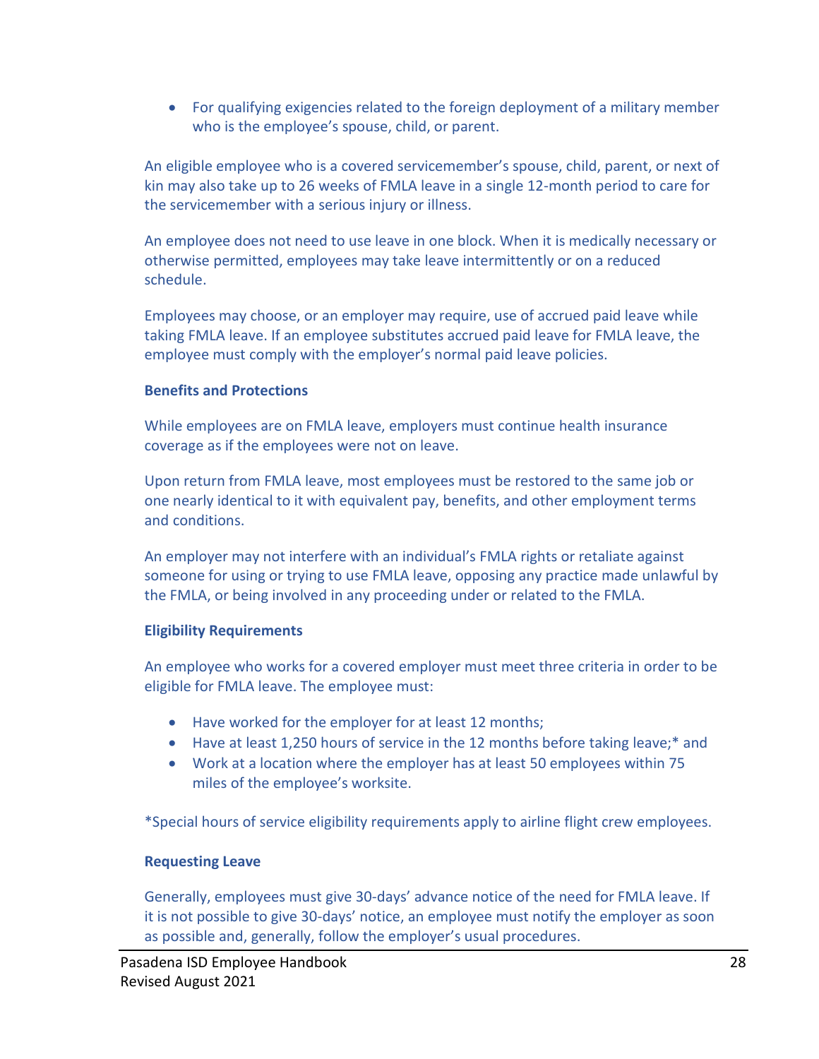- For qualifying exigencies related to the foreign deployment of a military member who is the employee's spouse, child, or parent.

An eligible employee who is a covered servicemember's spouse, child, parent, or next of kin may also take up to 26 weeks of FMLA leave in a single 12-month period to care for the servicemember with a serious injury or illness.

An employee does not need to use leave in one block. When it is medically necessary or otherwise permitted, employees may take leave intermittently or on a reduced schedule.

Employees may choose, or an employer may require, use of accrued paid leave while taking FMLA leave. If an employee substitutes accrued paid leave for FMLA leave, the employee must comply with the employer's normal paid leave policies.

**Benefits and Protections**

While employees are on FMLA leave, employers must continue health insurance coverage as if the employees were not on leave.

Upon return from FMLA leave, most employees must be restored to the same job or one nearly identical to it with equivalent pay, benefits, and other employment terms and conditions.

An employer may not interfere with an individual's FMLA rights or retaliate against someone for using or trying to use FMLA leave, opposing any practice made unlawful by the FMLA, or being involved in any proceeding under or related to the FMLA.

**Eligibility Requirements**

An employee who works for a covered employer must meet three criteria in order to be eligible for FMLA leave. The employee must:

- Have worked for the employer for at least 12 months;
- Have at least 1,250 hours of service in the 12 months before taking leave;* and
- Work at a location where the employer has at least 50 employees within 75 miles of the employee's worksite.

*Special hours of service eligibility requirements apply to airline flight crew employees.

**Requesting Leave**

Generally, employees must give 30-days' advance notice of the need for FMLA leave. If it is not possible to give 30-days' notice, an employee must notify the employer as soon as possible and, generally, follow the employer's usual procedures.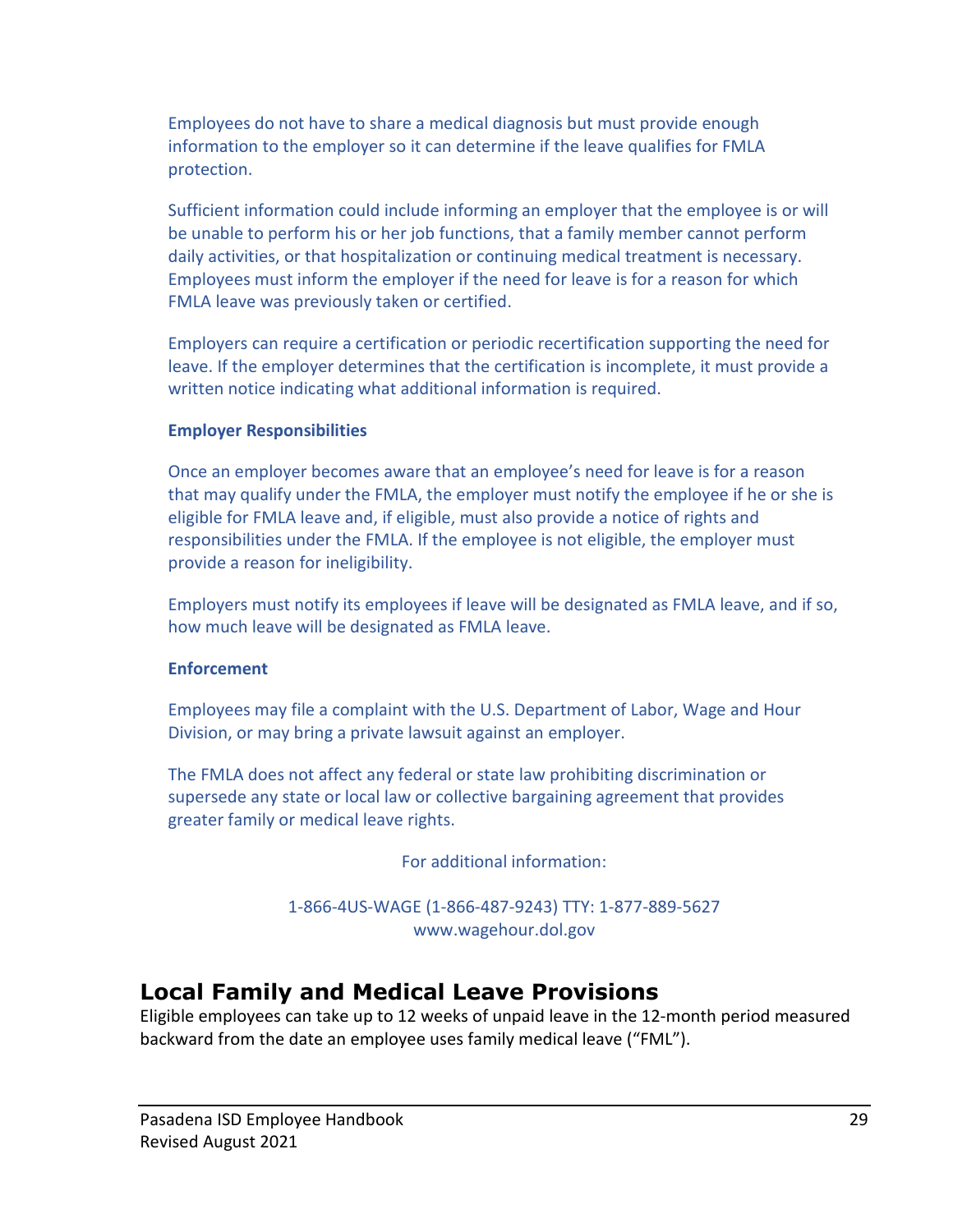Employees do not have to share a medical diagnosis but must provide enough information to the employer so it can determine if the leave qualifies for FMLA protection.

Sufficient information could include informing an employer that the employee is or will be unable to perform his or her job functions, that a family member cannot perform daily activities, or that hospitalization or continuing medical treatment is necessary. Employees must inform the employer if the need for leave is for a reason for which FMLA leave was previously taken or certified.

Employers can require a certification or periodic recertification supporting the need for leave. If the employer determines that the certification is incomplete, it must provide a written notice indicating what additional information is required.

**Employer Responsibilities**

Once an employer becomes aware that an employee's need for leave is for a reason that may qualify under the FMLA, the employer must notify the employee if he or she is eligible for FMLA leave and, if eligible, must also provide a notice of rights and responsibilities under the FMLA. If the employee is not eligible, the employer must provide a reason for ineligibility.

Employers must notify its employees if leave will be designated as FMLA leave, and if so, how much leave will be designated as FMLA leave.

**Enforcement**

Employees may file a complaint with the U.S. Department of Labor, Wage and Hour Division, or may bring a private lawsuit against an employer.

The FMLA does not affect any federal or state law prohibiting discrimination or supersede any state or local law or collective bargaining agreement that provides greater family or medical leave rights.

For additional information:

1-866-4US-WAGE (1-866-487-9243) TTY: 1-877-889-5627
www.wagehour.dol.gov

## Local Family and Medical Leave Provisions

Eligible employees can take up to 12 weeks of unpaid leave in the 12-month period measured backward from the date an employee uses family medical leave ("FML").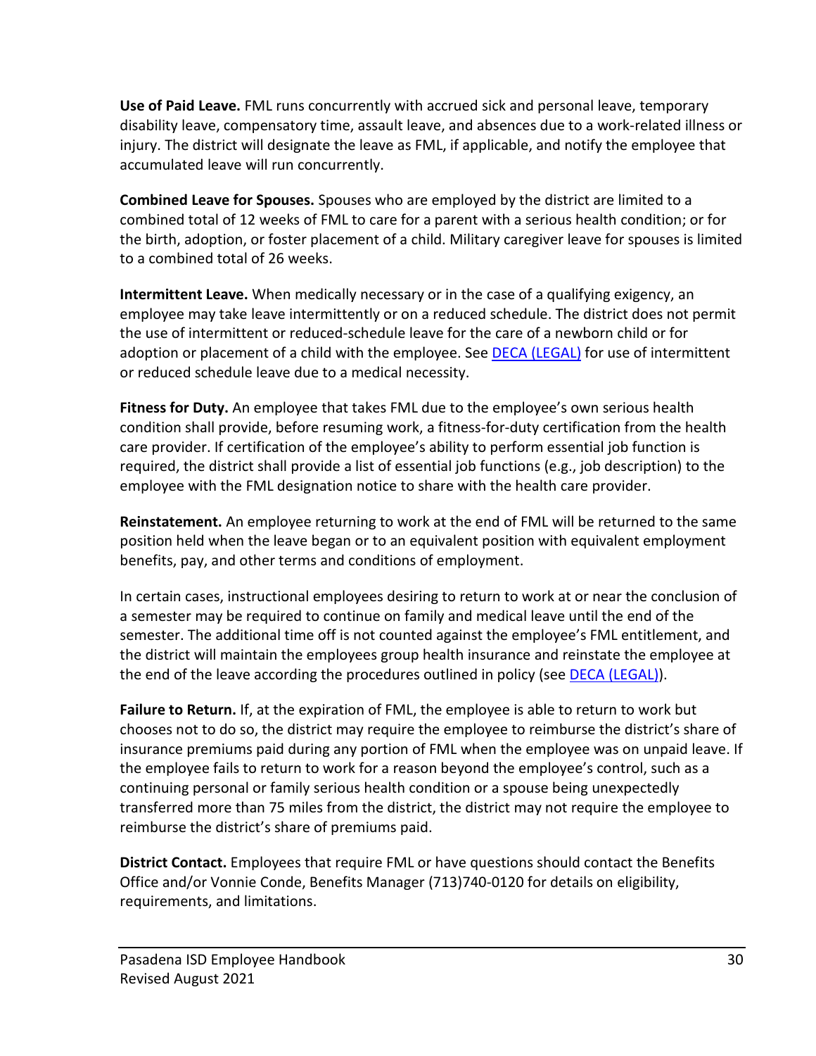**Use of Paid Leave.** FML runs concurrently with accrued sick and personal leave, temporary disability leave, compensatory time, assault leave, and absences due to a work-related illness or injury. The district will designate the leave as FML, if applicable, and notify the employee that accumulated leave will run concurrently.

**Combined Leave for Spouses.** Spouses who are employed by the district are limited to a combined total of 12 weeks of FML to care for a parent with a serious health condition; or for the birth, adoption, or foster placement of a child. Military caregiver leave for spouses is limited to a combined total of 26 weeks.

**Intermittent Leave.** When medically necessary or in the case of a qualifying exigency, an employee may take leave intermittently or on a reduced schedule. The district does not permit the use of intermittent or reduced-schedule leave for the care of a newborn child or for adoption or placement of a child with the employee. See [DECA (LEGAL)] for use of intermittent or reduced schedule leave due to a medical necessity.

**Fitness for Duty.** An employee that takes FML due to the employee's own serious health condition shall provide, before resuming work, a fitness-for-duty certification from the health care provider. If certification of the employee's ability to perform essential job function is required, the district shall provide a list of essential job functions (e.g., job description) to the employee with the FML designation notice to share with the health care provider.

**Reinstatement.** An employee returning to work at the end of FML will be returned to the same position held when the leave began or to an equivalent position with equivalent employment benefits, pay, and other terms and conditions of employment.

In certain cases, instructional employees desiring to return to work at or near the conclusion of a semester may be required to continue on family and medical leave until the end of the semester. The additional time off is not counted against the employee's FML entitlement, and the district will maintain the employees group health insurance and reinstate the employee at the end of the leave according the procedures outlined in policy (see [DECA (LEGAL)]).

**Failure to Return.** If, at the expiration of FML, the employee is able to return to work but chooses not to do so, the district may require the employee to reimburse the district's share of insurance premiums paid during any portion of FML when the employee was on unpaid leave. If the employee fails to return to work for a reason beyond the employee's control, such as a continuing personal or family serious health condition or a spouse being unexpectedly transferred more than 75 miles from the district, the district may not require the employee to reimburse the district's share of premiums paid.

**District Contact.** Employees that require FML or have questions should contact the Benefits Office and/or Vonnie Conde, Benefits Manager (713)740-0120 for details on eligibility, requirements, and limitations.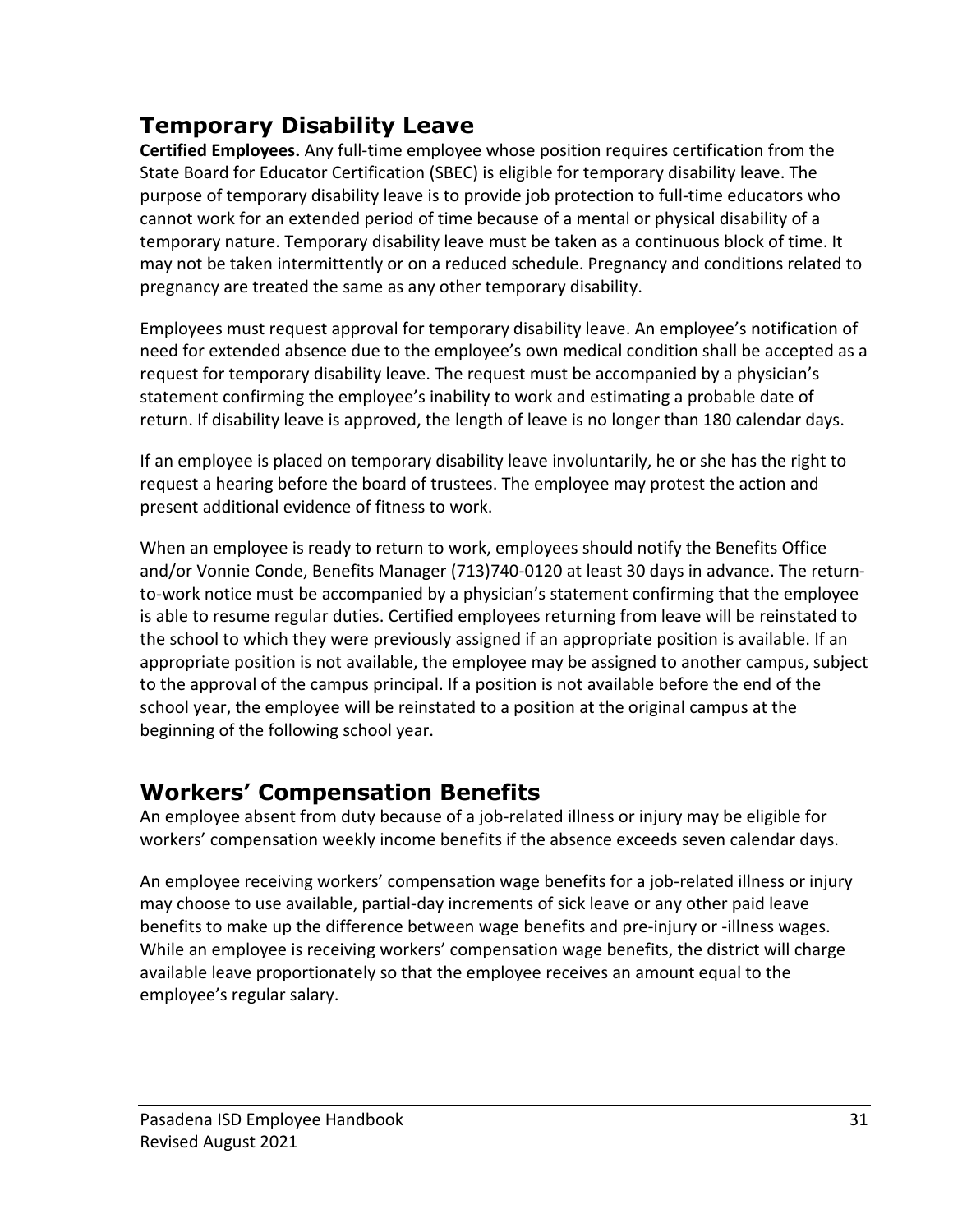## Temporary Disability Leave

**Certified Employees.** Any full-time employee whose position requires certification from the State Board for Educator Certification (SBEC) is eligible for temporary disability leave. The purpose of temporary disability leave is to provide job protection to full-time educators who cannot work for an extended period of time because of a mental or physical disability of a temporary nature. Temporary disability leave must be taken as a continuous block of time. It may not be taken intermittently or on a reduced schedule. Pregnancy and conditions related to pregnancy are treated the same as any other temporary disability.

Employees must request approval for temporary disability leave. An employee's notification of need for extended absence due to the employee's own medical condition shall be accepted as a request for temporary disability leave. The request must be accompanied by a physician's statement confirming the employee's inability to work and estimating a probable date of return. If disability leave is approved, the length of leave is no longer than 180 calendar days.

If an employee is placed on temporary disability leave involuntarily, he or she has the right to request a hearing before the board of trustees. The employee may protest the action and present additional evidence of fitness to work.

When an employee is ready to return to work, employees should notify the Benefits Office and/or Vonnie Conde, Benefits Manager (713)740-0120 at least 30 days in advance. The return-to-work notice must be accompanied by a physician's statement confirming that the employee is able to resume regular duties. Certified employees returning from leave will be reinstated to the school to which they were previously assigned if an appropriate position is available. If an appropriate position is not available, the employee may be assigned to another campus, subject to the approval of the campus principal. If a position is not available before the end of the school year, the employee will be reinstated to a position at the original campus at the beginning of the following school year.

## Workers' Compensation Benefits

An employee absent from duty because of a job-related illness or injury may be eligible for workers' compensation weekly income benefits if the absence exceeds seven calendar days.

An employee receiving workers' compensation wage benefits for a job-related illness or injury may choose to use available, partial-day increments of sick leave or any other paid leave benefits to make up the difference between wage benefits and pre-injury or -illness wages. While an employee is receiving workers' compensation wage benefits, the district will charge available leave proportionately so that the employee receives an amount equal to the employee's regular salary.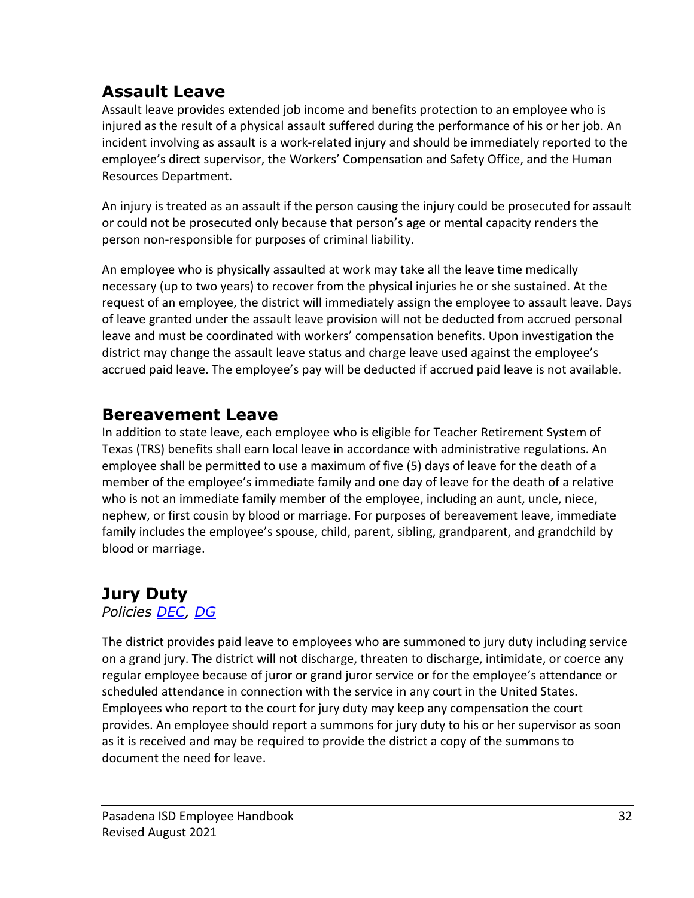## Assault Leave

Assault leave provides extended job income and benefits protection to an employee who is injured as the result of a physical assault suffered during the performance of his or her job. An incident involving as assault is a work-related injury and should be immediately reported to the employee's direct supervisor, the Workers' Compensation and Safety Office, and the Human Resources Department.

An injury is treated as an assault if the person causing the injury could be prosecuted for assault or could not be prosecuted only because that person's age or mental capacity renders the person non-responsible for purposes of criminal liability.

An employee who is physically assaulted at work may take all the leave time medically necessary (up to two years) to recover from the physical injuries he or she sustained. At the request of an employee, the district will immediately assign the employee to assault leave. Days of leave granted under the assault leave provision will not be deducted from accrued personal leave and must be coordinated with workers' compensation benefits. Upon investigation the district may change the assault leave status and charge leave used against the employee's accrued paid leave. The employee's pay will be deducted if accrued paid leave is not available.

## Bereavement Leave

In addition to state leave, each employee who is eligible for Teacher Retirement System of Texas (TRS) benefits shall earn local leave in accordance with administrative regulations. An employee shall be permitted to use a maximum of five (5) days of leave for the death of a member of the employee's immediate family and one day of leave for the death of a relative who is not an immediate family member of the employee, including an aunt, uncle, niece, nephew, or first cousin by blood or marriage. For purposes of bereavement leave, immediate family includes the employee's spouse, child, parent, sibling, grandparent, and grandchild by blood or marriage.

## Jury Duty

*Policies DEC, DG*

The district provides paid leave to employees who are summoned to jury duty including service on a grand jury. The district will not discharge, threaten to discharge, intimidate, or coerce any regular employee because of juror or grand juror service or for the employee's attendance or scheduled attendance in connection with the service in any court in the United States. Employees who report to the court for jury duty may keep any compensation the court provides. An employee should report a summons for jury duty to his or her supervisor as soon as it is received and may be required to provide the district a copy of the summons to document the need for leave.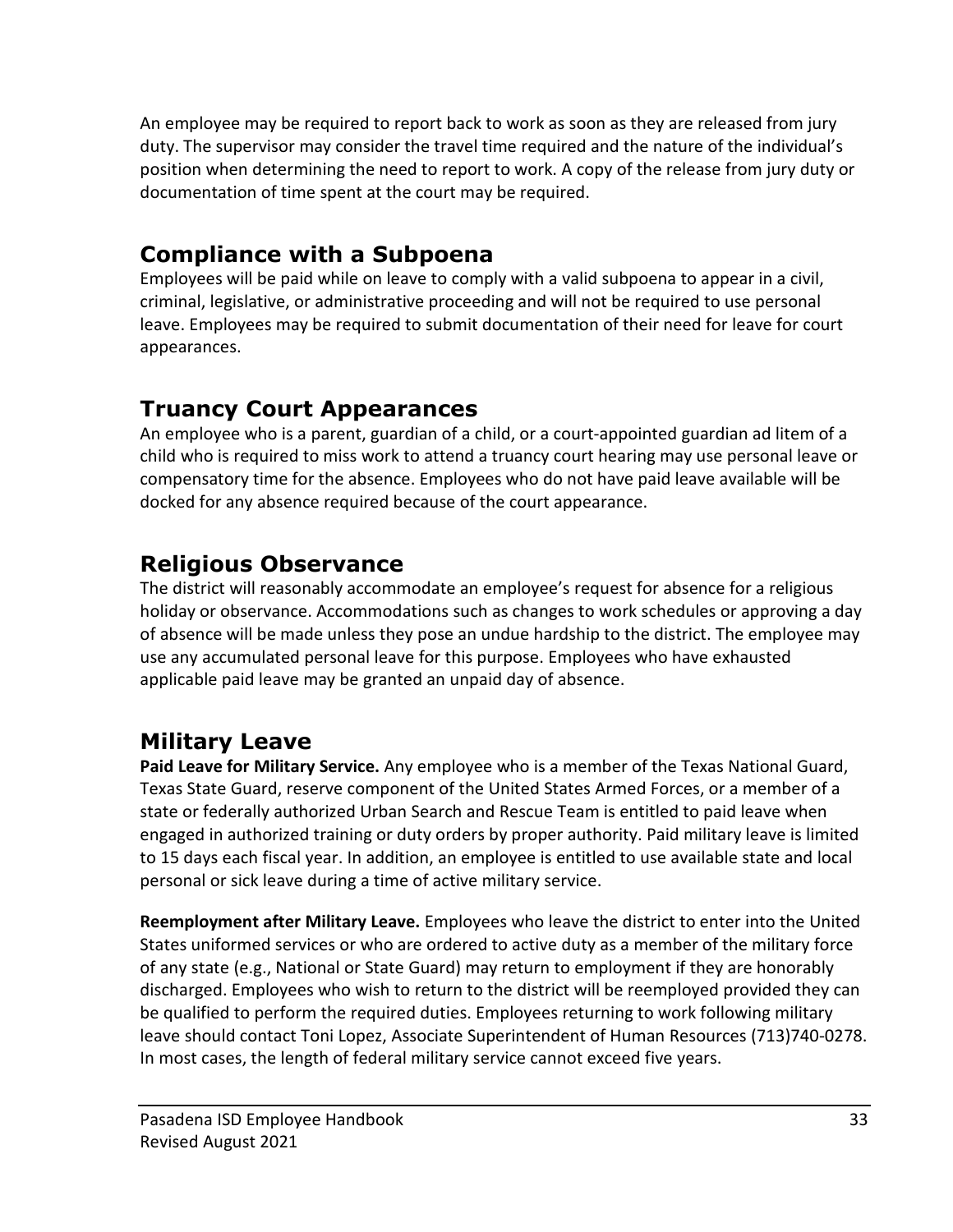An employee may be required to report back to work as soon as they are released from jury duty. The supervisor may consider the travel time required and the nature of the individual's position when determining the need to report to work. A copy of the release from jury duty or documentation of time spent at the court may be required.

## Compliance with a Subpoena

Employees will be paid while on leave to comply with a valid subpoena to appear in a civil, criminal, legislative, or administrative proceeding and will not be required to use personal leave. Employees may be required to submit documentation of their need for leave for court appearances.

## Truancy Court Appearances

An employee who is a parent, guardian of a child, or a court-appointed guardian ad litem of a child who is required to miss work to attend a truancy court hearing may use personal leave or compensatory time for the absence. Employees who do not have paid leave available will be docked for any absence required because of the court appearance.

## Religious Observance

The district will reasonably accommodate an employee's request for absence for a religious holiday or observance. Accommodations such as changes to work schedules or approving a day of absence will be made unless they pose an undue hardship to the district. The employee may use any accumulated personal leave for this purpose. Employees who have exhausted applicable paid leave may be granted an unpaid day of absence.

## Military Leave

**Paid Leave for Military Service.** Any employee who is a member of the Texas National Guard, Texas State Guard, reserve component of the United States Armed Forces, or a member of a state or federally authorized Urban Search and Rescue Team is entitled to paid leave when engaged in authorized training or duty orders by proper authority. Paid military leave is limited to 15 days each fiscal year. In addition, an employee is entitled to use available state and local personal or sick leave during a time of active military service.

**Reemployment after Military Leave.** Employees who leave the district to enter into the United States uniformed services or who are ordered to active duty as a member of the military force of any state (e.g., National or State Guard) may return to employment if they are honorably discharged. Employees who wish to return to the district will be reemployed provided they can be qualified to perform the required duties. Employees returning to work following military leave should contact Toni Lopez, Associate Superintendent of Human Resources (713)740-0278. In most cases, the length of federal military service cannot exceed five years.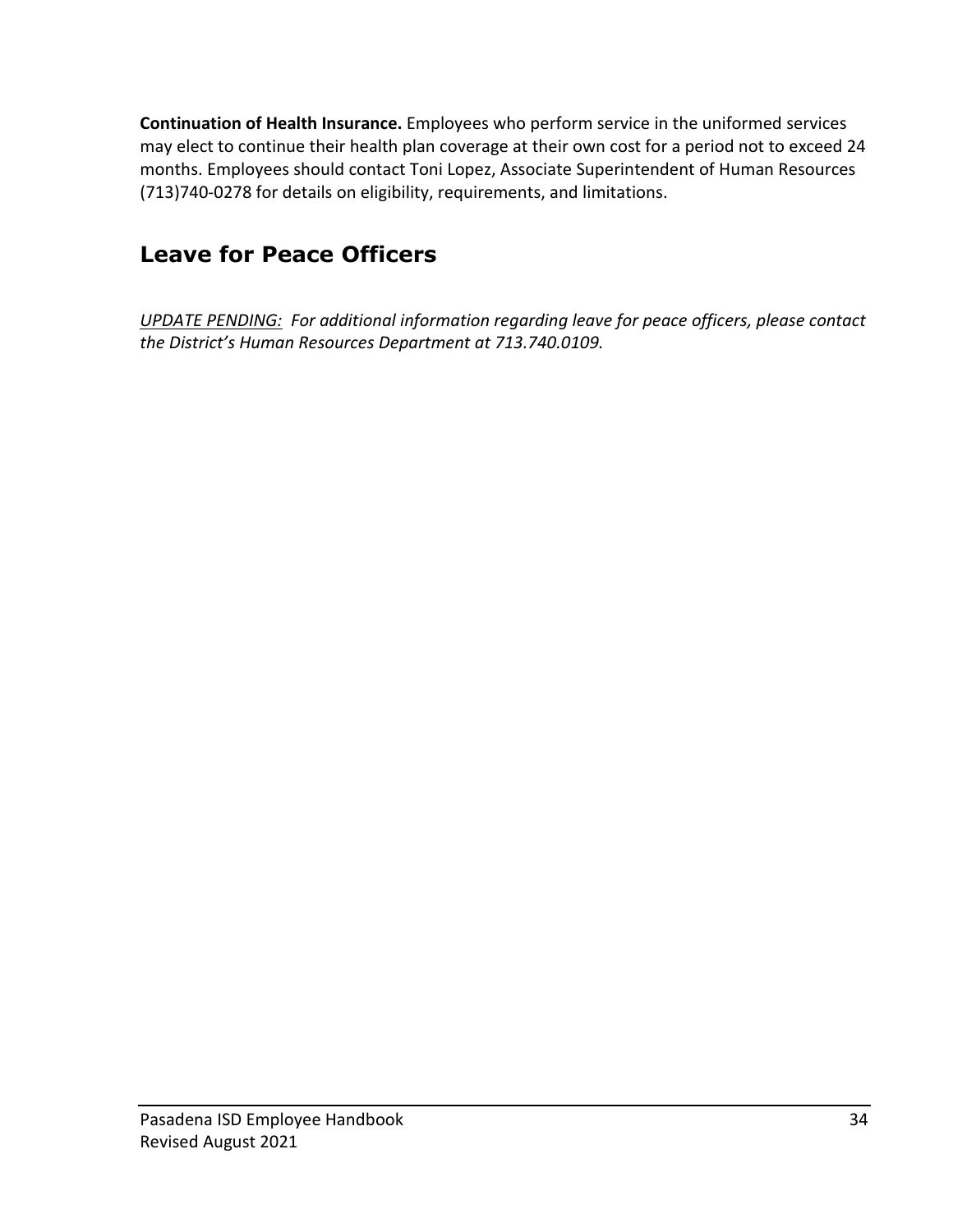**Continuation of Health Insurance.** Employees who perform service in the uniformed services may elect to continue their health plan coverage at their own cost for a period not to exceed 24 months. Employees should contact Toni Lopez, Associate Superintendent of Human Resources (713)740-0278 for details on eligibility, requirements, and limitations.

## Leave for Peace Officers

*UPDATE PENDING: For additional information regarding leave for peace officers, please contact the District's Human Resources Department at 713.740.0109.*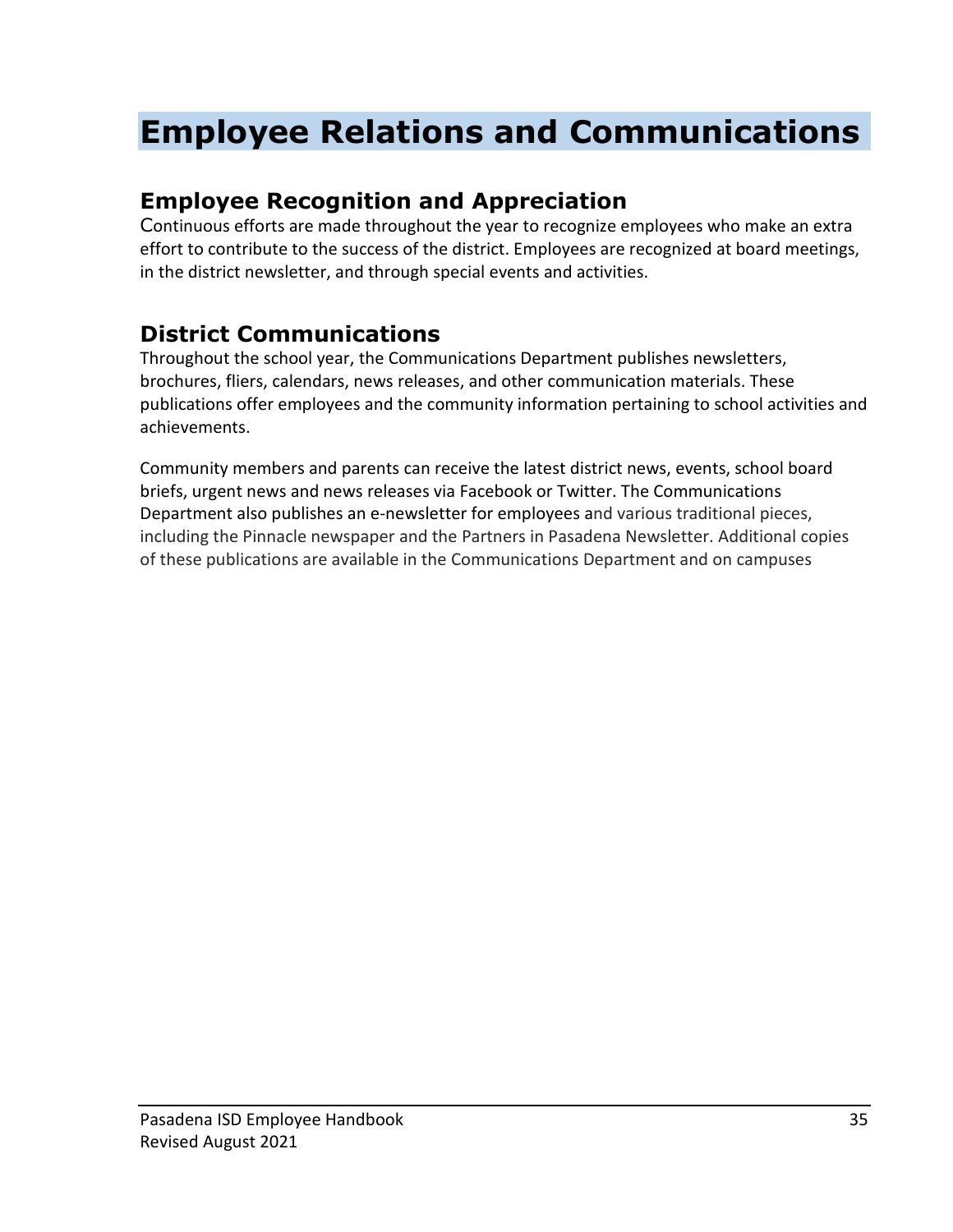# Employee Relations and Communications

## Employee Recognition and Appreciation

Continuous efforts are made throughout the year to recognize employees who make an extra effort to contribute to the success of the district. Employees are recognized at board meetings, in the district newsletter, and through special events and activities.

## District Communications

Throughout the school year, the Communications Department publishes newsletters, brochures, fliers, calendars, news releases, and other communication materials. These publications offer employees and the community information pertaining to school activities and achievements.

Community members and parents can receive the latest district news, events, school board briefs, urgent news and news releases via Facebook or Twitter. The Communications Department also publishes an e-newsletter for employees and various traditional pieces, including the Pinnacle newspaper and the Partners in Pasadena Newsletter. Additional copies of these publications are available in the Communications Department and on campuses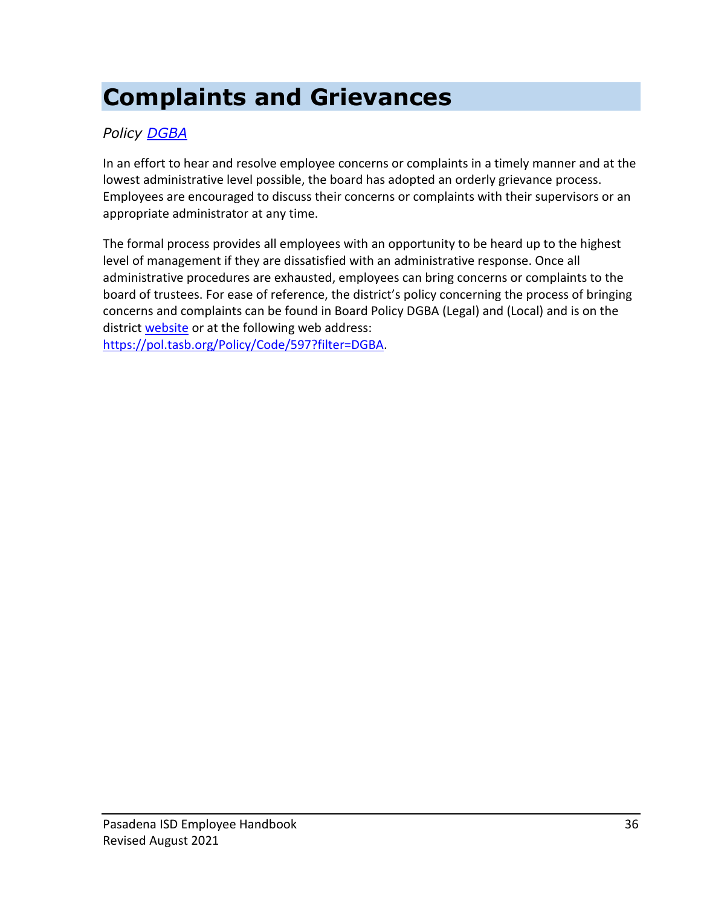# Complaints and Grievances

*Policy [DGBA](https://pol.tasb.org/Policy/Code/597?filter=DGBA)*

In an effort to hear and resolve employee concerns or complaints in a timely manner and at the lowest administrative level possible, the board has adopted an orderly grievance process. Employees are encouraged to discuss their concerns or complaints with their supervisors or an appropriate administrator at any time.

The formal process provides all employees with an opportunity to be heard up to the highest level of management if they are dissatisfied with an administrative response. Once all administrative procedures are exhausted, employees can bring concerns or complaints to the board of trustees. For ease of reference, the district's policy concerning the process of bringing concerns and complaints can be found in Board Policy DGBA (Legal) and (Local) and is on the district website or at the following web address: https://pol.tasb.org/Policy/Code/597?filter=DGBA.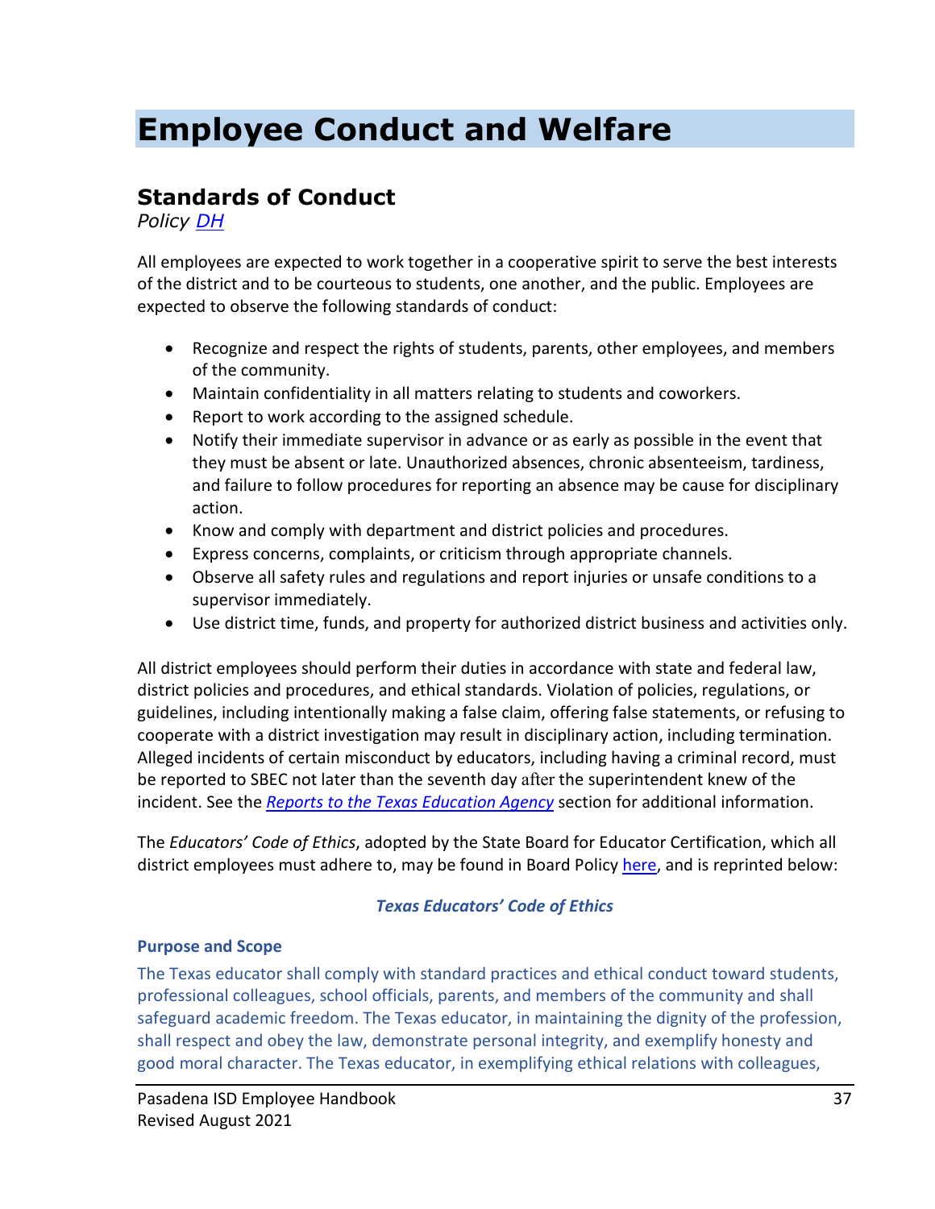# Employee Conduct and Welfare

## Standards of Conduct

*Policy [DH]*

All employees are expected to work together in a cooperative spirit to serve the best interests of the district and to be courteous to students, one another, and the public. Employees are expected to observe the following standards of conduct:

- Recognize and respect the rights of students, parents, other employees, and members of the community.
- Maintain confidentiality in all matters relating to students and coworkers.
- Report to work according to the assigned schedule.
- Notify their immediate supervisor in advance or as early as possible in the event that they must be absent or late. Unauthorized absences, chronic absenteeism, tardiness, and failure to follow procedures for reporting an absence may be cause for disciplinary action.
- Know and comply with department and district policies and procedures.
- Express concerns, complaints, or criticism through appropriate channels.
- Observe all safety rules and regulations and report injuries or unsafe conditions to a supervisor immediately.
- Use district time, funds, and property for authorized district business and activities only.

All district employees should perform their duties in accordance with state and federal law, district policies and procedures, and ethical standards. Violation of policies, regulations, or guidelines, including intentionally making a false claim, offering false statements, or refusing to cooperate with a district investigation may result in disciplinary action, including termination. Alleged incidents of certain misconduct by educators, including having a criminal record, must be reported to SBEC not later than the seventh day after the superintendent knew of the incident. See the *Reports to the Texas Education Agency* section for additional information.

The *Educators' Code of Ethics*, adopted by the State Board for Educator Certification, which all district employees must adhere to, may be found in Board Policy here, and is reprinted below:

***Texas Educators' Code of Ethics***

**Purpose and Scope**

The Texas educator shall comply with standard practices and ethical conduct toward students, professional colleagues, school officials, parents, and members of the community and shall safeguard academic freedom. The Texas educator, in maintaining the dignity of the profession, shall respect and obey the law, demonstrate personal integrity, and exemplify honesty and good moral character. The Texas educator, in exemplifying ethical relations with colleagues,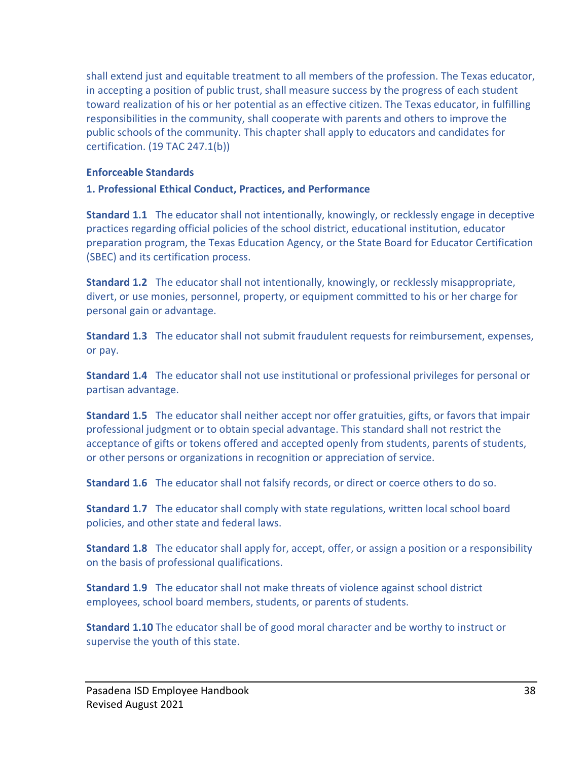shall extend just and equitable treatment to all members of the profession. The Texas educator, in accepting a position of public trust, shall measure success by the progress of each student toward realization of his or her potential as an effective citizen. The Texas educator, in fulfilling responsibilities in the community, shall cooperate with parents and others to improve the public schools of the community. This chapter shall apply to educators and candidates for certification. (19 TAC 247.1(b))

### Enforceable Standards

#### 1. Professional Ethical Conduct, Practices, and Performance

**Standard 1.1** The educator shall not intentionally, knowingly, or recklessly engage in deceptive practices regarding official policies of the school district, educational institution, educator preparation program, the Texas Education Agency, or the State Board for Educator Certification (SBEC) and its certification process.

**Standard 1.2** The educator shall not intentionally, knowingly, or recklessly misappropriate, divert, or use monies, personnel, property, or equipment committed to his or her charge for personal gain or advantage.

**Standard 1.3** The educator shall not submit fraudulent requests for reimbursement, expenses, or pay.

**Standard 1.4** The educator shall not use institutional or professional privileges for personal or partisan advantage.

**Standard 1.5** The educator shall neither accept nor offer gratuities, gifts, or favors that impair professional judgment or to obtain special advantage. This standard shall not restrict the acceptance of gifts or tokens offered and accepted openly from students, parents of students, or other persons or organizations in recognition or appreciation of service.

**Standard 1.6** The educator shall not falsify records, or direct or coerce others to do so.

**Standard 1.7** The educator shall comply with state regulations, written local school board policies, and other state and federal laws.

**Standard 1.8** The educator shall apply for, accept, offer, or assign a position or a responsibility on the basis of professional qualifications.

**Standard 1.9** The educator shall not make threats of violence against school district employees, school board members, students, or parents of students.

**Standard 1.10** The educator shall be of good moral character and be worthy to instruct or supervise the youth of this state.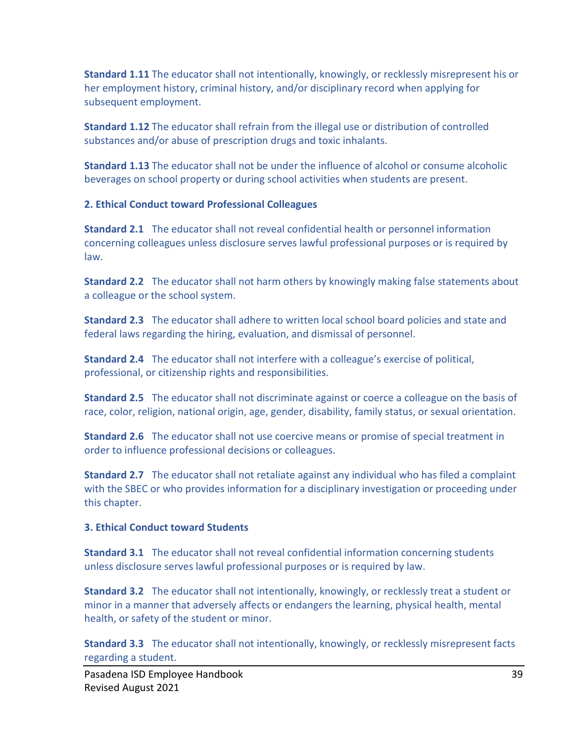**Standard 1.11** The educator shall not intentionally, knowingly, or recklessly misrepresent his or her employment history, criminal history, and/or disciplinary record when applying for subsequent employment.

**Standard 1.12** The educator shall refrain from the illegal use or distribution of controlled substances and/or abuse of prescription drugs and toxic inhalants.

**Standard 1.13** The educator shall not be under the influence of alcohol or consume alcoholic beverages on school property or during school activities when students are present.

**2. Ethical Conduct toward Professional Colleagues**

**Standard 2.1** The educator shall not reveal confidential health or personnel information concerning colleagues unless disclosure serves lawful professional purposes or is required by law.

**Standard 2.2** The educator shall not harm others by knowingly making false statements about a colleague or the school system.

**Standard 2.3** The educator shall adhere to written local school board policies and state and federal laws regarding the hiring, evaluation, and dismissal of personnel.

**Standard 2.4** The educator shall not interfere with a colleague's exercise of political, professional, or citizenship rights and responsibilities.

**Standard 2.5** The educator shall not discriminate against or coerce a colleague on the basis of race, color, religion, national origin, age, gender, disability, family status, or sexual orientation.

**Standard 2.6** The educator shall not use coercive means or promise of special treatment in order to influence professional decisions or colleagues.

**Standard 2.7** The educator shall not retaliate against any individual who has filed a complaint with the SBEC or who provides information for a disciplinary investigation or proceeding under this chapter.

**3. Ethical Conduct toward Students**

**Standard 3.1** The educator shall not reveal confidential information concerning students unless disclosure serves lawful professional purposes or is required by law.

**Standard 3.2** The educator shall not intentionally, knowingly, or recklessly treat a student or minor in a manner that adversely affects or endangers the learning, physical health, mental health, or safety of the student or minor.

**Standard 3.3** The educator shall not intentionally, knowingly, or recklessly misrepresent facts regarding a student.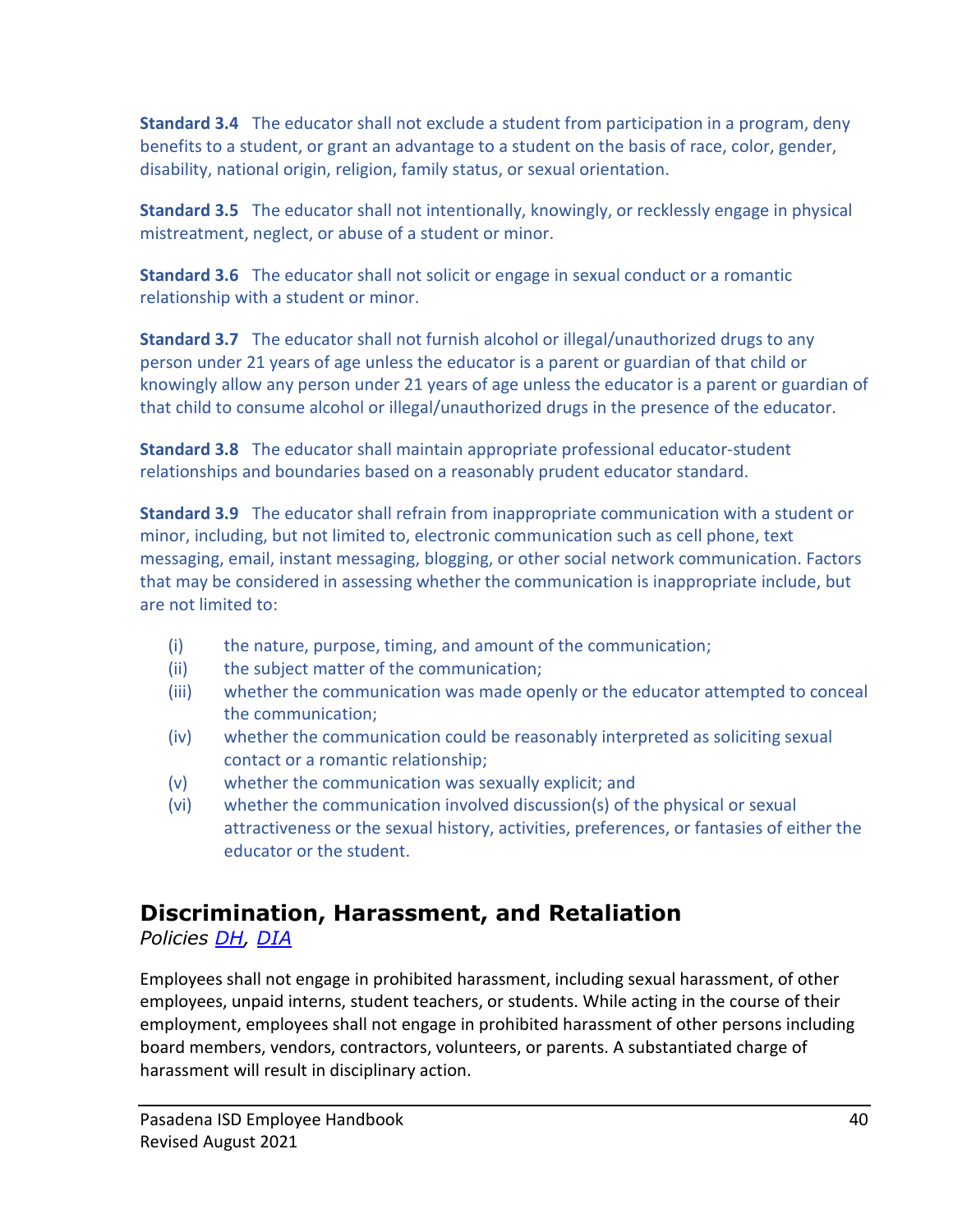**Standard 3.4** The educator shall not exclude a student from participation in a program, deny benefits to a student, or grant an advantage to a student on the basis of race, color, gender, disability, national origin, religion, family status, or sexual orientation.

**Standard 3.5** The educator shall not intentionally, knowingly, or recklessly engage in physical mistreatment, neglect, or abuse of a student or minor.

**Standard 3.6** The educator shall not solicit or engage in sexual conduct or a romantic relationship with a student or minor.

**Standard 3.7** The educator shall not furnish alcohol or illegal/unauthorized drugs to any person under 21 years of age unless the educator is a parent or guardian of that child or knowingly allow any person under 21 years of age unless the educator is a parent or guardian of that child to consume alcohol or illegal/unauthorized drugs in the presence of the educator.

**Standard 3.8** The educator shall maintain appropriate professional educator-student relationships and boundaries based on a reasonably prudent educator standard.

**Standard 3.9** The educator shall refrain from inappropriate communication with a student or minor, including, but not limited to, electronic communication such as cell phone, text messaging, email, instant messaging, blogging, or other social network communication. Factors that may be considered in assessing whether the communication is inappropriate include, but are not limited to:

- (i) the nature, purpose, timing, and amount of the communication;
- (ii) the subject matter of the communication;
- (iii) whether the communication was made openly or the educator attempted to conceal the communication;
- (iv) whether the communication could be reasonably interpreted as soliciting sexual contact or a romantic relationship;
- (v) whether the communication was sexually explicit; and
- (vi) whether the communication involved discussion(s) of the physical or sexual attractiveness or the sexual history, activities, preferences, or fantasies of either the educator or the student.

## Discrimination, Harassment, and Retaliation

*Policies DH, DIA*

Employees shall not engage in prohibited harassment, including sexual harassment, of other employees, unpaid interns, student teachers, or students. While acting in the course of their employment, employees shall not engage in prohibited harassment of other persons including board members, vendors, contractors, volunteers, or parents. A substantiated charge of harassment will result in disciplinary action.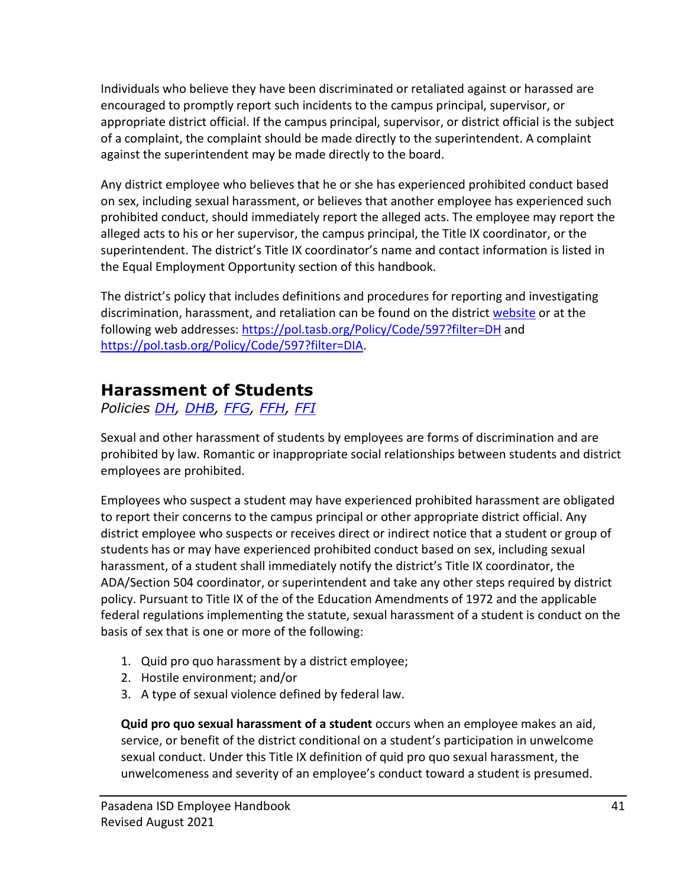Individuals who believe they have been discriminated or retaliated against or harassed are encouraged to promptly report such incidents to the campus principal, supervisor, or appropriate district official. If the campus principal, supervisor, or district official is the subject of a complaint, the complaint should be made directly to the superintendent. A complaint against the superintendent may be made directly to the board.

Any district employee who believes that he or she has experienced prohibited conduct based on sex, including sexual harassment, or believes that another employee has experienced such prohibited conduct, should immediately report the alleged acts. The employee may report the alleged acts to his or her supervisor, the campus principal, the Title IX coordinator, or the superintendent. The district's Title IX coordinator's name and contact information is listed in the Equal Employment Opportunity section of this handbook.

The district's policy that includes definitions and procedures for reporting and investigating discrimination, harassment, and retaliation can be found on the district [website]() or at the following web addresses: [https://pol.tasb.org/Policy/Code/597?filter=DH](https://pol.tasb.org/Policy/Code/597?filter=DH) and [https://pol.tasb.org/Policy/Code/597?filter=DIA](https://pol.tasb.org/Policy/Code/597?filter=DIA).

## Harassment of Students

*Policies [DH](), [DHB](), [FFG](), [FFH](), [FFI]()*

Sexual and other harassment of students by employees are forms of discrimination and are prohibited by law. Romantic or inappropriate social relationships between students and district employees are prohibited.

Employees who suspect a student may have experienced prohibited harassment are obligated to report their concerns to the campus principal or other appropriate district official. Any district employee who suspects or receives direct or indirect notice that a student or group of students has or may have experienced prohibited conduct based on sex, including sexual harassment, of a student shall immediately notify the district's Title IX coordinator, the ADA/Section 504 coordinator, or superintendent and take any other steps required by district policy. Pursuant to Title IX of the of the Education Amendments of 1972 and the applicable federal regulations implementing the statute, sexual harassment of a student is conduct on the basis of sex that is one or more of the following:

1. Quid pro quo harassment by a district employee;
2. Hostile environment; and/or
3. A type of sexual violence defined by federal law.

**Quid pro quo sexual harassment of a student** occurs when an employee makes an aid, service, or benefit of the district conditional on a student's participation in unwelcome sexual conduct. Under this Title IX definition of quid pro quo sexual harassment, the unwelcomeness and severity of an employee's conduct toward a student is presumed.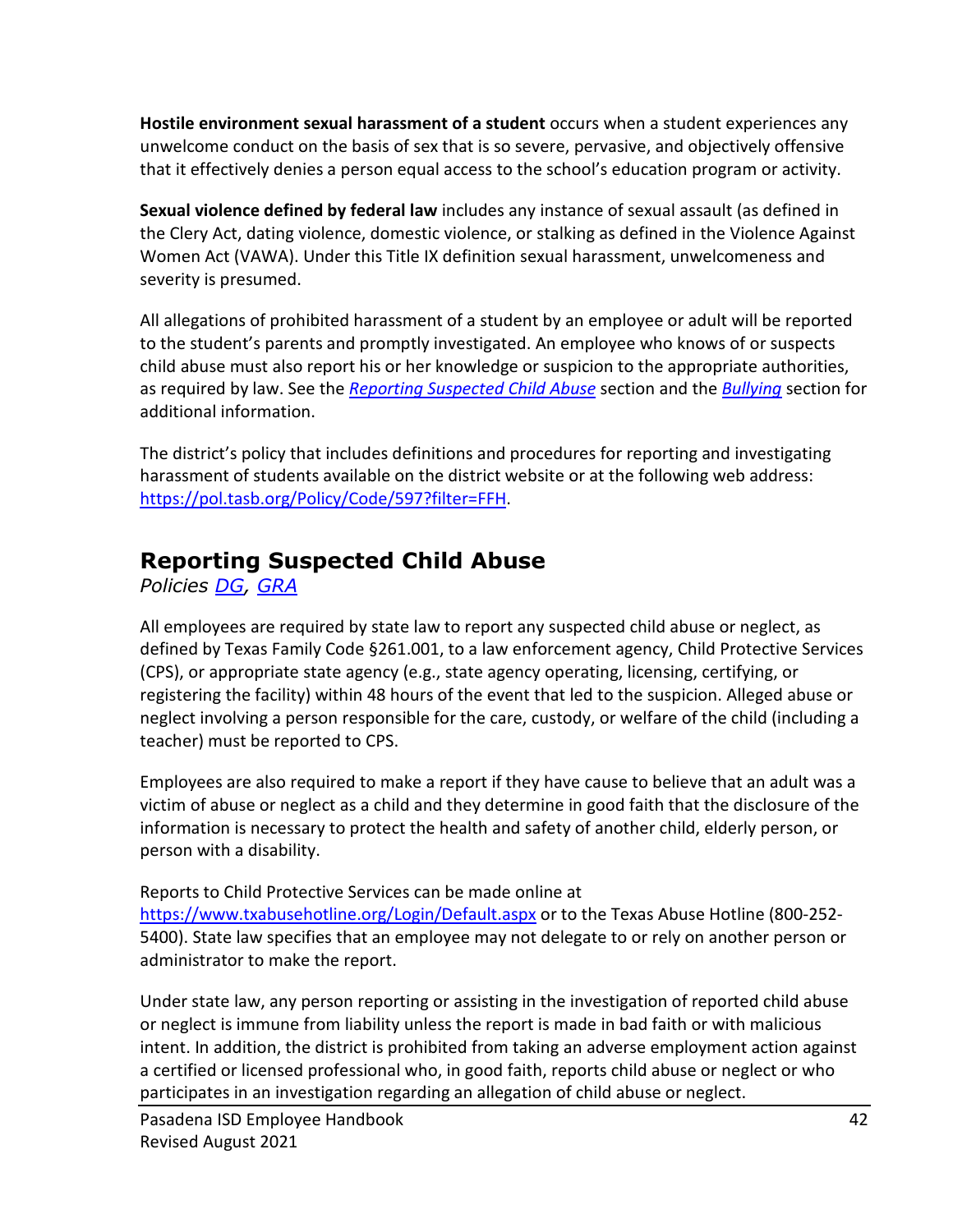**Hostile environment sexual harassment of a student** occurs when a student experiences any unwelcome conduct on the basis of sex that is so severe, pervasive, and objectively offensive that it effectively denies a person equal access to the school's education program or activity.

**Sexual violence defined by federal law** includes any instance of sexual assault (as defined in the Clery Act, dating violence, domestic violence, or stalking as defined in the Violence Against Women Act (VAWA). Under this Title IX definition sexual harassment, unwelcomeness and severity is presumed.

All allegations of prohibited harassment of a student by an employee or adult will be reported to the student's parents and promptly investigated. An employee who knows of or suspects child abuse must also report his or her knowledge or suspicion to the appropriate authorities, as required by law. See the *[Reporting Suspected Child Abuse]()* section and the *[Bullying]()* section for additional information.

The district's policy that includes definitions and procedures for reporting and investigating harassment of students available on the district website or at the following web address: [https://pol.tasb.org/Policy/Code/597?filter=FFH](https://pol.tasb.org/Policy/Code/597?filter=FFH).

## Reporting Suspected Child Abuse

*Policies [DG](), [GRA]()*

All employees are required by state law to report any suspected child abuse or neglect, as defined by Texas Family Code §261.001, to a law enforcement agency, Child Protective Services (CPS), or appropriate state agency (e.g., state agency operating, licensing, certifying, or registering the facility) within 48 hours of the event that led to the suspicion. Alleged abuse or neglect involving a person responsible for the care, custody, or welfare of the child (including a teacher) must be reported to CPS.

Employees are also required to make a report if they have cause to believe that an adult was a victim of abuse or neglect as a child and they determine in good faith that the disclosure of the information is necessary to protect the health and safety of another child, elderly person, or person with a disability.

Reports to Child Protective Services can be made online at [https://www.txabusehotline.org/Login/Default.aspx](https://www.txabusehotline.org/Login/Default.aspx) or to the Texas Abuse Hotline (800-252-5400). State law specifies that an employee may not delegate to or rely on another person or administrator to make the report.

Under state law, any person reporting or assisting in the investigation of reported child abuse or neglect is immune from liability unless the report is made in bad faith or with malicious intent. In addition, the district is prohibited from taking an adverse employment action against a certified or licensed professional who, in good faith, reports child abuse or neglect or who participates in an investigation regarding an allegation of child abuse or neglect.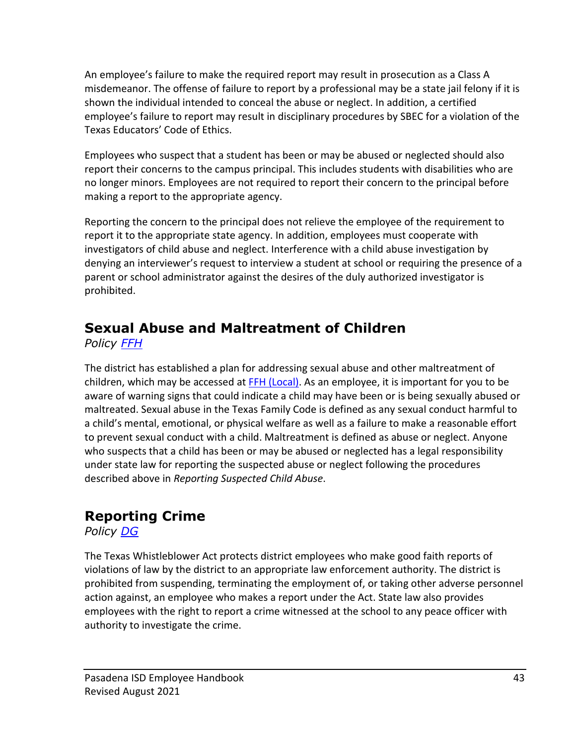An employee's failure to make the required report may result in prosecution as a Class A misdemeanor. The offense of failure to report by a professional may be a state jail felony if it is shown the individual intended to conceal the abuse or neglect. In addition, a certified employee's failure to report may result in disciplinary procedures by SBEC for a violation of the Texas Educators' Code of Ethics.

Employees who suspect that a student has been or may be abused or neglected should also report their concerns to the campus principal. This includes students with disabilities who are no longer minors. Employees are not required to report their concern to the principal before making a report to the appropriate agency.

Reporting the concern to the principal does not relieve the employee of the requirement to report it to the appropriate state agency. In addition, employees must cooperate with investigators of child abuse and neglect. Interference with a child abuse investigation by denying an interviewer's request to interview a student at school or requiring the presence of a parent or school administrator against the desires of the duly authorized investigator is prohibited.

## Sexual Abuse and Maltreatment of Children

*Policy FFH*

The district has established a plan for addressing sexual abuse and other maltreatment of children, which may be accessed at FFH (Local). As an employee, it is important for you to be aware of warning signs that could indicate a child may have been or is being sexually abused or maltreated. Sexual abuse in the Texas Family Code is defined as any sexual conduct harmful to a child's mental, emotional, or physical welfare as well as a failure to make a reasonable effort to prevent sexual conduct with a child. Maltreatment is defined as abuse or neglect. Anyone who suspects that a child has been or may be abused or neglected has a legal responsibility under state law for reporting the suspected abuse or neglect following the procedures described above in *Reporting Suspected Child Abuse*.

## Reporting Crime

*Policy DG*

The Texas Whistleblower Act protects district employees who make good faith reports of violations of law by the district to an appropriate law enforcement authority. The district is prohibited from suspending, terminating the employment of, or taking other adverse personnel action against, an employee who makes a report under the Act. State law also provides employees with the right to report a crime witnessed at the school to any peace officer with authority to investigate the crime.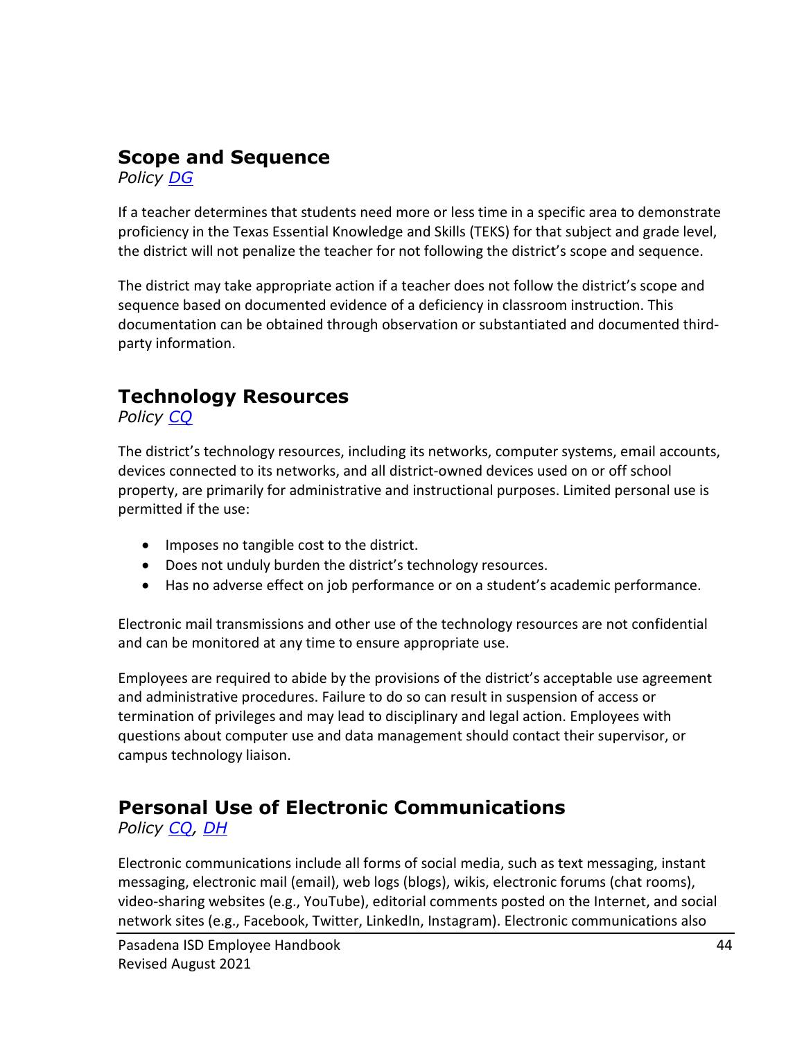## Scope and Sequence

*Policy DG*

If a teacher determines that students need more or less time in a specific area to demonstrate proficiency in the Texas Essential Knowledge and Skills (TEKS) for that subject and grade level, the district will not penalize the teacher for not following the district's scope and sequence.

The district may take appropriate action if a teacher does not follow the district's scope and sequence based on documented evidence of a deficiency in classroom instruction. This documentation can be obtained through observation or substantiated and documented third-party information.

## Technology Resources

*Policy CQ*

The district's technology resources, including its networks, computer systems, email accounts, devices connected to its networks, and all district-owned devices used on or off school property, are primarily for administrative and instructional purposes. Limited personal use is permitted if the use:

- Imposes no tangible cost to the district.
- Does not unduly burden the district's technology resources.
- Has no adverse effect on job performance or on a student's academic performance.

Electronic mail transmissions and other use of the technology resources are not confidential and can be monitored at any time to ensure appropriate use.

Employees are required to abide by the provisions of the district's acceptable use agreement and administrative procedures. Failure to do so can result in suspension of access or termination of privileges and may lead to disciplinary and legal action. Employees with questions about computer use and data management should contact their supervisor, or campus technology liaison.

## Personal Use of Electronic Communications

*Policy CQ, DH*

Electronic communications include all forms of social media, such as text messaging, instant messaging, electronic mail (email), web logs (blogs), wikis, electronic forums (chat rooms), video-sharing websites (e.g., YouTube), editorial comments posted on the Internet, and social network sites (e.g., Facebook, Twitter, LinkedIn, Instagram). Electronic communications also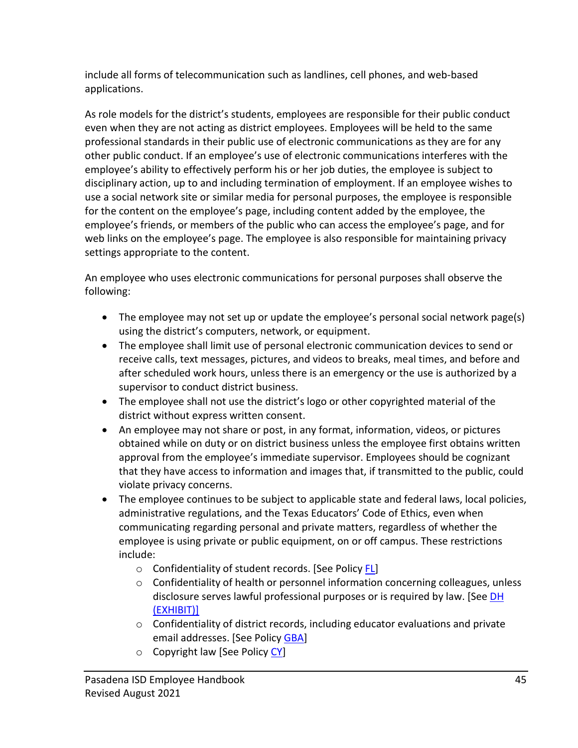include all forms of telecommunication such as landlines, cell phones, and web-based applications.

As role models for the district's students, employees are responsible for their public conduct even when they are not acting as district employees. Employees will be held to the same professional standards in their public use of electronic communications as they are for any other public conduct. If an employee's use of electronic communications interferes with the employee's ability to effectively perform his or her job duties, the employee is subject to disciplinary action, up to and including termination of employment. If an employee wishes to use a social network site or similar media for personal purposes, the employee is responsible for the content on the employee's page, including content added by the employee, the employee's friends, or members of the public who can access the employee's page, and for web links on the employee's page. The employee is also responsible for maintaining privacy settings appropriate to the content.

An employee who uses electronic communications for personal purposes shall observe the following:

- The employee may not set up or update the employee's personal social network page(s) using the district's computers, network, or equipment.
- The employee shall limit use of personal electronic communication devices to send or receive calls, text messages, pictures, and videos to breaks, meal times, and before and after scheduled work hours, unless there is an emergency or the use is authorized by a supervisor to conduct district business.
- The employee shall not use the district's logo or other copyrighted material of the district without express written consent.
- An employee may not share or post, in any format, information, videos, or pictures obtained while on duty or on district business unless the employee first obtains written approval from the employee's immediate supervisor. Employees should be cognizant that they have access to information and images that, if transmitted to the public, could violate privacy concerns.
- The employee continues to be subject to applicable state and federal laws, local policies, administrative regulations, and the Texas Educators' Code of Ethics, even when communicating regarding personal and private matters, regardless of whether the employee is using private or public equipment, on or off campus. These restrictions include:
  - Confidentiality of student records. [See Policy FL]
  - Confidentiality of health or personnel information concerning colleagues, unless disclosure serves lawful professional purposes or is required by law. [See DH (EXHIBIT)]
  - Confidentiality of district records, including educator evaluations and private email addresses. [See Policy GBA]
  - Copyright law [See Policy CY]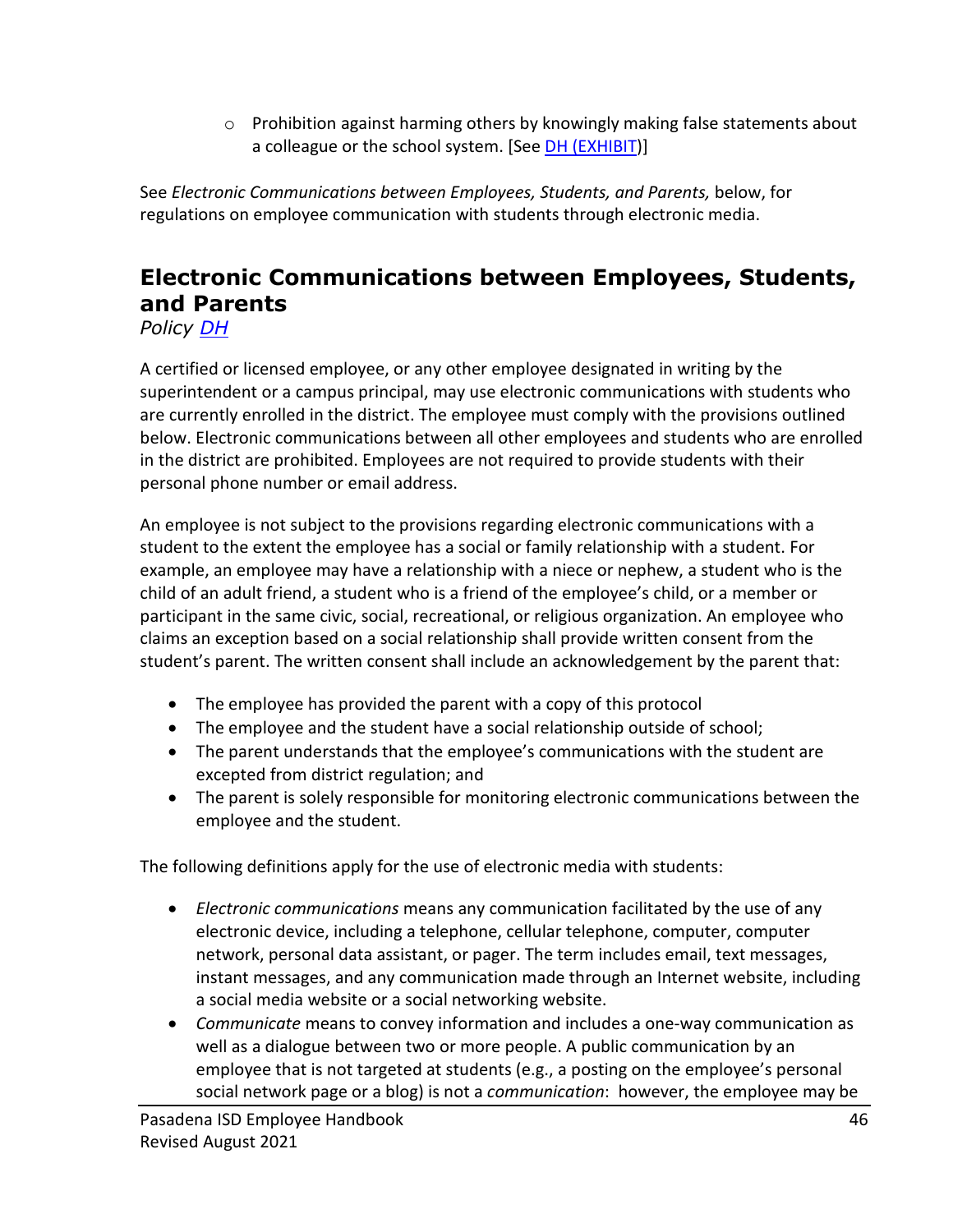- Prohibition against harming others by knowingly making false statements about a colleague or the school system. [See DH (EXHIBIT)]

See *Electronic Communications between Employees, Students, and Parents,* below, for regulations on employee communication with students through electronic media.

## Electronic Communications between Employees, Students, and Parents

*Policy DH*

A certified or licensed employee, or any other employee designated in writing by the superintendent or a campus principal, may use electronic communications with students who are currently enrolled in the district. The employee must comply with the provisions outlined below. Electronic communications between all other employees and students who are enrolled in the district are prohibited. Employees are not required to provide students with their personal phone number or email address.

An employee is not subject to the provisions regarding electronic communications with a student to the extent the employee has a social or family relationship with a student. For example, an employee may have a relationship with a niece or nephew, a student who is the child of an adult friend, a student who is a friend of the employee's child, or a member or participant in the same civic, social, recreational, or religious organization. An employee who claims an exception based on a social relationship shall provide written consent from the student's parent. The written consent shall include an acknowledgement by the parent that:

- The employee has provided the parent with a copy of this protocol
- The employee and the student have a social relationship outside of school;
- The parent understands that the employee's communications with the student are excepted from district regulation; and
- The parent is solely responsible for monitoring electronic communications between the employee and the student.

The following definitions apply for the use of electronic media with students:

- *Electronic communications* means any communication facilitated by the use of any electronic device, including a telephone, cellular telephone, computer, computer network, personal data assistant, or pager. The term includes email, text messages, instant messages, and any communication made through an Internet website, including a social media website or a social networking website.
- *Communicate* means to convey information and includes a one-way communication as well as a dialogue between two or more people. A public communication by an employee that is not targeted at students (e.g., a posting on the employee's personal social network page or a blog) is not a *communication*: however, the employee may be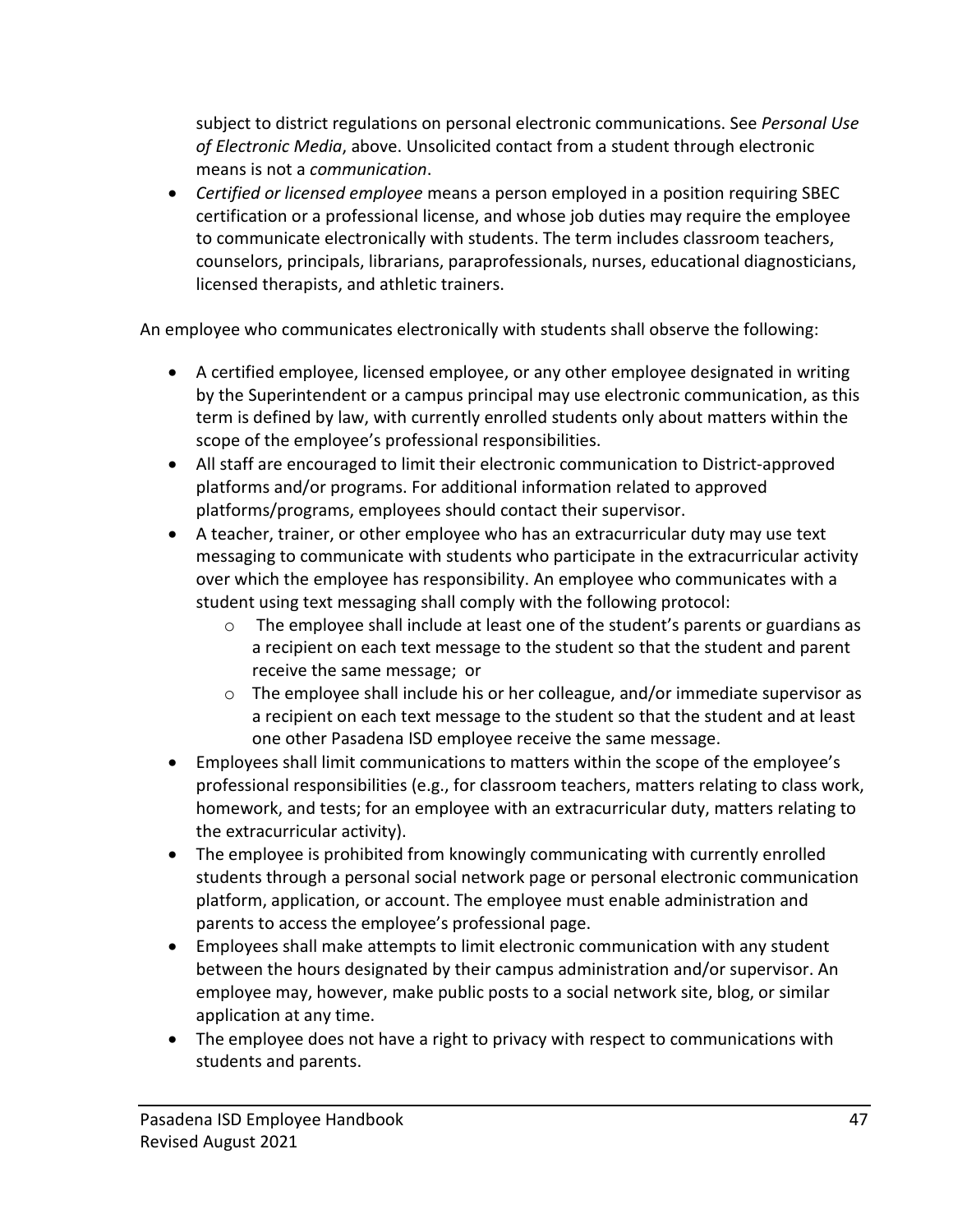subject to district regulations on personal electronic communications. See *Personal Use of Electronic Media*, above. Unsolicited contact from a student through electronic means is not a *communication*.

- *Certified or licensed employee* means a person employed in a position requiring SBEC certification or a professional license, and whose job duties may require the employee to communicate electronically with students. The term includes classroom teachers, counselors, principals, librarians, paraprofessionals, nurses, educational diagnosticians, licensed therapists, and athletic trainers.

An employee who communicates electronically with students shall observe the following:

- A certified employee, licensed employee, or any other employee designated in writing by the Superintendent or a campus principal may use electronic communication, as this term is defined by law, with currently enrolled students only about matters within the scope of the employee's professional responsibilities.
- All staff are encouraged to limit their electronic communication to District-approved platforms and/or programs. For additional information related to approved platforms/programs, employees should contact their supervisor.
- A teacher, trainer, or other employee who has an extracurricular duty may use text messaging to communicate with students who participate in the extracurricular activity over which the employee has responsibility. An employee who communicates with a student using text messaging shall comply with the following protocol:
  - The employee shall include at least one of the student's parents or guardians as a recipient on each text message to the student so that the student and parent receive the same message; or
  - The employee shall include his or her colleague, and/or immediate supervisor as a recipient on each text message to the student so that the student and at least one other Pasadena ISD employee receive the same message.
- Employees shall limit communications to matters within the scope of the employee's professional responsibilities (e.g., for classroom teachers, matters relating to class work, homework, and tests; for an employee with an extracurricular duty, matters relating to the extracurricular activity).
- The employee is prohibited from knowingly communicating with currently enrolled students through a personal social network page or personal electronic communication platform, application, or account. The employee must enable administration and parents to access the employee's professional page.
- Employees shall make attempts to limit electronic communication with any student between the hours designated by their campus administration and/or supervisor. An employee may, however, make public posts to a social network site, blog, or similar application at any time.
- The employee does not have a right to privacy with respect to communications with students and parents.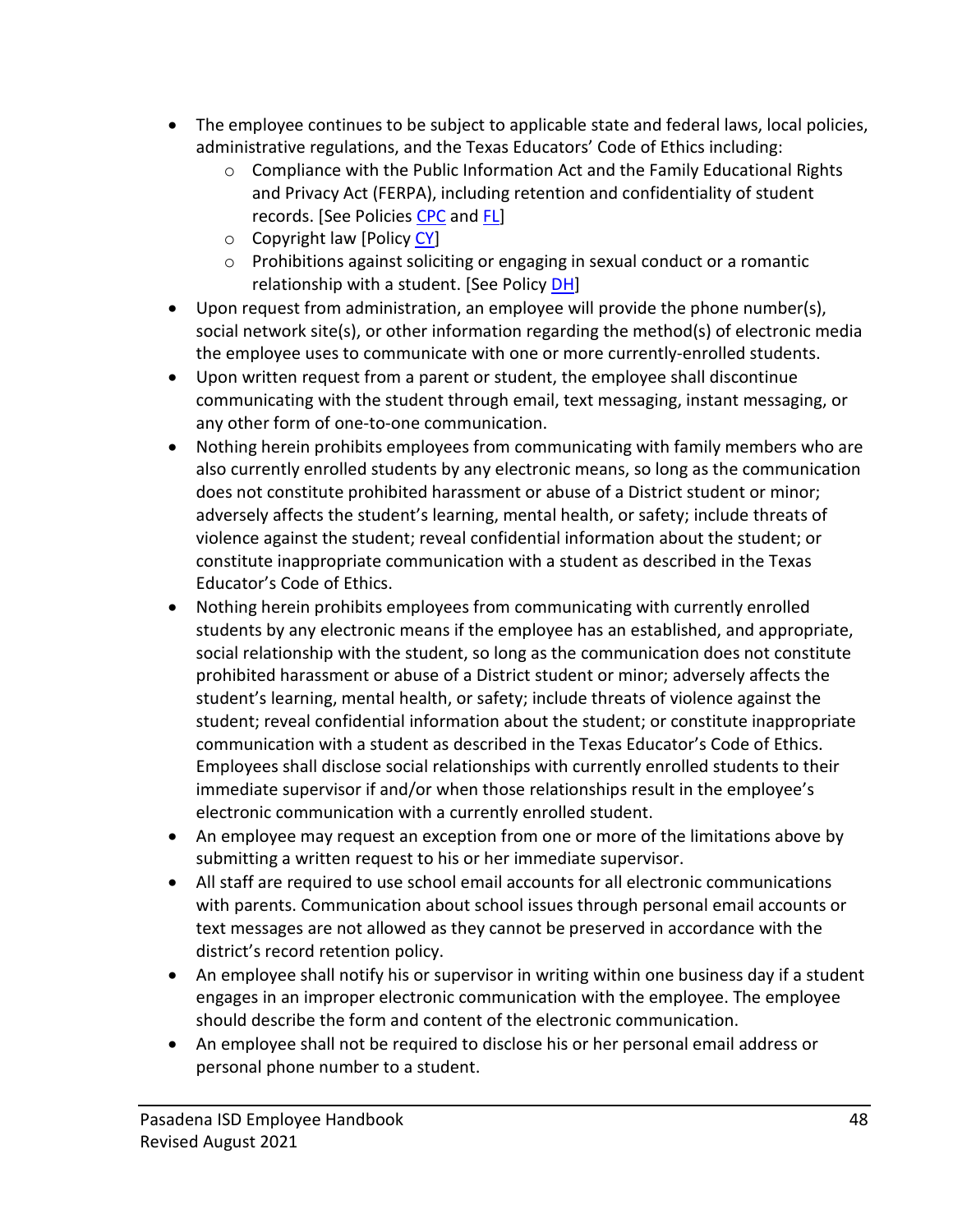- The employee continues to be subject to applicable state and federal laws, local policies, administrative regulations, and the Texas Educators' Code of Ethics including:
  - Compliance with the Public Information Act and the Family Educational Rights and Privacy Act (FERPA), including retention and confidentiality of student records. [See Policies CPC and FL]
  - Copyright law [Policy CY]
  - Prohibitions against soliciting or engaging in sexual conduct or a romantic relationship with a student. [See Policy DH]
- Upon request from administration, an employee will provide the phone number(s), social network site(s), or other information regarding the method(s) of electronic media the employee uses to communicate with one or more currently-enrolled students.
- Upon written request from a parent or student, the employee shall discontinue communicating with the student through email, text messaging, instant messaging, or any other form of one-to-one communication.
- Nothing herein prohibits employees from communicating with family members who are also currently enrolled students by any electronic means, so long as the communication does not constitute prohibited harassment or abuse of a District student or minor; adversely affects the student's learning, mental health, or safety; include threats of violence against the student; reveal confidential information about the student; or constitute inappropriate communication with a student as described in the Texas Educator's Code of Ethics.
- Nothing herein prohibits employees from communicating with currently enrolled students by any electronic means if the employee has an established, and appropriate, social relationship with the student, so long as the communication does not constitute prohibited harassment or abuse of a District student or minor; adversely affects the student's learning, mental health, or safety; include threats of violence against the student; reveal confidential information about the student; or constitute inappropriate communication with a student as described in the Texas Educator's Code of Ethics. Employees shall disclose social relationships with currently enrolled students to their immediate supervisor if and/or when those relationships result in the employee's electronic communication with a currently enrolled student.
- An employee may request an exception from one or more of the limitations above by submitting a written request to his or her immediate supervisor.
- All staff are required to use school email accounts for all electronic communications with parents. Communication about school issues through personal email accounts or text messages are not allowed as they cannot be preserved in accordance with the district's record retention policy.
- An employee shall notify his or supervisor in writing within one business day if a student engages in an improper electronic communication with the employee. The employee should describe the form and content of the electronic communication.
- An employee shall not be required to disclose his or her personal email address or personal phone number to a student.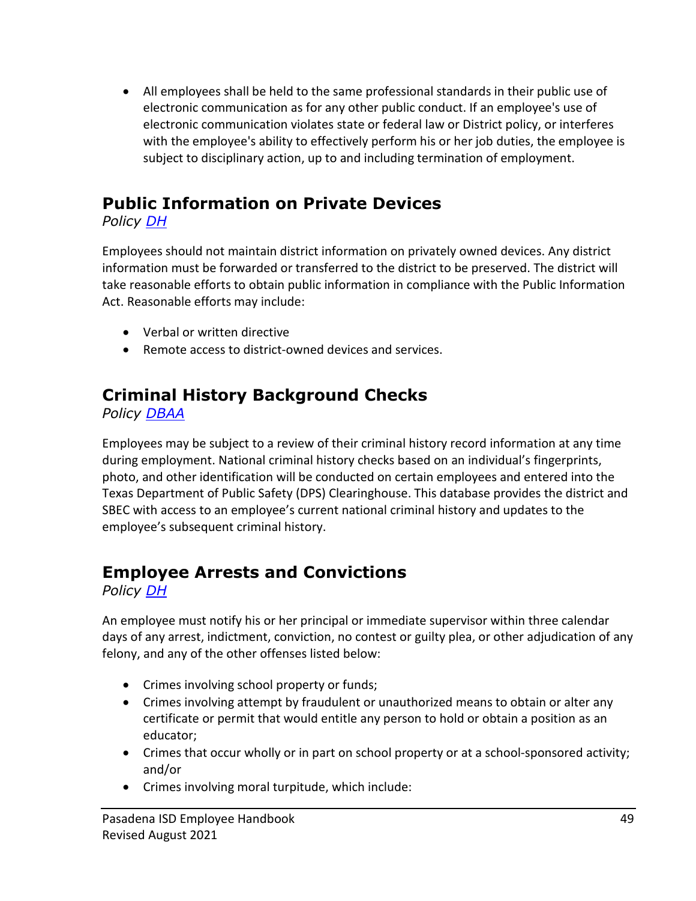- All employees shall be held to the same professional standards in their public use of electronic communication as for any other public conduct. If an employee's use of electronic communication violates state or federal law or District policy, or interferes with the employee's ability to effectively perform his or her job duties, the employee is subject to disciplinary action, up to and including termination of employment.

## Public Information on Private Devices

*Policy [DH]*

Employees should not maintain district information on privately owned devices. Any district information must be forwarded or transferred to the district to be preserved. The district will take reasonable efforts to obtain public information in compliance with the Public Information Act. Reasonable efforts may include:

- Verbal or written directive
- Remote access to district-owned devices and services.

## Criminal History Background Checks

*Policy [DBAA]*

Employees may be subject to a review of their criminal history record information at any time during employment. National criminal history checks based on an individual's fingerprints, photo, and other identification will be conducted on certain employees and entered into the Texas Department of Public Safety (DPS) Clearinghouse. This database provides the district and SBEC with access to an employee's current national criminal history and updates to the employee's subsequent criminal history.

## Employee Arrests and Convictions

*Policy [DH]*

An employee must notify his or her principal or immediate supervisor within three calendar days of any arrest, indictment, conviction, no contest or guilty plea, or other adjudication of any felony, and any of the other offenses listed below:

- Crimes involving school property or funds;
- Crimes involving attempt by fraudulent or unauthorized means to obtain or alter any certificate or permit that would entitle any person to hold or obtain a position as an educator;
- Crimes that occur wholly or in part on school property or at a school-sponsored activity; and/or
- Crimes involving moral turpitude, which include: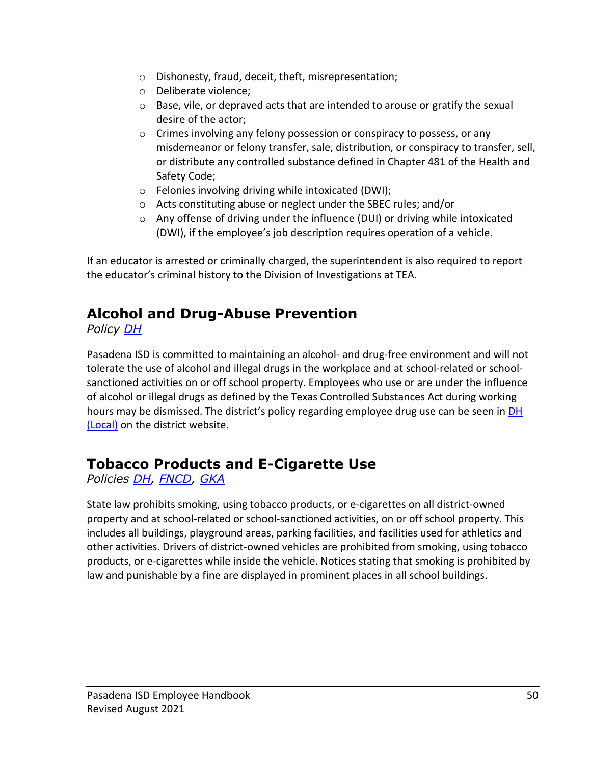- Dishonesty, fraud, deceit, theft, misrepresentation;
- Deliberate violence;
- Base, vile, or depraved acts that are intended to arouse or gratify the sexual desire of the actor;
- Crimes involving any felony possession or conspiracy to possess, or any misdemeanor or felony transfer, sale, distribution, or conspiracy to transfer, sell, or distribute any controlled substance defined in Chapter 481 of the Health and Safety Code;
- Felonies involving driving while intoxicated (DWI);
- Acts constituting abuse or neglect under the SBEC rules; and/or
- Any offense of driving under the influence (DUI) or driving while intoxicated (DWI), if the employee's job description requires operation of a vehicle.

If an educator is arrested or criminally charged, the superintendent is also required to report the educator's criminal history to the Division of Investigations at TEA.

## Alcohol and Drug-Abuse Prevention

*Policy DH*

Pasadena ISD is committed to maintaining an alcohol- and drug-free environment and will not tolerate the use of alcohol and illegal drugs in the workplace and at school-related or school-sanctioned activities on or off school property. Employees who use or are under the influence of alcohol or illegal drugs as defined by the Texas Controlled Substances Act during working hours may be dismissed. The district's policy regarding employee drug use can be seen in DH (Local) on the district website.

## Tobacco Products and E-Cigarette Use

*Policies DH, FNCD, GKA*

State law prohibits smoking, using tobacco products, or e-cigarettes on all district-owned property and at school-related or school-sanctioned activities, on or off school property. This includes all buildings, playground areas, parking facilities, and facilities used for athletics and other activities. Drivers of district-owned vehicles are prohibited from smoking, using tobacco products, or e-cigarettes while inside the vehicle. Notices stating that smoking is prohibited by law and punishable by a fine are displayed in prominent places in all school buildings.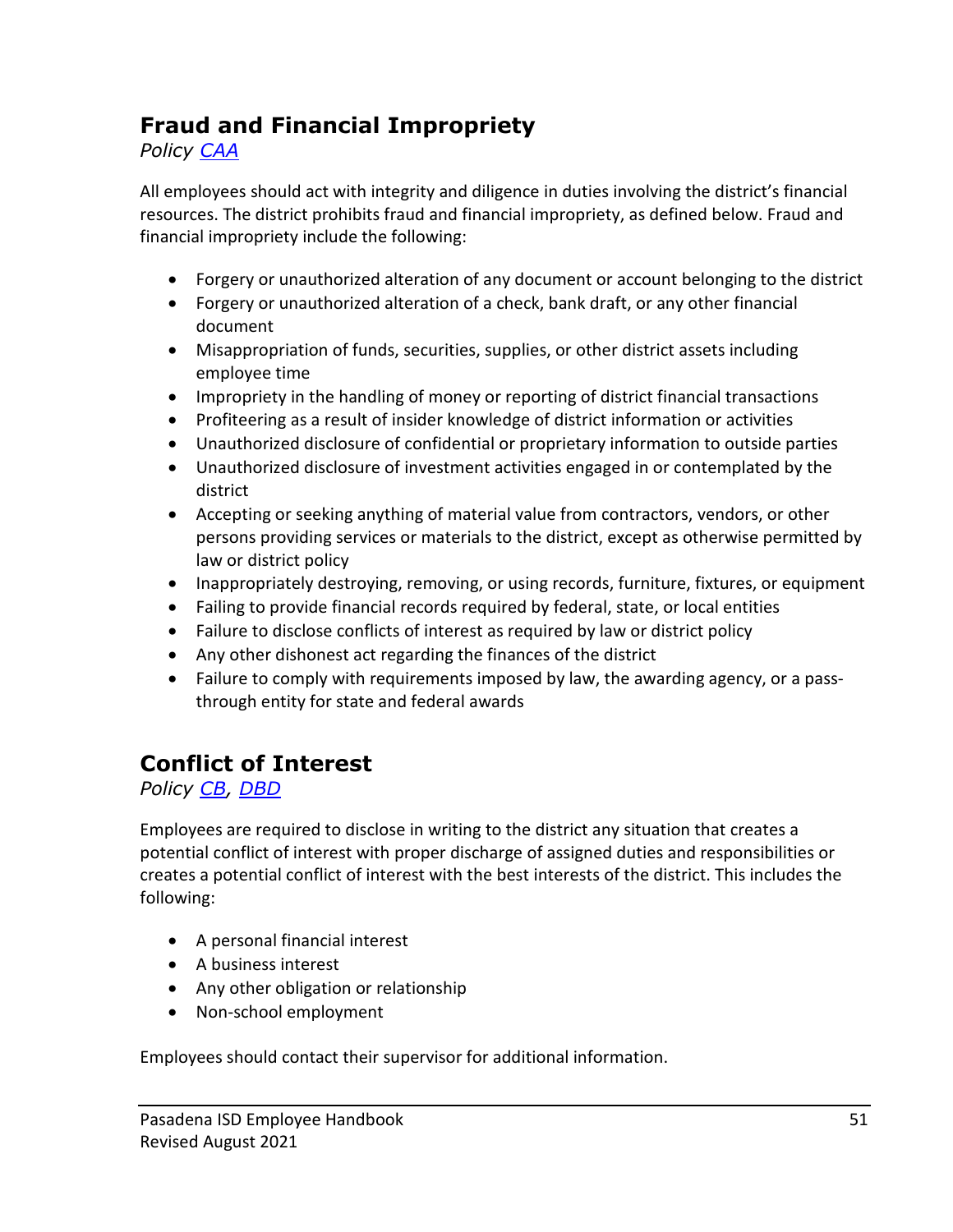## Fraud and Financial Impropriety

*Policy [CAA]*

All employees should act with integrity and diligence in duties involving the district's financial resources. The district prohibits fraud and financial impropriety, as defined below. Fraud and financial impropriety include the following:

- Forgery or unauthorized alteration of any document or account belonging to the district
- Forgery or unauthorized alteration of a check, bank draft, or any other financial document
- Misappropriation of funds, securities, supplies, or other district assets including employee time
- Impropriety in the handling of money or reporting of district financial transactions
- Profiteering as a result of insider knowledge of district information or activities
- Unauthorized disclosure of confidential or proprietary information to outside parties
- Unauthorized disclosure of investment activities engaged in or contemplated by the district
- Accepting or seeking anything of material value from contractors, vendors, or other persons providing services or materials to the district, except as otherwise permitted by law or district policy
- Inappropriately destroying, removing, or using records, furniture, fixtures, or equipment
- Failing to provide financial records required by federal, state, or local entities
- Failure to disclose conflicts of interest as required by law or district policy
- Any other dishonest act regarding the finances of the district
- Failure to comply with requirements imposed by law, the awarding agency, or a pass-through entity for state and federal awards

## Conflict of Interest

*Policy [CB], [DBD]*

Employees are required to disclose in writing to the district any situation that creates a potential conflict of interest with proper discharge of assigned duties and responsibilities or creates a potential conflict of interest with the best interests of the district. This includes the following:

- A personal financial interest
- A business interest
- Any other obligation or relationship
- Non-school employment

Employees should contact their supervisor for additional information.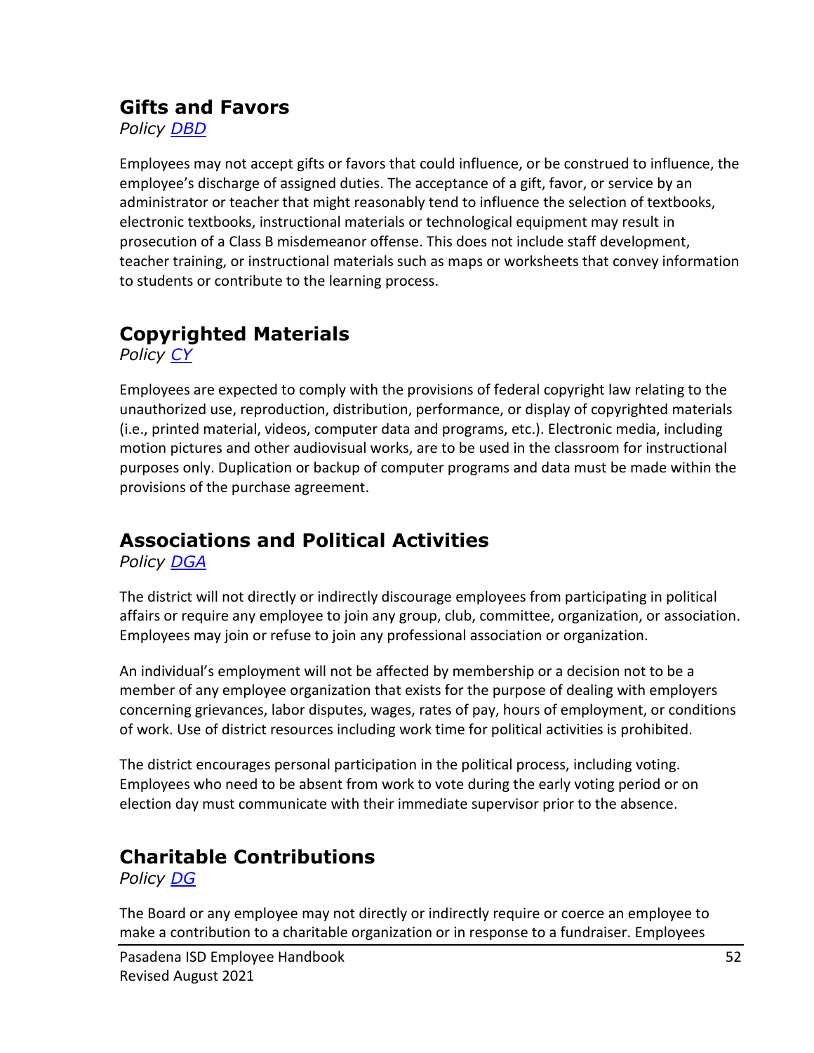## Gifts and Favors

*Policy [DBD]*

Employees may not accept gifts or favors that could influence, or be construed to influence, the employee's discharge of assigned duties. The acceptance of a gift, favor, or service by an administrator or teacher that might reasonably tend to influence the selection of textbooks, electronic textbooks, instructional materials or technological equipment may result in prosecution of a Class B misdemeanor offense. This does not include staff development, teacher training, or instructional materials such as maps or worksheets that convey information to students or contribute to the learning process.

## Copyrighted Materials

*Policy [CY]*

Employees are expected to comply with the provisions of federal copyright law relating to the unauthorized use, reproduction, distribution, performance, or display of copyrighted materials (i.e., printed material, videos, computer data and programs, etc.). Electronic media, including motion pictures and other audiovisual works, are to be used in the classroom for instructional purposes only. Duplication or backup of computer programs and data must be made within the provisions of the purchase agreement.

## Associations and Political Activities

*Policy [DGA]*

The district will not directly or indirectly discourage employees from participating in political affairs or require any employee to join any group, club, committee, organization, or association. Employees may join or refuse to join any professional association or organization.

An individual's employment will not be affected by membership or a decision not to be a member of any employee organization that exists for the purpose of dealing with employers concerning grievances, labor disputes, wages, rates of pay, hours of employment, or conditions of work. Use of district resources including work time for political activities is prohibited.

The district encourages personal participation in the political process, including voting. Employees who need to be absent from work to vote during the early voting period or on election day must communicate with their immediate supervisor prior to the absence.

## Charitable Contributions

*Policy [DG]*

The Board or any employee may not directly or indirectly require or coerce an employee to make a contribution to a charitable organization or in response to a fundraiser. Employees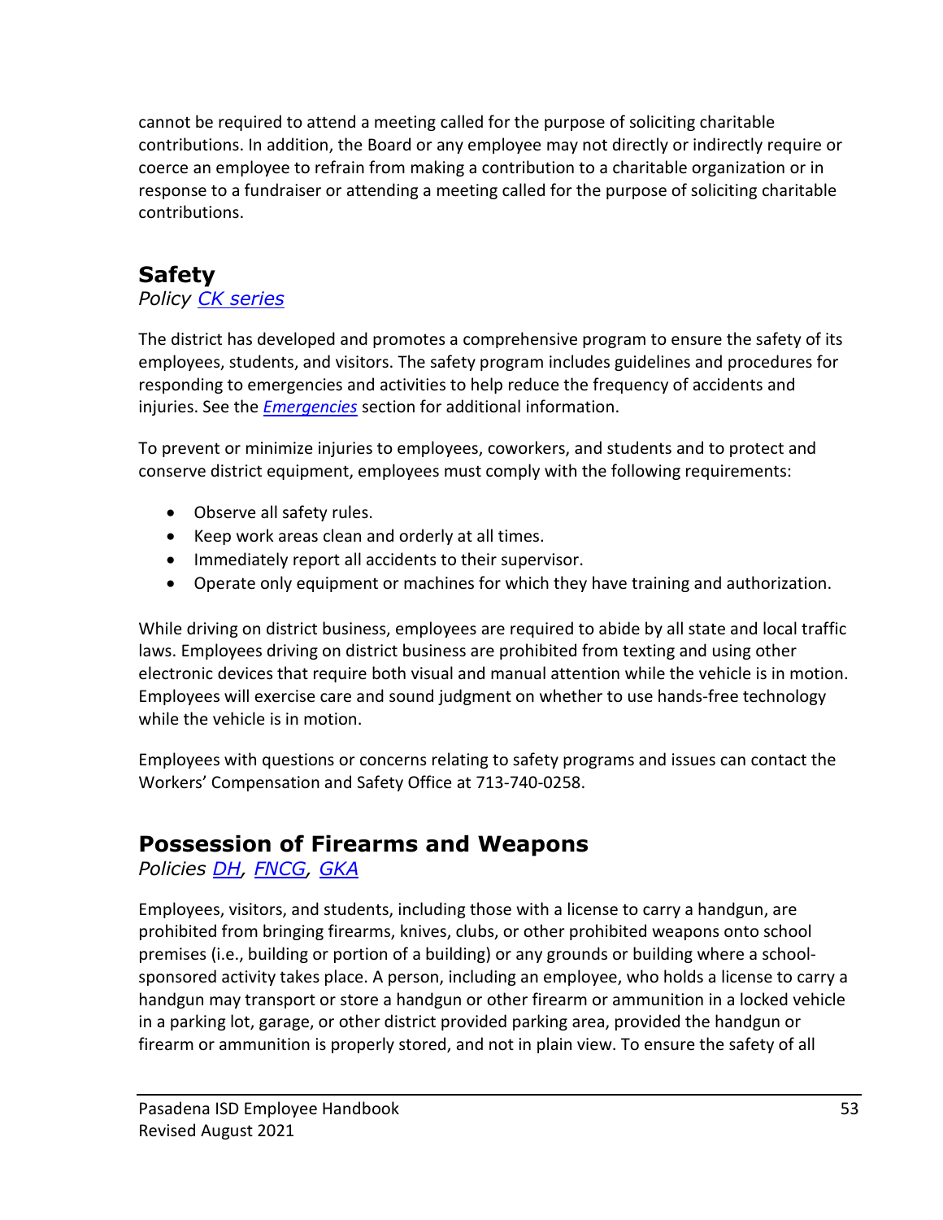cannot be required to attend a meeting called for the purpose of soliciting charitable contributions. In addition, the Board or any employee may not directly or indirectly require or coerce an employee to refrain from making a contribution to a charitable organization or in response to a fundraiser or attending a meeting called for the purpose of soliciting charitable contributions.

## Safety

*Policy CK series*

The district has developed and promotes a comprehensive program to ensure the safety of its employees, students, and visitors. The safety program includes guidelines and procedures for responding to emergencies and activities to help reduce the frequency of accidents and injuries. See the ***Emergencies*** section for additional information.

To prevent or minimize injuries to employees, coworkers, and students and to protect and conserve district equipment, employees must comply with the following requirements:

- Observe all safety rules.
- Keep work areas clean and orderly at all times.
- Immediately report all accidents to their supervisor.
- Operate only equipment or machines for which they have training and authorization.

While driving on district business, employees are required to abide by all state and local traffic laws. Employees driving on district business are prohibited from texting and using other electronic devices that require both visual and manual attention while the vehicle is in motion. Employees will exercise care and sound judgment on whether to use hands-free technology while the vehicle is in motion.

Employees with questions or concerns relating to safety programs and issues can contact the Workers' Compensation and Safety Office at 713-740-0258.

## Possession of Firearms and Weapons

*Policies DH, FNCG, GKA*

Employees, visitors, and students, including those with a license to carry a handgun, are prohibited from bringing firearms, knives, clubs, or other prohibited weapons onto school premises (i.e., building or portion of a building) or any grounds or building where a school-sponsored activity takes place. A person, including an employee, who holds a license to carry a handgun may transport or store a handgun or other firearm or ammunition in a locked vehicle in a parking lot, garage, or other district provided parking area, provided the handgun or firearm or ammunition is properly stored, and not in plain view. To ensure the safety of all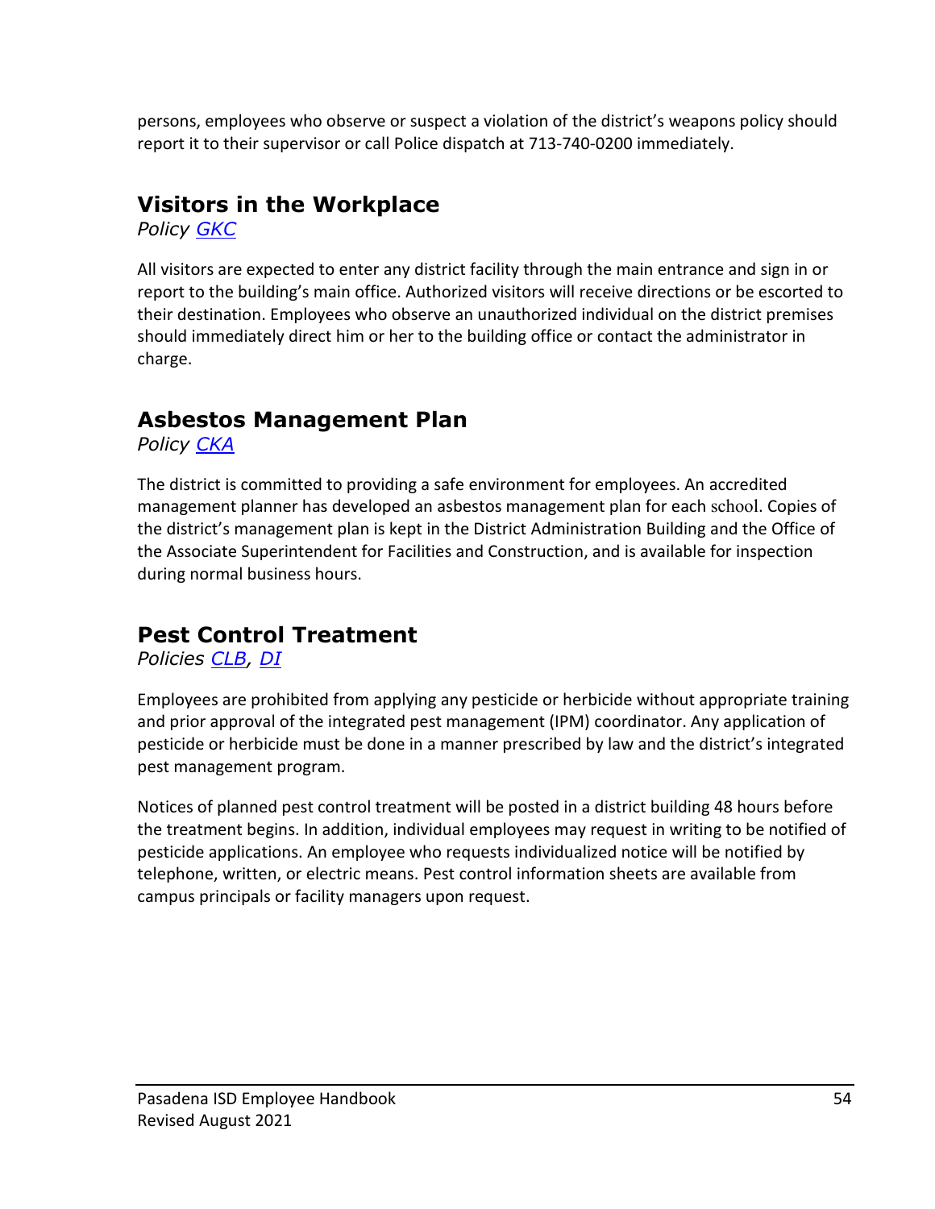persons, employees who observe or suspect a violation of the district's weapons policy should report it to their supervisor or call Police dispatch at 713-740-0200 immediately.

## Visitors in the Workplace

*Policy GKC*

All visitors are expected to enter any district facility through the main entrance and sign in or report to the building's main office. Authorized visitors will receive directions or be escorted to their destination. Employees who observe an unauthorized individual on the district premises should immediately direct him or her to the building office or contact the administrator in charge.

## Asbestos Management Plan

*Policy CKA*

The district is committed to providing a safe environment for employees. An accredited management planner has developed an asbestos management plan for each school. Copies of the district's management plan is kept in the District Administration Building and the Office of the Associate Superintendent for Facilities and Construction, and is available for inspection during normal business hours.

## Pest Control Treatment

*Policies CLB, DI*

Employees are prohibited from applying any pesticide or herbicide without appropriate training and prior approval of the integrated pest management (IPM) coordinator. Any application of pesticide or herbicide must be done in a manner prescribed by law and the district's integrated pest management program.

Notices of planned pest control treatment will be posted in a district building 48 hours before the treatment begins. In addition, individual employees may request in writing to be notified of pesticide applications. An employee who requests individualized notice will be notified by telephone, written, or electric means. Pest control information sheets are available from campus principals or facility managers upon request.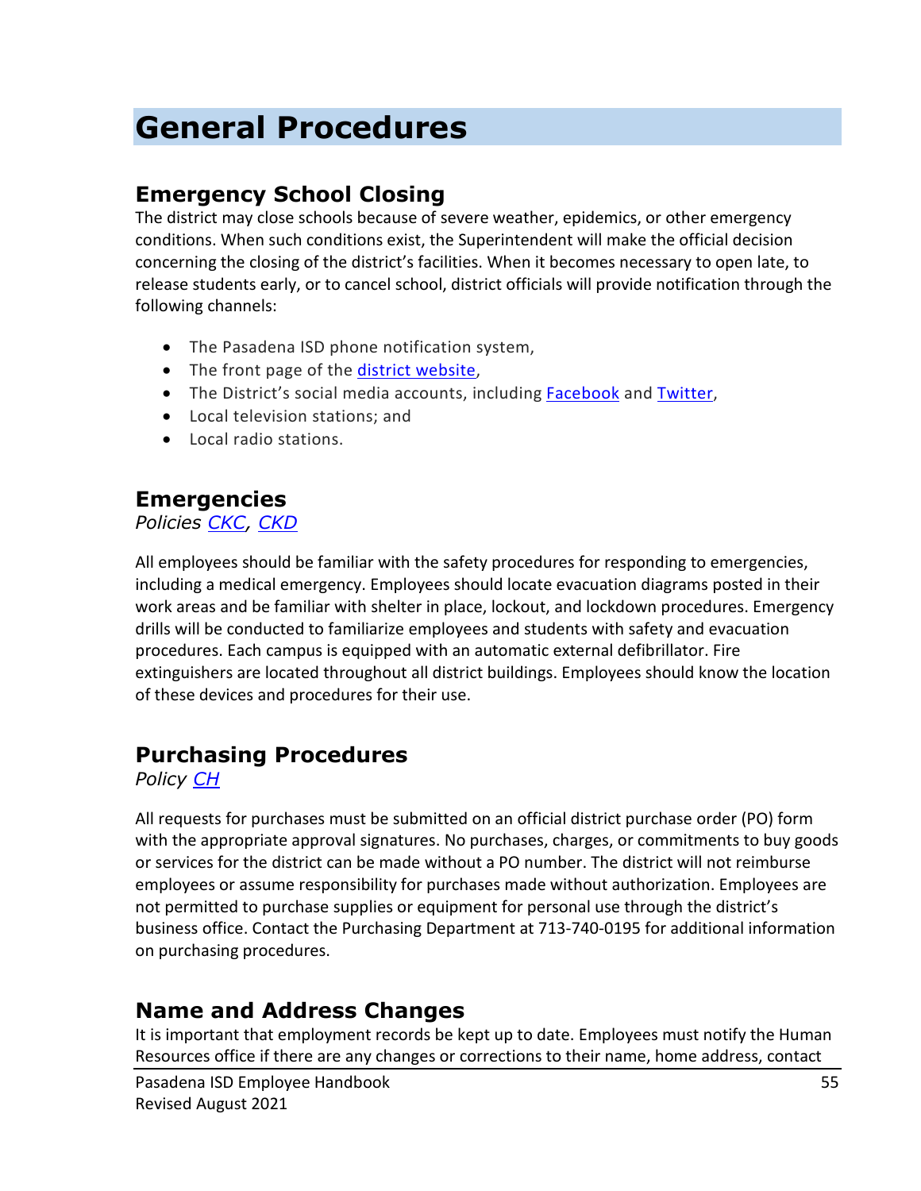# General Procedures

## Emergency School Closing

The district may close schools because of severe weather, epidemics, or other emergency conditions. When such conditions exist, the Superintendent will make the official decision concerning the closing of the district's facilities. When it becomes necessary to open late, to release students early, or to cancel school, district officials will provide notification through the following channels:

- The Pasadena ISD phone notification system,
- The front page of the district website,
- The District's social media accounts, including Facebook and Twitter,
- Local television stations; and
- Local radio stations.

## Emergencies

*Policies CKC, CKD*

All employees should be familiar with the safety procedures for responding to emergencies, including a medical emergency. Employees should locate evacuation diagrams posted in their work areas and be familiar with shelter in place, lockout, and lockdown procedures. Emergency drills will be conducted to familiarize employees and students with safety and evacuation procedures. Each campus is equipped with an automatic external defibrillator. Fire extinguishers are located throughout all district buildings. Employees should know the location of these devices and procedures for their use.

## Purchasing Procedures

*Policy CH*

All requests for purchases must be submitted on an official district purchase order (PO) form with the appropriate approval signatures. No purchases, charges, or commitments to buy goods or services for the district can be made without a PO number. The district will not reimburse employees or assume responsibility for purchases made without authorization. Employees are not permitted to purchase supplies or equipment for personal use through the district's business office. Contact the Purchasing Department at 713-740-0195 for additional information on purchasing procedures.

## Name and Address Changes

It is important that employment records be kept up to date. Employees must notify the Human Resources office if there are any changes or corrections to their name, home address, contact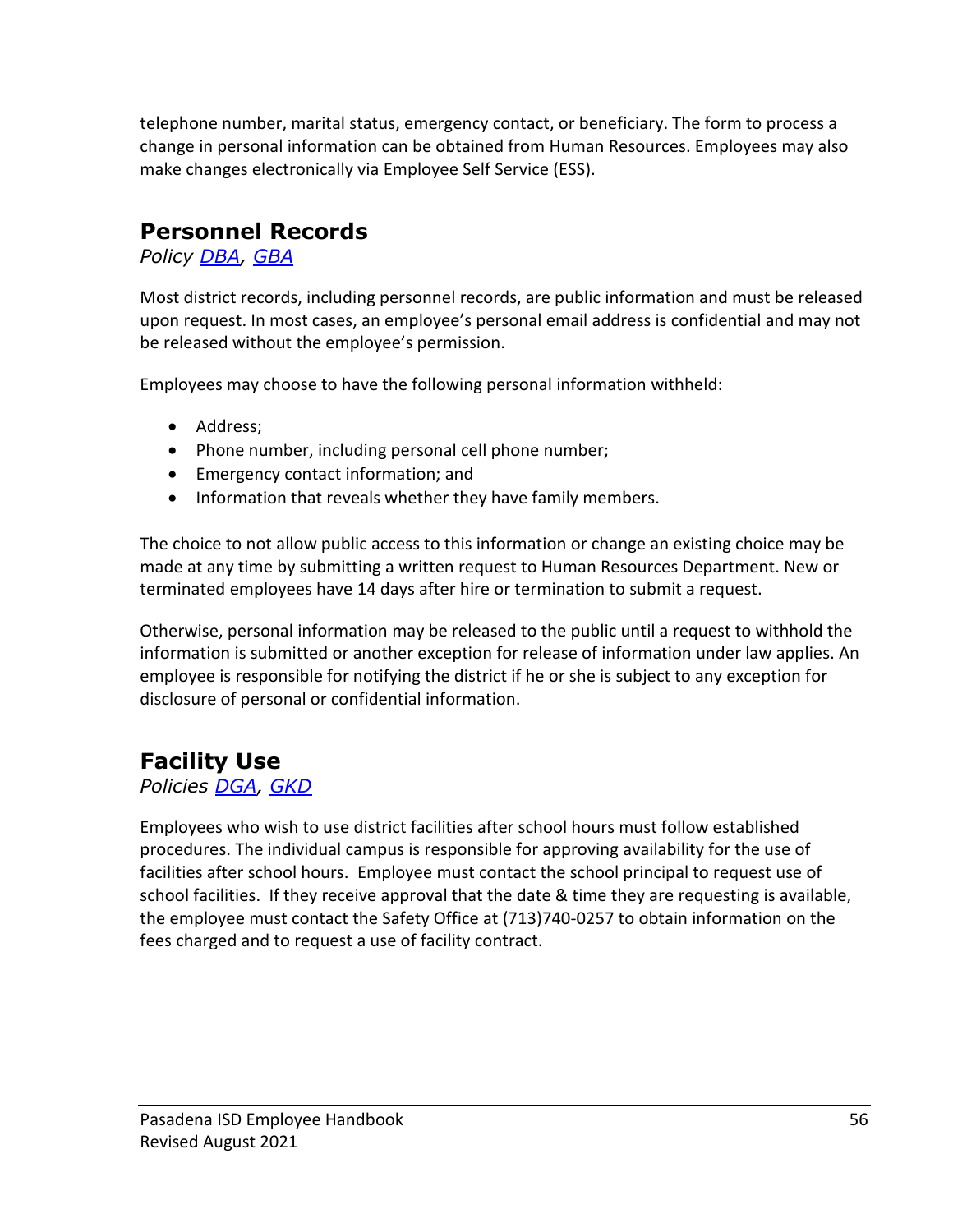telephone number, marital status, emergency contact, or beneficiary. The form to process a change in personal information can be obtained from Human Resources. Employees may also make changes electronically via Employee Self Service (ESS).

## Personnel Records

*Policy DBA, GBA*

Most district records, including personnel records, are public information and must be released upon request. In most cases, an employee's personal email address is confidential and may not be released without the employee's permission.

Employees may choose to have the following personal information withheld:

- Address;
- Phone number, including personal cell phone number;
- Emergency contact information; and
- Information that reveals whether they have family members.

The choice to not allow public access to this information or change an existing choice may be made at any time by submitting a written request to Human Resources Department. New or terminated employees have 14 days after hire or termination to submit a request.

Otherwise, personal information may be released to the public until a request to withhold the information is submitted or another exception for release of information under law applies. An employee is responsible for notifying the district if he or she is subject to any exception for disclosure of personal or confidential information.

## Facility Use

*Policies DGA, GKD*

Employees who wish to use district facilities after school hours must follow established procedures. The individual campus is responsible for approving availability for the use of facilities after school hours. Employee must contact the school principal to request use of school facilities. If they receive approval that the date & time they are requesting is available, the employee must contact the Safety Office at (713)740-0257 to obtain information on the fees charged and to request a use of facility contract.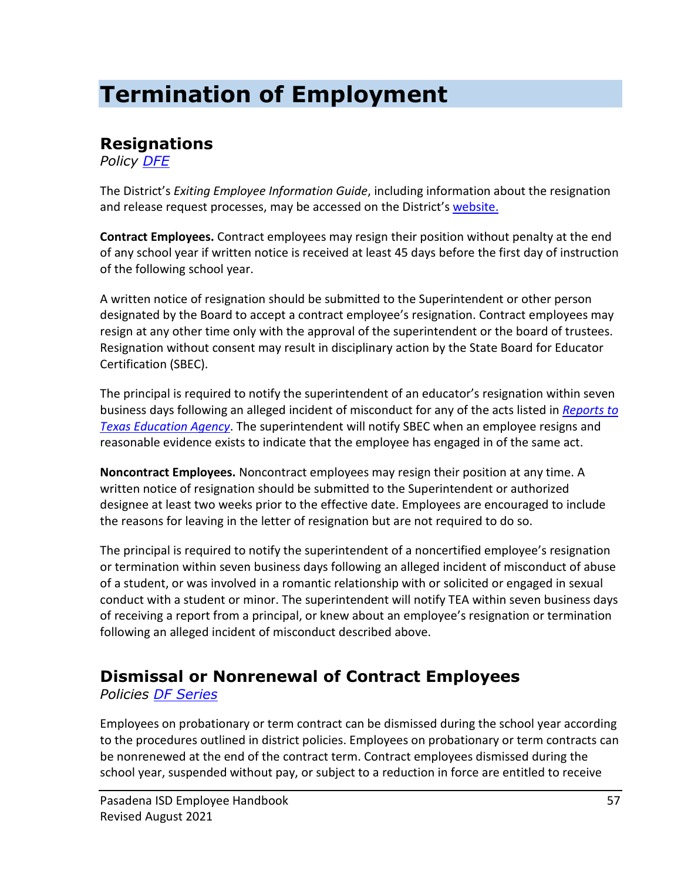# Termination of Employment

## Resignations

*Policy [DFE]*

The District's *Exiting Employee Information Guide*, including information about the resignation and release request processes, may be accessed on the District's [website.]

**Contract Employees.** Contract employees may resign their position without penalty at the end of any school year if written notice is received at least 45 days before the first day of instruction of the following school year.

A written notice of resignation should be submitted to the Superintendent or other person designated by the Board to accept a contract employee's resignation. Contract employees may resign at any other time only with the approval of the superintendent or the board of trustees. Resignation without consent may result in disciplinary action by the State Board for Educator Certification (SBEC).

The principal is required to notify the superintendent of an educator's resignation within seven business days following an alleged incident of misconduct for any of the acts listed in *[Reports to Texas Education Agency]*. The superintendent will notify SBEC when an employee resigns and reasonable evidence exists to indicate that the employee has engaged in of the same act.

**Noncontract Employees.** Noncontract employees may resign their position at any time. A written notice of resignation should be submitted to the Superintendent or authorized designee at least two weeks prior to the effective date. Employees are encouraged to include the reasons for leaving in the letter of resignation but are not required to do so.

The principal is required to notify the superintendent of a noncertified employee's resignation or termination within seven business days following an alleged incident of misconduct of abuse of a student, or was involved in a romantic relationship with or solicited or engaged in sexual conduct with a student or minor. The superintendent will notify TEA within seven business days of receiving a report from a principal, or knew about an employee's resignation or termination following an alleged incident of misconduct described above.

## Dismissal or Nonrenewal of Contract Employees

*Policies [DF Series]*

Employees on probationary or term contract can be dismissed during the school year according to the procedures outlined in district policies. Employees on probationary or term contracts can be nonrenewed at the end of the contract term. Contract employees dismissed during the school year, suspended without pay, or subject to a reduction in force are entitled to receive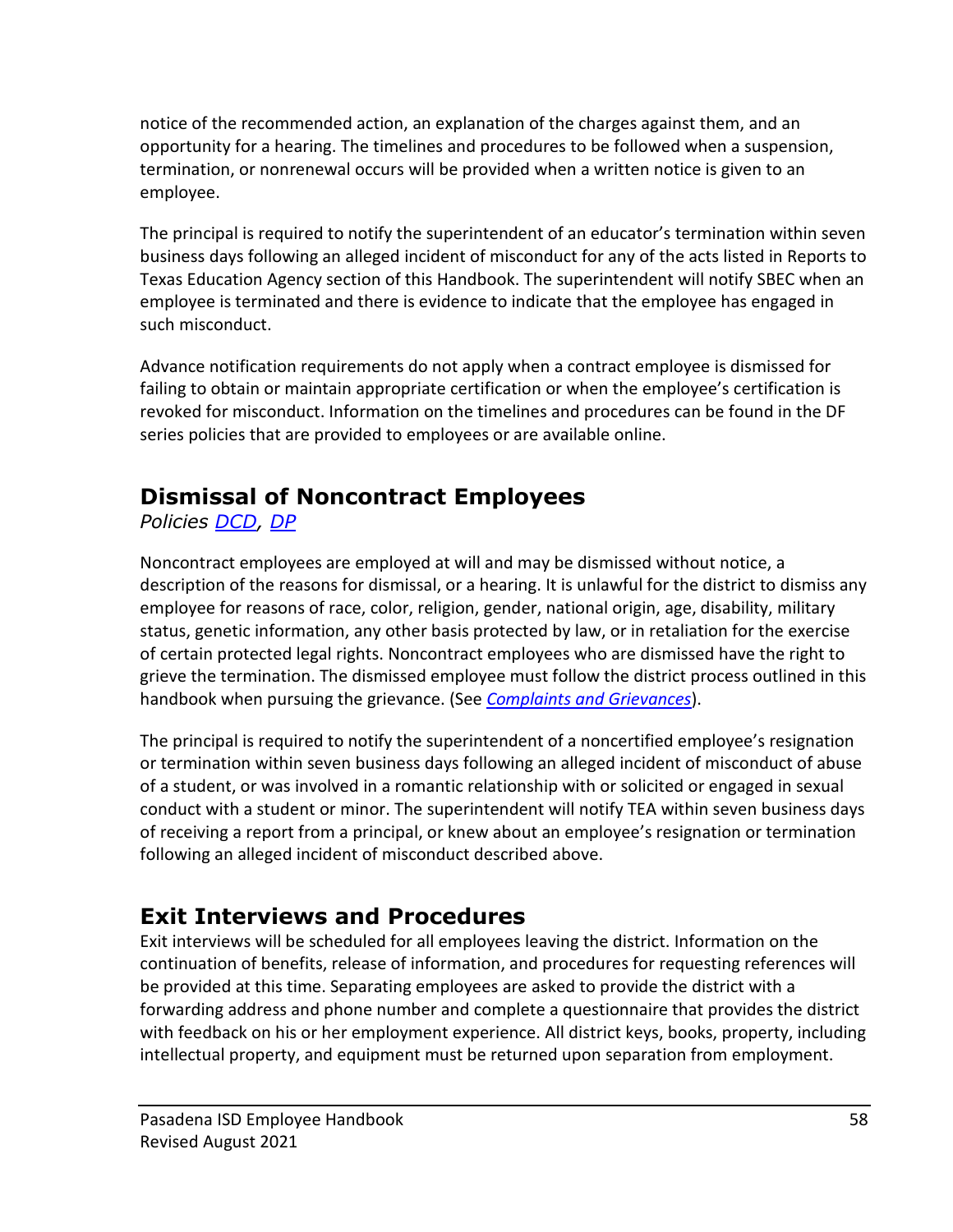notice of the recommended action, an explanation of the charges against them, and an opportunity for a hearing. The timelines and procedures to be followed when a suspension, termination, or nonrenewal occurs will be provided when a written notice is given to an employee.

The principal is required to notify the superintendent of an educator's termination within seven business days following an alleged incident of misconduct for any of the acts listed in Reports to Texas Education Agency section of this Handbook. The superintendent will notify SBEC when an employee is terminated and there is evidence to indicate that the employee has engaged in such misconduct.

Advance notification requirements do not apply when a contract employee is dismissed for failing to obtain or maintain appropriate certification or when the employee's certification is revoked for misconduct. Information on the timelines and procedures can be found in the DF series policies that are provided to employees or are available online.

## Dismissal of Noncontract Employees

*Policies DCD, DP*

Noncontract employees are employed at will and may be dismissed without notice, a description of the reasons for dismissal, or a hearing. It is unlawful for the district to dismiss any employee for reasons of race, color, religion, gender, national origin, age, disability, military status, genetic information, any other basis protected by law, or in retaliation for the exercise of certain protected legal rights. Noncontract employees who are dismissed have the right to grieve the termination. The dismissed employee must follow the district process outlined in this handbook when pursuing the grievance. (See *Complaints and Grievances*).

The principal is required to notify the superintendent of a noncertified employee's resignation or termination within seven business days following an alleged incident of misconduct of abuse of a student, or was involved in a romantic relationship with or solicited or engaged in sexual conduct with a student or minor. The superintendent will notify TEA within seven business days of receiving a report from a principal, or knew about an employee's resignation or termination following an alleged incident of misconduct described above.

## Exit Interviews and Procedures

Exit interviews will be scheduled for all employees leaving the district. Information on the continuation of benefits, release of information, and procedures for requesting references will be provided at this time. Separating employees are asked to provide the district with a forwarding address and phone number and complete a questionnaire that provides the district with feedback on his or her employment experience. All district keys, books, property, including intellectual property, and equipment must be returned upon separation from employment.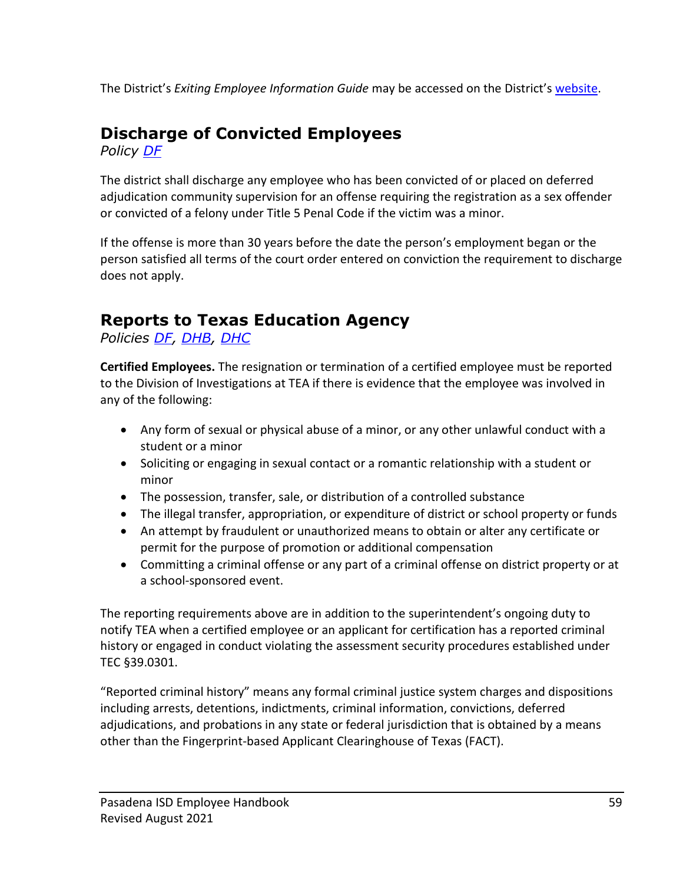The District's *Exiting Employee Information Guide* may be accessed on the District's [website](website).

## Discharge of Convicted Employees

*Policy [DF](DF)*

The district shall discharge any employee who has been convicted of or placed on deferred adjudication community supervision for an offense requiring the registration as a sex offender or convicted of a felony under Title 5 Penal Code if the victim was a minor.

If the offense is more than 30 years before the date the person's employment began or the person satisfied all terms of the court order entered on conviction the requirement to discharge does not apply.

## Reports to Texas Education Agency

*Policies [DF](DF), [DHB](DHB), [DHC](DHC)*

**Certified Employees.** The resignation or termination of a certified employee must be reported to the Division of Investigations at TEA if there is evidence that the employee was involved in any of the following:

- Any form of sexual or physical abuse of a minor, or any other unlawful conduct with a student or a minor
- Soliciting or engaging in sexual contact or a romantic relationship with a student or minor
- The possession, transfer, sale, or distribution of a controlled substance
- The illegal transfer, appropriation, or expenditure of district or school property or funds
- An attempt by fraudulent or unauthorized means to obtain or alter any certificate or permit for the purpose of promotion or additional compensation
- Committing a criminal offense or any part of a criminal offense on district property or at a school-sponsored event.

The reporting requirements above are in addition to the superintendent's ongoing duty to notify TEA when a certified employee or an applicant for certification has a reported criminal history or engaged in conduct violating the assessment security procedures established under TEC §39.0301.

"Reported criminal history" means any formal criminal justice system charges and dispositions including arrests, detentions, indictments, criminal information, convictions, deferred adjudications, and probations in any state or federal jurisdiction that is obtained by a means other than the Fingerprint-based Applicant Clearinghouse of Texas (FACT).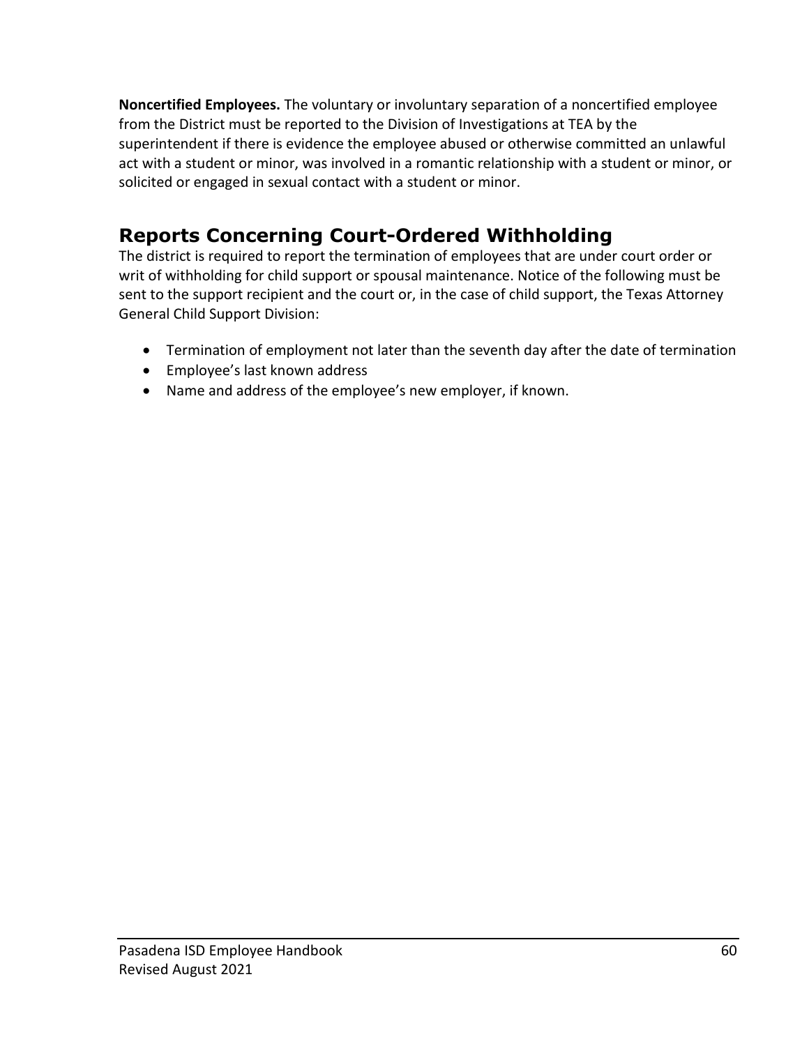**Noncertified Employees.** The voluntary or involuntary separation of a noncertified employee from the District must be reported to the Division of Investigations at TEA by the superintendent if there is evidence the employee abused or otherwise committed an unlawful act with a student or minor, was involved in a romantic relationship with a student or minor, or solicited or engaged in sexual contact with a student or minor.

## Reports Concerning Court-Ordered Withholding

The district is required to report the termination of employees that are under court order or writ of withholding for child support or spousal maintenance. Notice of the following must be sent to the support recipient and the court or, in the case of child support, the Texas Attorney General Child Support Division:

- Termination of employment not later than the seventh day after the date of termination
- Employee's last known address
- Name and address of the employee's new employer, if known.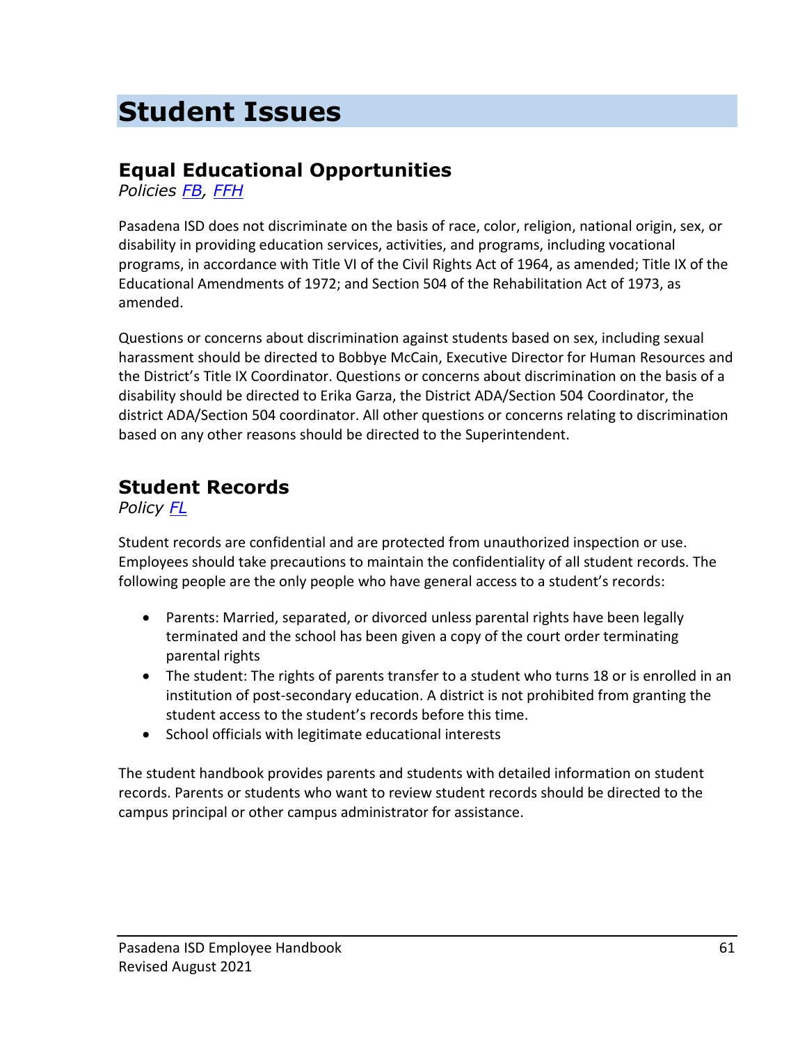# Student Issues

## Equal Educational Opportunities

*Policies [FB](), [FFH]()*

Pasadena ISD does not discriminate on the basis of race, color, religion, national origin, sex, or disability in providing education services, activities, and programs, including vocational programs, in accordance with Title VI of the Civil Rights Act of 1964, as amended; Title IX of the Educational Amendments of 1972; and Section 504 of the Rehabilitation Act of 1973, as amended.

Questions or concerns about discrimination against students based on sex, including sexual harassment should be directed to Bobbye McCain, Executive Director for Human Resources and the District's Title IX Coordinator. Questions or concerns about discrimination on the basis of a disability should be directed to Erika Garza, the District ADA/Section 504 Coordinator, the district ADA/Section 504 coordinator. All other questions or concerns relating to discrimination based on any other reasons should be directed to the Superintendent.

## Student Records

*Policy [FL]()*

Student records are confidential and are protected from unauthorized inspection or use. Employees should take precautions to maintain the confidentiality of all student records. The following people are the only people who have general access to a student's records:

- Parents: Married, separated, or divorced unless parental rights have been legally terminated and the school has been given a copy of the court order terminating parental rights
- The student: The rights of parents transfer to a student who turns 18 or is enrolled in an institution of post-secondary education. A district is not prohibited from granting the student access to the student's records before this time.
- School officials with legitimate educational interests

The student handbook provides parents and students with detailed information on student records. Parents or students who want to review student records should be directed to the campus principal or other campus administrator for assistance.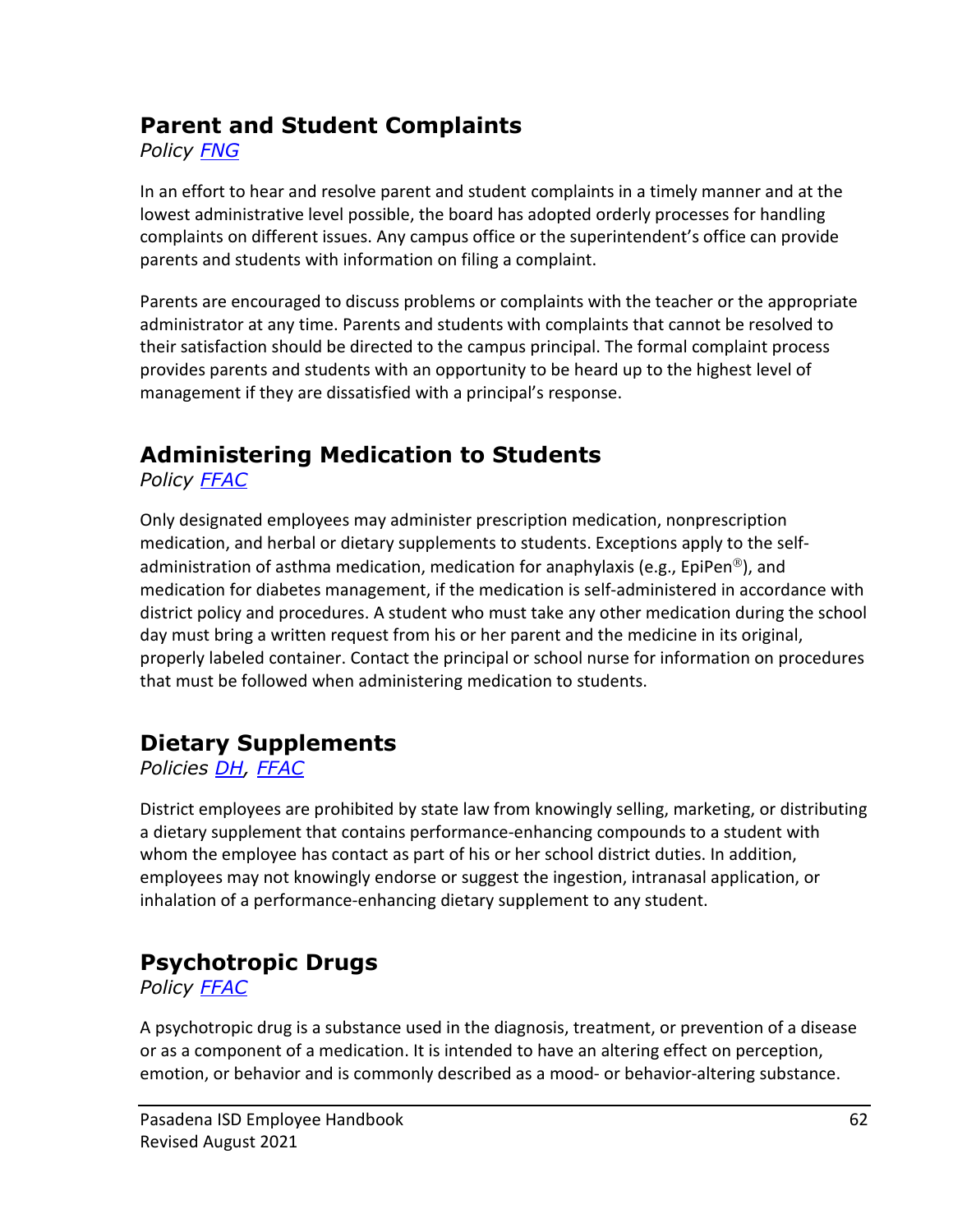## Parent and Student Complaints

*Policy [FNG]*

In an effort to hear and resolve parent and student complaints in a timely manner and at the lowest administrative level possible, the board has adopted orderly processes for handling complaints on different issues. Any campus office or the superintendent's office can provide parents and students with information on filing a complaint.

Parents are encouraged to discuss problems or complaints with the teacher or the appropriate administrator at any time. Parents and students with complaints that cannot be resolved to their satisfaction should be directed to the campus principal. The formal complaint process provides parents and students with an opportunity to be heard up to the highest level of management if they are dissatisfied with a principal's response.

## Administering Medication to Students

*Policy [FFAC]*

Only designated employees may administer prescription medication, nonprescription medication, and herbal or dietary supplements to students. Exceptions apply to the self-administration of asthma medication, medication for anaphylaxis (e.g., EpiPen®), and medication for diabetes management, if the medication is self-administered in accordance with district policy and procedures. A student who must take any other medication during the school day must bring a written request from his or her parent and the medicine in its original, properly labeled container. Contact the principal or school nurse for information on procedures that must be followed when administering medication to students.

## Dietary Supplements

*Policies [DH], [FFAC]*

District employees are prohibited by state law from knowingly selling, marketing, or distributing a dietary supplement that contains performance-enhancing compounds to a student with whom the employee has contact as part of his or her school district duties. In addition, employees may not knowingly endorse or suggest the ingestion, intranasal application, or inhalation of a performance-enhancing dietary supplement to any student.

## Psychotropic Drugs

*Policy [FFAC]*

A psychotropic drug is a substance used in the diagnosis, treatment, or prevention of a disease or as a component of a medication. It is intended to have an altering effect on perception, emotion, or behavior and is commonly described as a mood- or behavior-altering substance.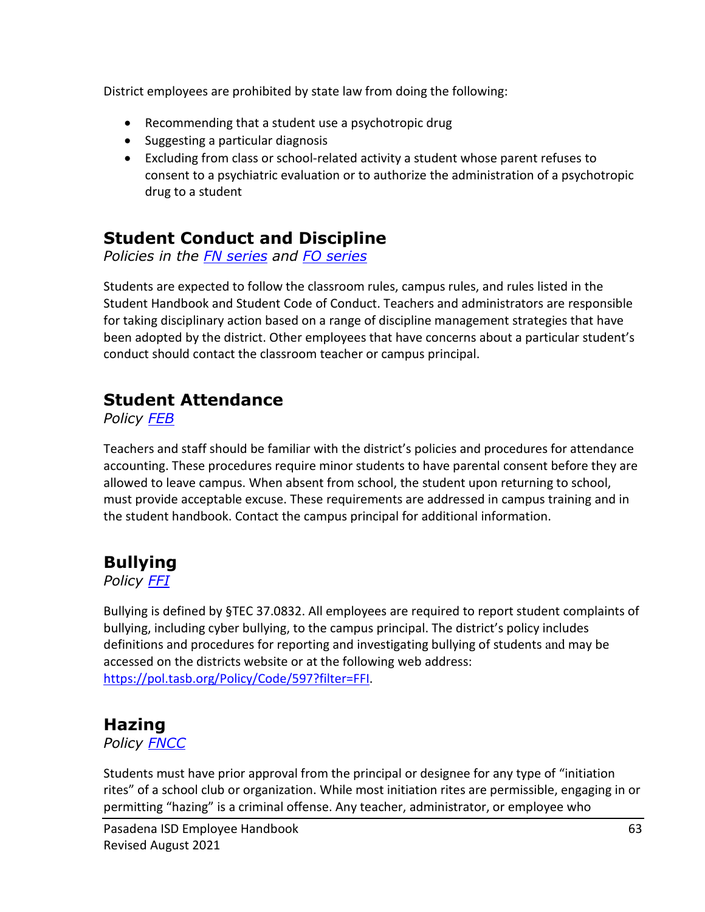District employees are prohibited by state law from doing the following:

- Recommending that a student use a psychotropic drug
- Suggesting a particular diagnosis
- Excluding from class or school-related activity a student whose parent refuses to consent to a psychiatric evaluation or to authorize the administration of a psychotropic drug to a student

## Student Conduct and Discipline

*Policies in the [FN series](FN series) and [FO series](FO series)*

Students are expected to follow the classroom rules, campus rules, and rules listed in the Student Handbook and Student Code of Conduct. Teachers and administrators are responsible for taking disciplinary action based on a range of discipline management strategies that have been adopted by the district. Other employees that have concerns about a particular student's conduct should contact the classroom teacher or campus principal.

## Student Attendance

*Policy [FEB](FEB)*

Teachers and staff should be familiar with the district's policies and procedures for attendance accounting. These procedures require minor students to have parental consent before they are allowed to leave campus. When absent from school, the student upon returning to school, must provide acceptable excuse. These requirements are addressed in campus training and in the student handbook. Contact the campus principal for additional information.

## Bullying

*Policy [FFI](FFI)*

Bullying is defined by §TEC 37.0832. All employees are required to report student complaints of bullying, including cyber bullying, to the campus principal. The district's policy includes definitions and procedures for reporting and investigating bullying of students and may be accessed on the districts website or at the following web address: [https://pol.tasb.org/Policy/Code/597?filter=FFI](https://pol.tasb.org/Policy/Code/597?filter=FFI).

## Hazing

*Policy [FNCC](FNCC)*

Students must have prior approval from the principal or designee for any type of "initiation rites" of a school club or organization. While most initiation rites are permissible, engaging in or permitting "hazing" is a criminal offense. Any teacher, administrator, or employee who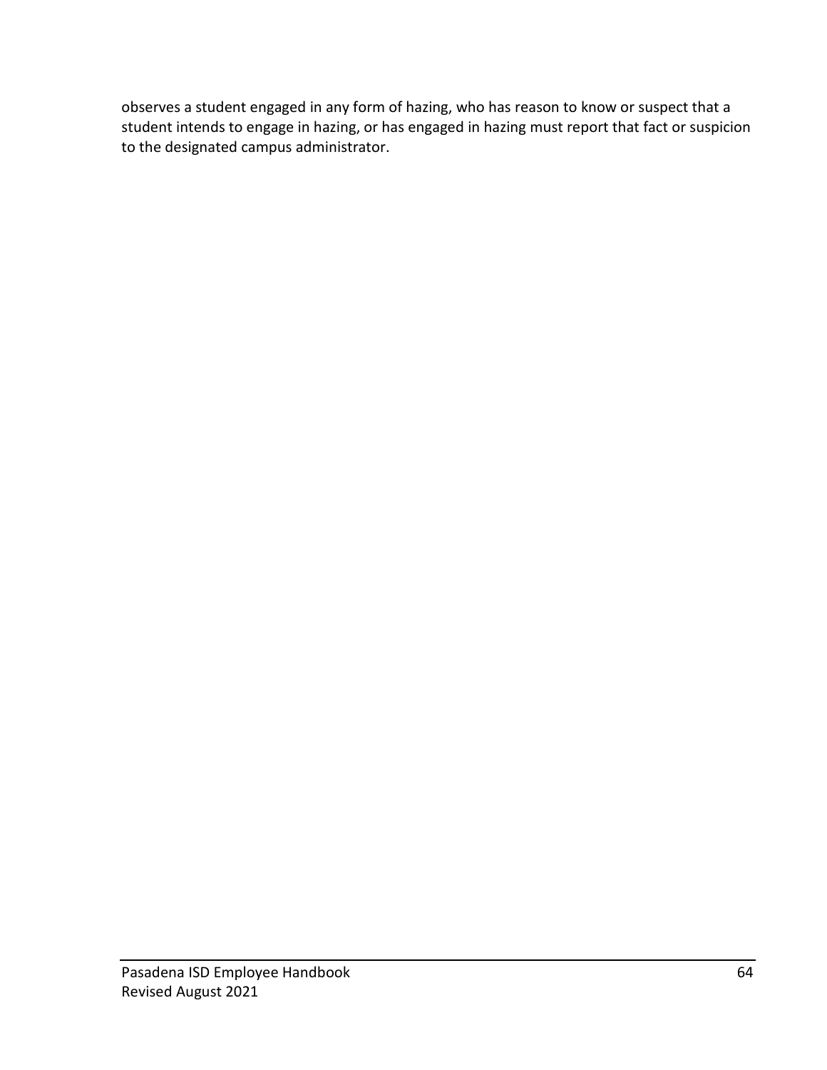observes a student engaged in any form of hazing, who has reason to know or suspect that a student intends to engage in hazing, or has engaged in hazing must report that fact or suspicion to the designated campus administrator.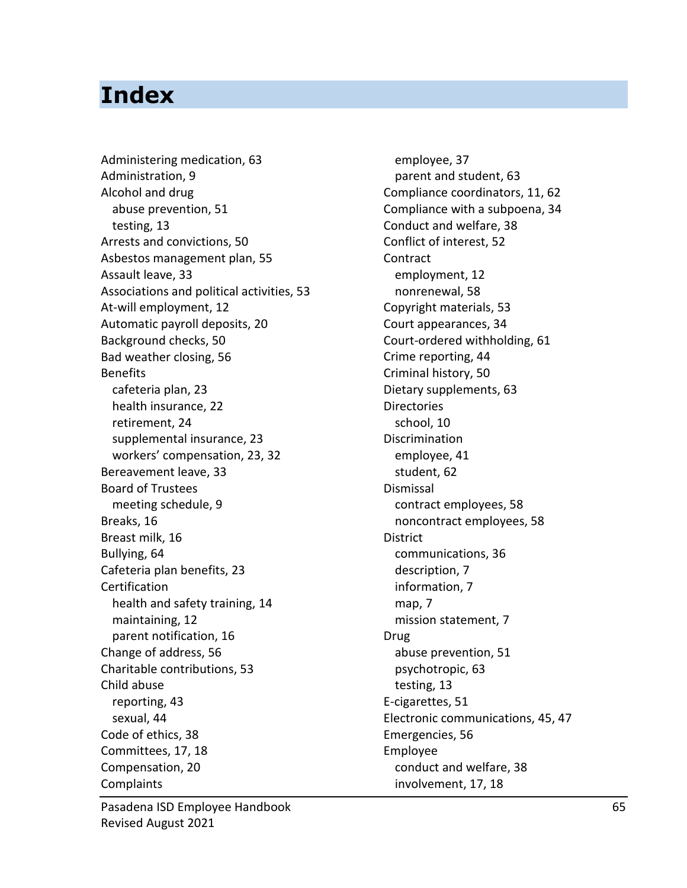# Index

Administering medication, 63
Administration, 9
Alcohol and drug
- abuse prevention, 51
- testing, 13

Arrests and convictions, 50
Asbestos management plan, 55
Assault leave, 33
Associations and political activities, 53
At-will employment, 12
Automatic payroll deposits, 20
Background checks, 50
Bad weather closing, 56
Benefits
- cafeteria plan, 23
- health insurance, 22
- retirement, 24
- supplemental insurance, 23
- workers' compensation, 23, 32

Bereavement leave, 33
Board of Trustees
- meeting schedule, 9

Breaks, 16
Breast milk, 16
Bullying, 64
Cafeteria plan benefits, 23
Certification
- health and safety training, 14
- maintaining, 12
- parent notification, 16

Change of address, 56
Charitable contributions, 53
Child abuse
- reporting, 43
- sexual, 44

Code of ethics, 38
Committees, 17, 18
Compensation, 20
Complaints
- employee, 37
- parent and student, 63

Compliance coordinators, 11, 62
Compliance with a subpoena, 34
Conduct and welfare, 38
Conflict of interest, 52
Contract
- employment, 12
- nonrenewal, 58

Copyright materials, 53
Court appearances, 34
Court-ordered withholding, 61
Crime reporting, 44
Criminal history, 50
Dietary supplements, 63
Directories
- school, 10

Discrimination
- employee, 41
- student, 62

Dismissal
- contract employees, 58
- noncontract employees, 58

District
- communications, 36
- description, 7
- information, 7
- map, 7
- mission statement, 7

Drug
- abuse prevention, 51
- psychotropic, 63
- testing, 13

E-cigarettes, 51
Electronic communications, 45, 47
Emergencies, 56
Employee
- conduct and welfare, 38
- involvement, 17, 18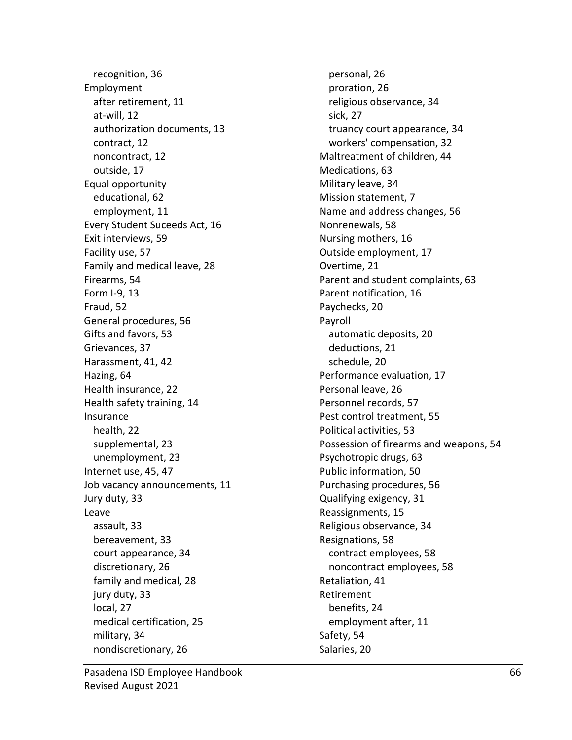recognition, 36

Employment
  after retirement, 11
  at-will, 12
  authorization documents, 13
  contract, 12
  noncontract, 12
  outside, 17

Equal opportunity
  educational, 62
  employment, 11

Every Student Suceeds Act, 16

Exit interviews, 59

Facility use, 57

Family and medical leave, 28

Firearms, 54

Form I-9, 13

Fraud, 52

General procedures, 56

Gifts and favors, 53

Grievances, 37

Harassment, 41, 42

Hazing, 64

Health insurance, 22

Health safety training, 14

Insurance
  health, 22
  supplemental, 23
  unemployment, 23

Internet use, 45, 47

Job vacancy announcements, 11

Jury duty, 33

Leave
  assault, 33
  bereavement, 33
  court appearance, 34
  discretionary, 26
  family and medical, 28
  jury duty, 33
  local, 27
  medical certification, 25
  military, 34
  nondiscretionary, 26
  personal, 26
  proration, 26
  religious observance, 34
  sick, 27
  truancy court appearance, 34
  workers' compensation, 32

Maltreatment of children, 44

Medications, 63

Military leave, 34

Mission statement, 7

Name and address changes, 56

Nonrenewals, 58

Nursing mothers, 16

Outside employment, 17

Overtime, 21

Parent and student complaints, 63

Parent notification, 16

Paychecks, 20

Payroll
  automatic deposits, 20
  deductions, 21
  schedule, 20

Performance evaluation, 17

Personal leave, 26

Personnel records, 57

Pest control treatment, 55

Political activities, 53

Possession of firearms and weapons, 54

Psychotropic drugs, 63

Public information, 50

Purchasing procedures, 56

Qualifying exigency, 31

Reassignments, 15

Religious observance, 34

Resignations, 58
  contract employees, 58
  noncontract employees, 58

Retaliation, 41

Retirement
  benefits, 24
  employment after, 11

Safety, 54

Salaries, 20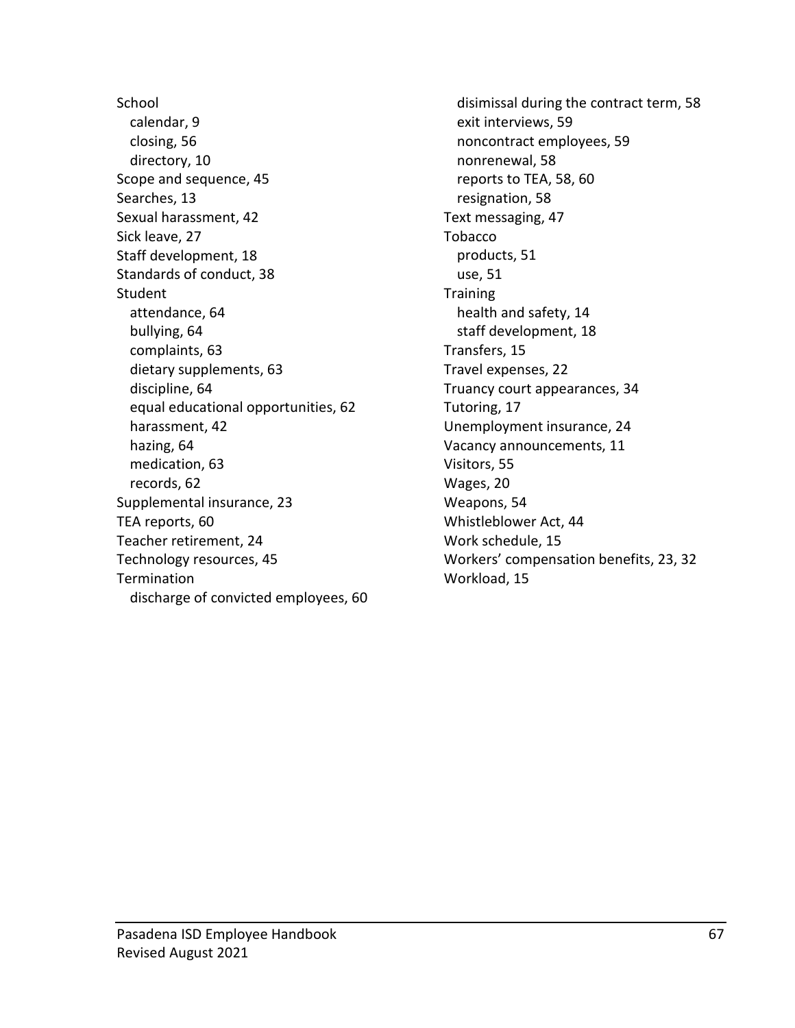School
- calendar, 9
- closing, 56
- directory, 10

Scope and sequence, 45
Searches, 13
Sexual harassment, 42
Sick leave, 27
Staff development, 18
Standards of conduct, 38
Student
- attendance, 64
- bullying, 64
- complaints, 63
- dietary supplements, 63
- discipline, 64
- equal educational opportunities, 62
- harassment, 42
- hazing, 64
- medication, 63
- records, 62

Supplemental insurance, 23
TEA reports, 60
Teacher retirement, 24
Technology resources, 45
Termination
- discharge of convicted employees, 60
- disimissal during the contract term, 58
- exit interviews, 59
- noncontract employees, 59
- nonrenewal, 58
- reports to TEA, 58, 60
- resignation, 58

Text messaging, 47
Tobacco
- products, 51
- use, 51

Training
- health and safety, 14
- staff development, 18

Transfers, 15
Travel expenses, 22
Truancy court appearances, 34
Tutoring, 17
Unemployment insurance, 24
Vacancy announcements, 11
Visitors, 55
Wages, 20
Weapons, 54
Whistleblower Act, 44
Work schedule, 15
Workers' compensation benefits, 23, 32
Workload, 15